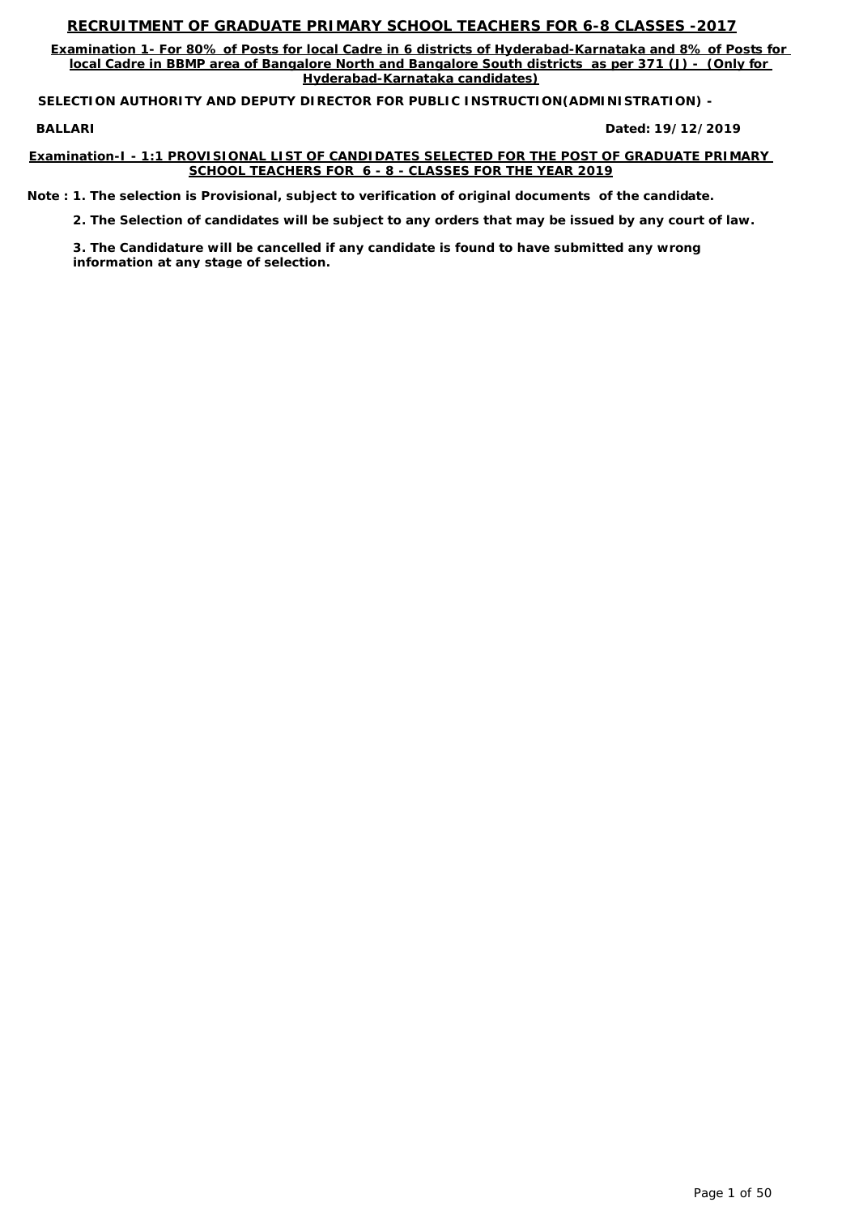# RECRUITMENT OF GRADUATE PRIMARY SCHOOL TEACHERS FOR 6-8 CLASSES -2017

**Examination 1- For 80% of Posts for local Cadre in 6 districts of Hyderabad-Karnataka and 8% of Posts for local Cadre in BBMP area of Bangalore North and Bangalore South districts as per 371 (J) - (Only for Hyderabad-Karnataka candidates)**

**SELECTION AUTHORITY AND DEPUTY DIRECTOR FOR PUBLIC INSTRUCTION(ADMINISTRATION) -**

**BALLARI** **Dated: 19/12/2019**

## Examination-I - 1:1 PROVISIONAL LIST OF CANDIDATES SELECTED FOR THE POST OF GRADUATE PRIMARY SCHOOL TEACHERS FOR 6 - 8 - CLASSES FOR THE YEAR 2019

**Note : 1. The selection is Provisional, subject to verification of original documents of the candidate.**

**2. The Selection of candidates will be subject to any orders that may be issued by any court of law.**

**3. The Candidature will be cancelled if any candidate is found to have submitted any wrong information at any stage of selection.**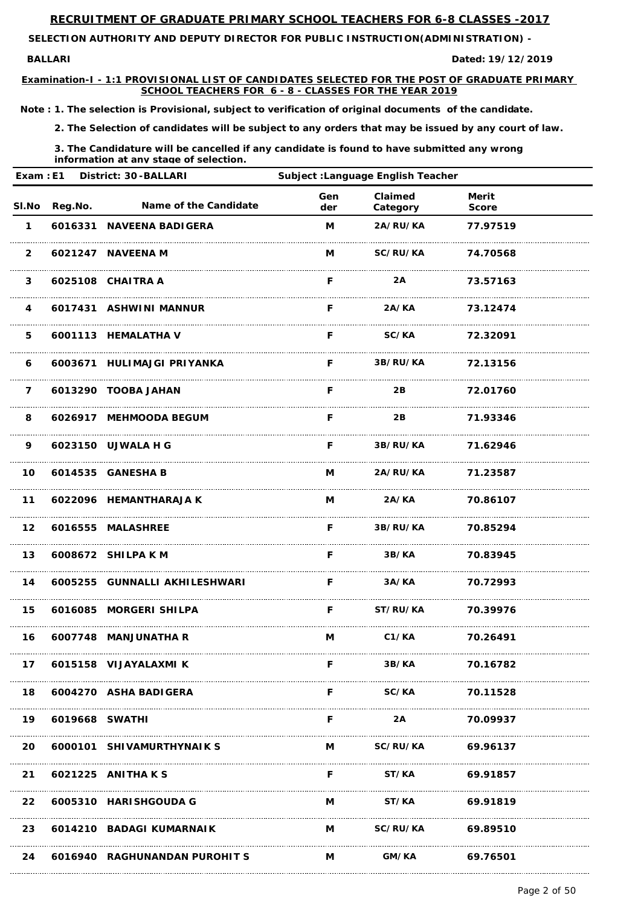# RECRUITMENT OF GRADUATE PRIMARY SCHOOL TEACHERS FOR 6-8 CLASSES -2017

**SELECTION AUTHORITY AND DEPUTY DIRECTOR FOR PUBLIC INSTRUCTION(ADMINISTRATION) -**

**BALLARI** **Dated: 19/12/2019**

**Examination-I - 1:1 PROVISIONAL LIST OF CANDIDATES SELECTED FOR THE POST OF GRADUATE PRIMARY SCHOOL TEACHERS FOR 6 - 8 - CLASSES FOR THE YEAR 2019**

**Note : 1. The selection is Provisional, subject to verification of original documents of the candidate.**

**2. The Selection of candidates will be subject to any orders that may be issued by any court of law.**

**3. The Candidature will be cancelled if any candidate is found to have submitted any wrong information at any stage of selection.**

**Exam : E1 District: 30 -BALLARI Subject :Language English Teacher**

| Sl.No | Reg.No. | Name of the Candidate | Gender | Claimed Category | Merit Score |
|---|---|---|---|---|---|
| 1 | 6016331 | NAVEENA BADIGERA | M | 2A/RU/KA | 77.97519 |
| 2 | 6021247 | NAVEENA M | M | SC/RU/KA | 74.70568 |
| 3 | 6025108 | CHAITRA A | F | 2A | 73.57163 |
| 4 | 6017431 | ASHWINI MANNUR | F | 2A/KA | 73.12474 |
| 5 | 6001113 | HEMALATHA V | F | SC/KA | 72.32091 |
| 6 | 6003671 | HULIMAJGI PRIYANKA | F | 3B/RU/KA | 72.13156 |
| 7 | 6013290 | TOOBA JAHAN | F | 2B | 72.01760 |
| 8 | 6026917 | MEHMOODA BEGUM | F | 2B | 71.93346 |
| 9 | 6023150 | UJWALA H G | F | 3B/RU/KA | 71.62946 |
| 10 | 6014535 | GANESHA B | M | 2A/RU/KA | 71.23587 |
| 11 | 6022096 | HEMANTHARAJA K | M | 2A/KA | 70.86107 |
| 12 | 6016555 | MALASHREE | F | 3B/RU/KA | 70.85294 |
| 13 | 6008672 | SHILPA K M | F | 3B/KA | 70.83945 |
| 14 | 6005255 | GUNNALLI AKHILESHWARI | F | 3A/KA | 70.72993 |
| 15 | 6016085 | MORGERI SHILPA | F | ST/RU/KA | 70.39976 |
| 16 | 6007748 | MANJUNATHA R | M | C1/KA | 70.26491 |
| 17 | 6015158 | VIJAYALAXMI K | F | 3B/KA | 70.16782 |
| 18 | 6004270 | ASHA BADIGERA | F | SC/KA | 70.11528 |
| 19 | 6019668 | SWATHI | F | 2A | 70.09937 |
| 20 | 6000101 | SHIVAMURTHYNAIK S | M | SC/RU/KA | 69.96137 |
| 21 | 6021225 | ANITHA K S | F | ST/KA | 69.91857 |
| 22 | 6005310 | HARISHGOUDA G | M | ST/KA | 69.91819 |
| 23 | 6014210 | BADAGI KUMARNAIK | M | SC/RU/KA | 69.89510 |
| 24 | 6016940 | RAGHUNANDAN PUROHIT S | M | GM/KA | 69.76501 |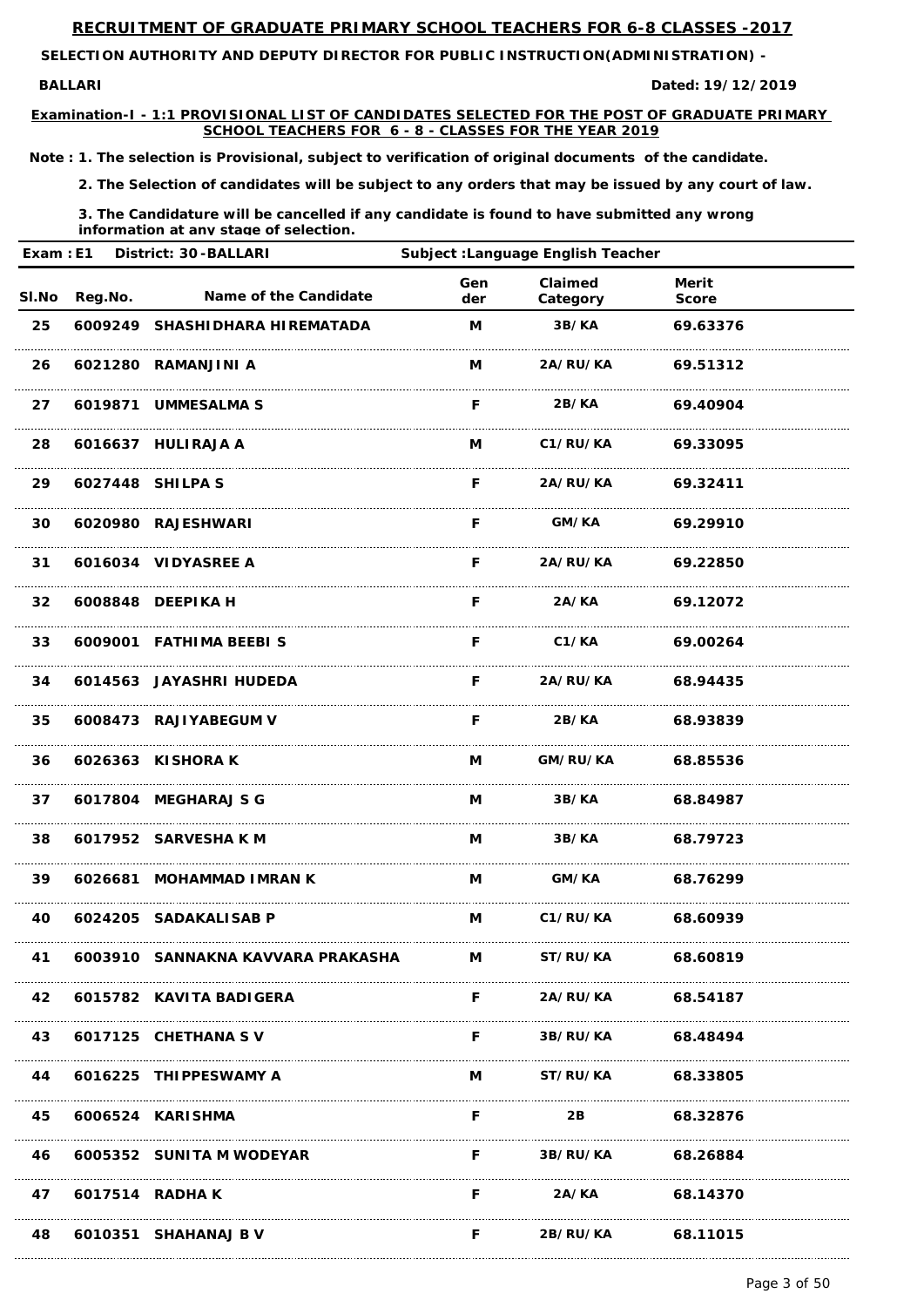# RECRUITMENT OF GRADUATE PRIMARY SCHOOL TEACHERS FOR 6-8 CLASSES -2017

**SELECTION AUTHORITY AND DEPUTY DIRECTOR FOR PUBLIC INSTRUCTION(ADMINISTRATION) -**

**BALLARI** **Dated: 19/12/2019**

**Examination-I - 1:1 PROVISIONAL LIST OF CANDIDATES SELECTED FOR THE POST OF GRADUATE PRIMARY SCHOOL TEACHERS FOR 6 - 8 - CLASSES FOR THE YEAR 2019**

**Note : 1. The selection is Provisional, subject to verification of original documents of the candidate.**

**2. The Selection of candidates will be subject to any orders that may be issued by any court of law.**

**3. The Candidature will be cancelled if any candidate is found to have submitted any wrong information at any stage of selection.**

**Exam : E1 District: 30 -BALLARI Subject :Language English Teacher**

| Sl.No | Reg.No. | Name of the Candidate | Gender | Claimed Category | Merit Score |
|---|---|---|---|---|---|
| 25 | 6009249 | SHASHIDHARA HIREMATADA | M | 3B/KA | 69.63376 |
| 26 | 6021280 | RAMANJINI A | M | 2A/RU/KA | 69.51312 |
| 27 | 6019871 | UMMESALMA S | F | 2B/KA | 69.40904 |
| 28 | 6016637 | HULIRAJA A | M | C1/RU/KA | 69.33095 |
| 29 | 6027448 | SHILPA S | F | 2A/RU/KA | 69.32411 |
| 30 | 6020980 | RAJESHWARI | F | GM/KA | 69.29910 |
| 31 | 6016034 | VIDYASREE A | F | 2A/RU/KA | 69.22850 |
| 32 | 6008848 | DEEPIKA H | F | 2A/KA | 69.12072 |
| 33 | 6009001 | FATHIMA BEEBI S | F | C1/KA | 69.00264 |
| 34 | 6014563 | JAYASHRI HUDEDA | F | 2A/RU/KA | 68.94435 |
| 35 | 6008473 | RAJIYABEGUM V | F | 2B/KA | 68.93839 |
| 36 | 6026363 | KISHORA K | M | GM/RU/KA | 68.85536 |
| 37 | 6017804 | MEGHARAJ S G | M | 3B/KA | 68.84987 |
| 38 | 6017952 | SARVESHA K M | M | 3B/KA | 68.79723 |
| 39 | 6026681 | MOHAMMAD IMRAN K | M | GM/KA | 68.76299 |
| 40 | 6024205 | SADAKALISAB P | M | C1/RU/KA | 68.60939 |
| 41 | 6003910 | SANNAKNA KAVVARA PRAKASHA | M | ST/RU/KA | 68.60819 |
| 42 | 6015782 | KAVITA BADIGERA | F | 2A/RU/KA | 68.54187 |
| 43 | 6017125 | CHETHANA S V | F | 3B/RU/KA | 68.48494 |
| 44 | 6016225 | THIPPESWAMY A | M | ST/RU/KA | 68.33805 |
| 45 | 6006524 | KARISHMA | F | 2B | 68.32876 |
| 46 | 6005352 | SUNITA M WODEYAR | F | 3B/RU/KA | 68.26884 |
| 47 | 6017514 | RADHA K | F | 2A/KA | 68.14370 |
| 48 | 6010351 | SHAHANAJ B V | F | 2B/RU/KA | 68.11015 |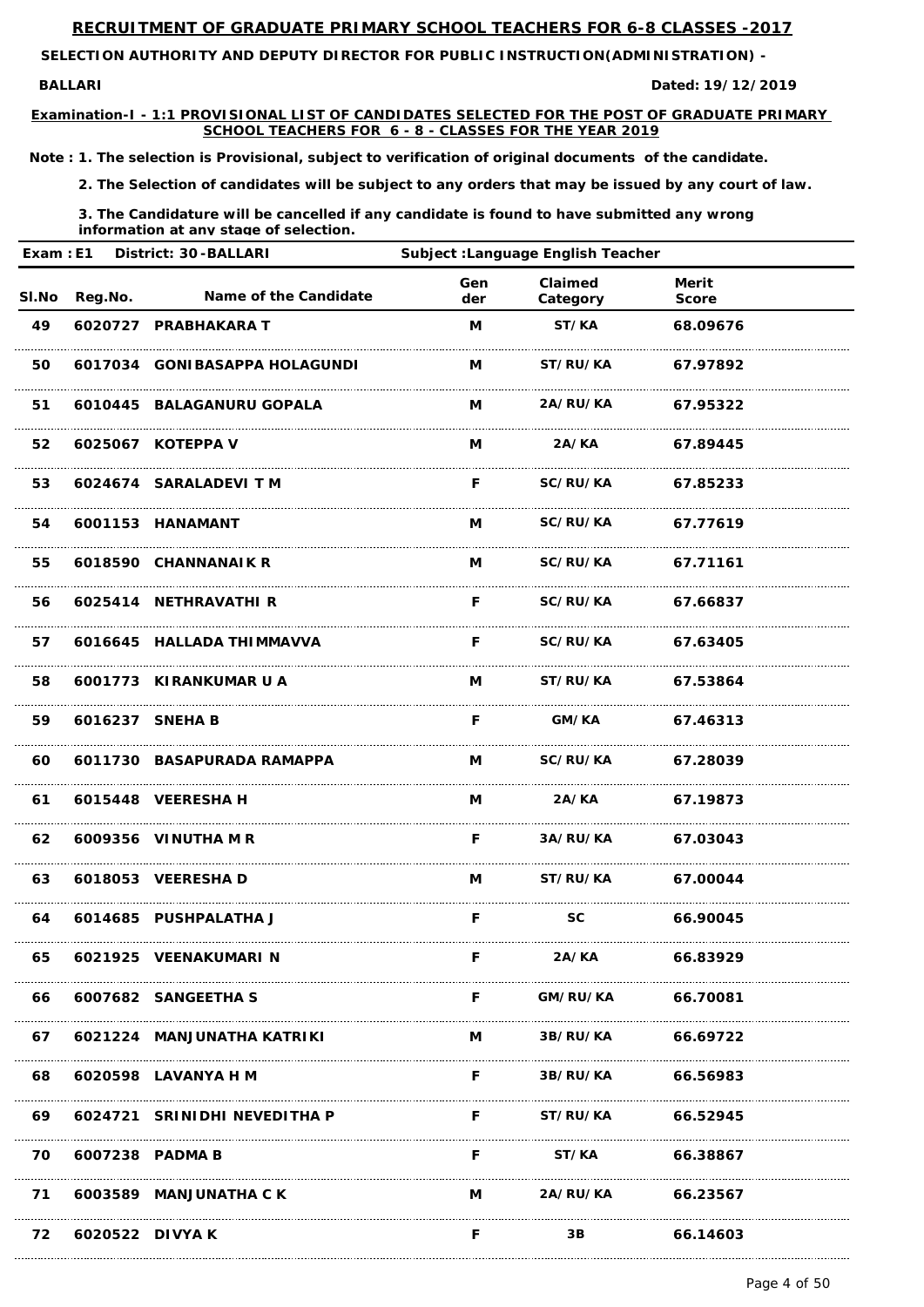# RECRUITMENT OF GRADUATE PRIMARY SCHOOL TEACHERS FOR 6-8 CLASSES -2017

**SELECTION AUTHORITY AND DEPUTY DIRECTOR FOR PUBLIC INSTRUCTION(ADMINISTRATION) -**

**BALLARI** **Dated: 19/12/2019**

**Examination-I - 1:1 PROVISIONAL LIST OF CANDIDATES SELECTED FOR THE POST OF GRADUATE PRIMARY SCHOOL TEACHERS FOR 6 - 8 - CLASSES FOR THE YEAR 2019**

**Note : 1. The selection is Provisional, subject to verification of original documents of the candidate.**

**2. The Selection of candidates will be subject to any orders that may be issued by any court of law.**

**3. The Candidature will be cancelled if any candidate is found to have submitted any wrong information at any stage of selection.**

**Exam : E1 District: 30 -BALLARI Subject :Language English Teacher**

| Sl.No | Reg.No. | Name of the Candidate | Gender | Claimed Category | Merit Score |
|---|---|---|---|---|---|
| 49 | 6020727 | PRABHAKARA T | M | ST/KA | 68.09676 |
| 50 | 6017034 | GONIBASAPPA HOLAGUNDI | M | ST/RU/KA | 67.97892 |
| 51 | 6010445 | BALAGANURU GOPALA | M | 2A/RU/KA | 67.95322 |
| 52 | 6025067 | KOTEPPA V | M | 2A/KA | 67.89445 |
| 53 | 6024674 | SARALADEVI T M | F | SC/RU/KA | 67.85233 |
| 54 | 6001153 | HANAMANT | M | SC/RU/KA | 67.77619 |
| 55 | 6018590 | CHANNANAIK R | M | SC/RU/KA | 67.71161 |
| 56 | 6025414 | NETHRAVATHI R | F | SC/RU/KA | 67.66837 |
| 57 | 6016645 | HALLADA THIMMAVVA | F | SC/RU/KA | 67.63405 |
| 58 | 6001773 | KIRANKUMAR U A | M | ST/RU/KA | 67.53864 |
| 59 | 6016237 | SNEHA B | F | GM/KA | 67.46313 |
| 60 | 6011730 | BASAPURADA RAMAPPA | M | SC/RU/KA | 67.28039 |
| 61 | 6015448 | VEERESHA H | M | 2A/KA | 67.19873 |
| 62 | 6009356 | VINUTHA M R | F | 3A/RU/KA | 67.03043 |
| 63 | 6018053 | VEERESHA D | M | ST/RU/KA | 67.00044 |
| 64 | 6014685 | PUSHPALATHA J | F | SC | 66.90045 |
| 65 | 6021925 | VEENAKUMARI N | F | 2A/KA | 66.83929 |
| 66 | 6007682 | SANGEETHA S | F | GM/RU/KA | 66.70081 |
| 67 | 6021224 | MANJUNATHA KATRIKI | M | 3B/RU/KA | 66.69722 |
| 68 | 6020598 | LAVANYA H M | F | 3B/RU/KA | 66.56983 |
| 69 | 6024721 | SRINIDHI NEVEDITHA P | F | ST/RU/KA | 66.52945 |
| 70 | 6007238 | PADMA B | F | ST/KA | 66.38867 |
| 71 | 6003589 | MANJUNATHA C K | M | 2A/RU/KA | 66.23567 |
| 72 | 6020522 | DIVYA K | F | 3B | 66.14603 |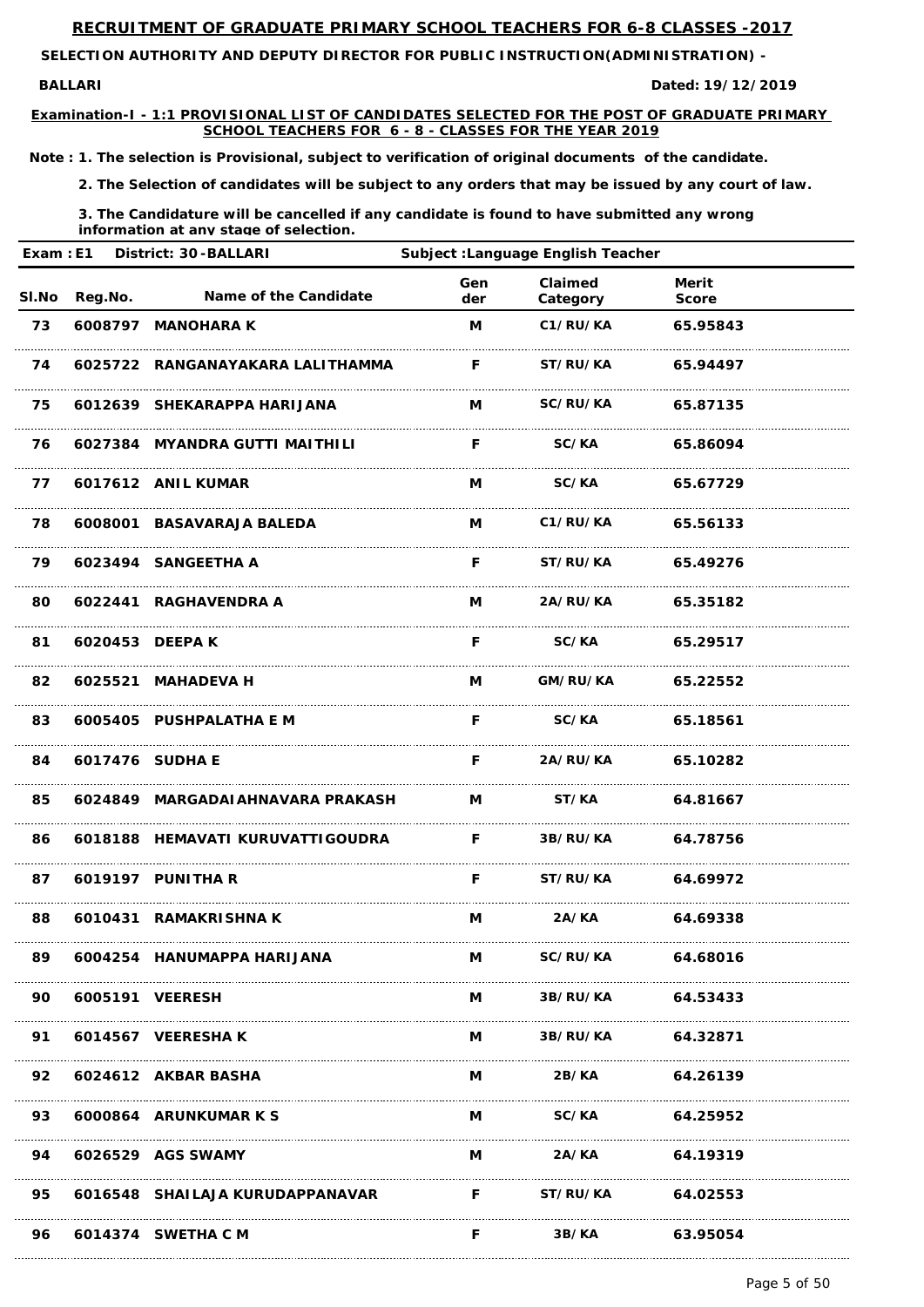# RECRUITMENT OF GRADUATE PRIMARY SCHOOL TEACHERS FOR 6-8 CLASSES -2017

**SELECTION AUTHORITY AND DEPUTY DIRECTOR FOR PUBLIC INSTRUCTION(ADMINISTRATION) - BALLARI**

**Dated: 19/12/2019**

**Examination-I - 1:1 PROVISIONAL LIST OF CANDIDATES SELECTED FOR THE POST OF GRADUATE PRIMARY SCHOOL TEACHERS FOR 6 - 8 - CLASSES FOR THE YEAR 2019**

**Note : 1. The selection is Provisional, subject to verification of original documents of the candidate.**

**2. The Selection of candidates will be subject to any orders that may be issued by any court of law.**

**3. The Candidature will be cancelled if any candidate is found to have submitted any wrong information at any stage of selection.**

**Exam : E1 District: 30 -BALLARI Subject :Language English Teacher**

| Sl.No | Reg.No. | Name of the Candidate | Gender | Claimed Category | Merit Score |
|---|---|---|---|---|---|
| 73 | 6008797 | MANOHARA K | M | C1/RU/KA | 65.95843 |
| 74 | 6025722 | RANGANAYAKARA LALITHAMMA | F | ST/RU/KA | 65.94497 |
| 75 | 6012639 | SHEKARAPPA HARIJANA | M | SC/RU/KA | 65.87135 |
| 76 | 6027384 | MYANDRA GUTTI MAITHILI | F | SC/KA | 65.86094 |
| 77 | 6017612 | ANIL KUMAR | M | SC/KA | 65.67729 |
| 78 | 6008001 | BASAVARAJA BALEDA | M | C1/RU/KA | 65.56133 |
| 79 | 6023494 | SANGEETHA A | F | ST/RU/KA | 65.49276 |
| 80 | 6022441 | RAGHAVENDRA A | M | 2A/RU/KA | 65.35182 |
| 81 | 6020453 | DEEPA K | F | SC/KA | 65.29517 |
| 82 | 6025521 | MAHADEVA H | M | GM/RU/KA | 65.22552 |
| 83 | 6005405 | PUSHPALATHA E M | F | SC/KA | 65.18561 |
| 84 | 6017476 | SUDHA E | F | 2A/RU/KA | 65.10282 |
| 85 | 6024849 | MARGADAIAHNAVARA PRAKASH | M | ST/KA | 64.81667 |
| 86 | 6018188 | HEMAVATI KURUVATTIGOUDRA | F | 3B/RU/KA | 64.78756 |
| 87 | 6019197 | PUNITHA R | F | ST/RU/KA | 64.69972 |
| 88 | 6010431 | RAMAKRISHNA K | M | 2A/KA | 64.69338 |
| 89 | 6004254 | HANUMAPPA HARIJANA | M | SC/RU/KA | 64.68016 |
| 90 | 6005191 | VEERESH | M | 3B/RU/KA | 64.53433 |
| 91 | 6014567 | VEERESHA K | M | 3B/RU/KA | 64.32871 |
| 92 | 6024612 | AKBAR BASHA | M | 2B/KA | 64.26139 |
| 93 | 6000864 | ARUNKUMAR K S | M | SC/KA | 64.25952 |
| 94 | 6026529 | AGS SWAMY | M | 2A/KA | 64.19319 |
| 95 | 6016548 | SHAILAJA KURUDAPPANAVAR | F | ST/RU/KA | 64.02553 |
| 96 | 6014374 | SWETHA C M | F | 3B/KA | 63.95054 |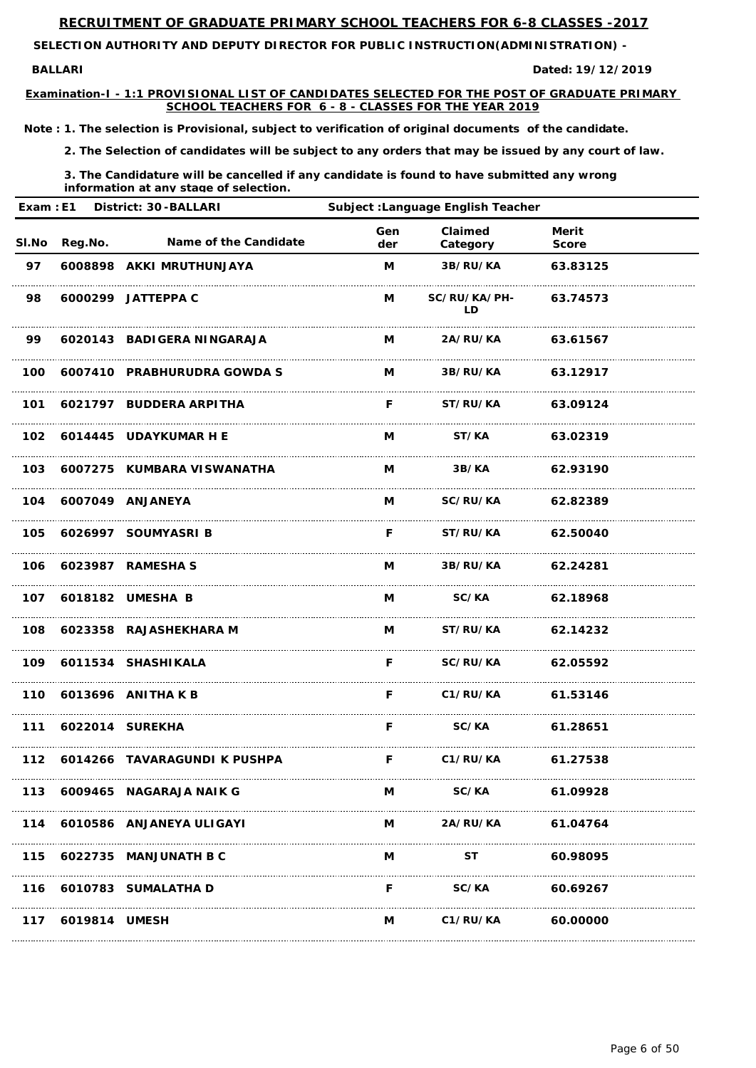# RECRUITMENT OF GRADUATE PRIMARY SCHOOL TEACHERS FOR 6-8 CLASSES -2017

**SELECTION AUTHORITY AND DEPUTY DIRECTOR FOR PUBLIC INSTRUCTION(ADMINISTRATION) -**

**BALLARI** **Dated: 19/12/2019**

**Examination-I - 1:1 PROVISIONAL LIST OF CANDIDATES SELECTED FOR THE POST OF GRADUATE PRIMARY SCHOOL TEACHERS FOR 6 - 8 - CLASSES FOR THE YEAR 2019**

**Note : 1. The selection is Provisional, subject to verification of original documents of the candidate.**

**2. The Selection of candidates will be subject to any orders that may be issued by any court of law.**

**3. The Candidature will be cancelled if any candidate is found to have submitted any wrong information at any stage of selection.**

**Exam : E1** **District: 30 -BALLARI** **Subject :Language English Teacher**

| Sl.No | Reg.No. | Name of the Candidate | Gender | Claimed Category | Merit Score |
|---|---|---|---|---|---|
| 97 | 6008898 | AKKI MRUTHUNJAYA | M | 3B/RU/KA | 63.83125 |
| 98 | 6000299 | JATTEPPA C | M | SC/RU/KA/PH-LD | 63.74573 |
| 99 | 6020143 | BADIGERA NINGARAJA | M | 2A/RU/KA | 63.61567 |
| 100 | 6007410 | PRABHURUDRA GOWDA S | M | 3B/RU/KA | 63.12917 |
| 101 | 6021797 | BUDDERA ARPITHA | F | ST/RU/KA | 63.09124 |
| 102 | 6014445 | UDAYKUMAR H E | M | ST/KA | 63.02319 |
| 103 | 6007275 | KUMBARA VISWANATHA | M | 3B/KA | 62.93190 |
| 104 | 6007049 | ANJANEYA | M | SC/RU/KA | 62.82389 |
| 105 | 6026997 | SOUMYASRI B | F | ST/RU/KA | 62.50040 |
| 106 | 6023987 | RAMESHA S | M | 3B/RU/KA | 62.24281 |
| 107 | 6018182 | UMESHA B | M | SC/KA | 62.18968 |
| 108 | 6023358 | RAJASHEKHARA M | M | ST/RU/KA | 62.14232 |
| 109 | 6011534 | SHASHIKALA | F | SC/RU/KA | 62.05592 |
| 110 | 6013696 | ANITHA K B | F | C1/RU/KA | 61.53146 |
| 111 | 6022014 | SUREKHA | F | SC/KA | 61.28651 |
| 112 | 6014266 | TAVARAGUNDI K PUSHPA | F | C1/RU/KA | 61.27538 |
| 113 | 6009465 | NAGARAJA NAIK G | M | SC/KA | 61.09928 |
| 114 | 6010586 | ANJANEYA ULIGAYI | M | 2A/RU/KA | 61.04764 |
| 115 | 6022735 | MANJUNATH B C | M | ST | 60.98095 |
| 116 | 6010783 | SUMALATHA D | F | SC/KA | 60.69267 |
| 117 | 6019814 | UMESH | M | C1/RU/KA | 60.00000 |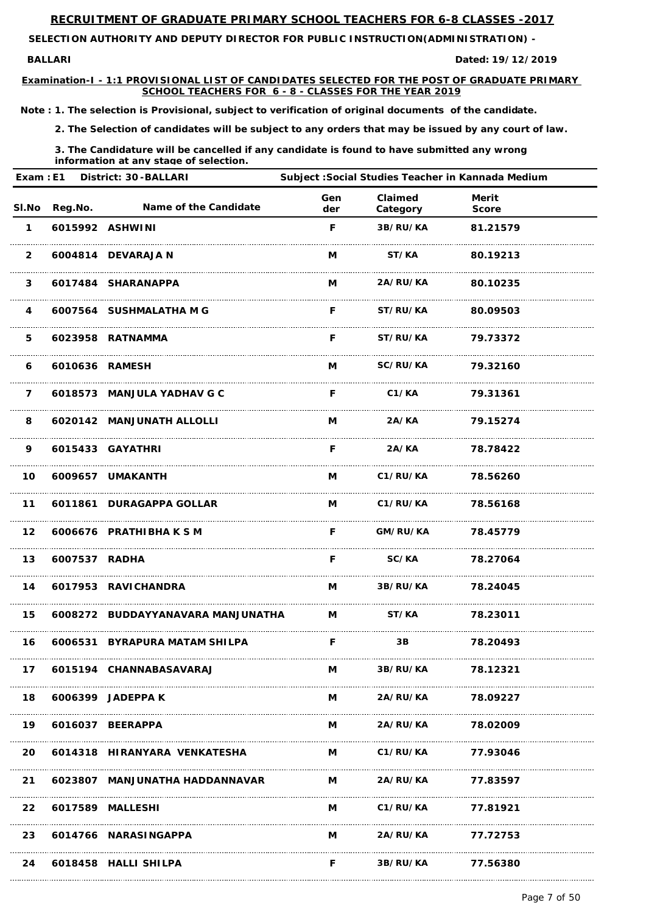# RECRUITMENT OF GRADUATE PRIMARY SCHOOL TEACHERS FOR 6-8 CLASSES -2017

**SELECTION AUTHORITY AND DEPUTY DIRECTOR FOR PUBLIC INSTRUCTION(ADMINISTRATION) -**

**BALLARI** **Dated: 19/12/2019**

**Examination-I - 1:1 PROVISIONAL LIST OF CANDIDATES SELECTED FOR THE POST OF GRADUATE PRIMARY SCHOOL TEACHERS FOR 6 - 8 - CLASSES FOR THE YEAR 2019**

**Note : 1. The selection is Provisional, subject to verification of original documents of the candidate.**

**2. The Selection of candidates will be subject to any orders that may be issued by any court of law.**

**3. The Candidature will be cancelled if any candidate is found to have submitted any wrong information at any stage of selection.**

**Exam : E1 District: 30 -BALLARI Subject :Social Studies Teacher in Kannada Medium**

| Sl.No | Reg.No. | Name of the Candidate | Gender | Claimed Category | Merit Score |
|---|---|---|---|---|---|
| 1 | 6015992 | ASHWINI | F | 3B/RU/KA | 81.21579 |
| 2 | 6004814 | DEVARAJA N | M | ST/KA | 80.19213 |
| 3 | 6017484 | SHARANAPPA | M | 2A/RU/KA | 80.10235 |
| 4 | 6007564 | SUSHMALATHA M G | F | ST/RU/KA | 80.09503 |
| 5 | 6023958 | RATNAMMA | F | ST/RU/KA | 79.73372 |
| 6 | 6010636 | RAMESH | M | SC/RU/KA | 79.32160 |
| 7 | 6018573 | MANJULA YADHAV G C | F | C1/KA | 79.31361 |
| 8 | 6020142 | MANJUNATH ALLOLLI | M | 2A/KA | 79.15274 |
| 9 | 6015433 | GAYATHRI | F | 2A/KA | 78.78422 |
| 10 | 6009657 | UMAKANTH | M | C1/RU/KA | 78.56260 |
| 11 | 6011861 | DURAGAPPA GOLLAR | M | C1/RU/KA | 78.56168 |
| 12 | 6006676 | PRATHIBHA K S M | F | GM/RU/KA | 78.45779 |
| 13 | 6007537 | RADHA | F | SC/KA | 78.27064 |
| 14 | 6017953 | RAVICHANDRA | M | 3B/RU/KA | 78.24045 |
| 15 | 6008272 | BUDDAYYANAVARA MANJUNATHA | M | ST/KA | 78.23011 |
| 16 | 6006531 | BYRAPURA MATAM SHILPA | F | 3B | 78.20493 |
| 17 | 6015194 | CHANNABASAVARAJ | M | 3B/RU/KA | 78.12321 |
| 18 | 6006399 | JADEPPA K | M | 2A/RU/KA | 78.09227 |
| 19 | 6016037 | BEERAPPA | M | 2A/RU/KA | 78.02009 |
| 20 | 6014318 | HIRANYARA VENKATESHA | M | C1/RU/KA | 77.93046 |
| 21 | 6023807 | MANJUNATHA HADDANNAVAR | M | 2A/RU/KA | 77.83597 |
| 22 | 6017589 | MALLESHI | M | C1/RU/KA | 77.81921 |
| 23 | 6014766 | NARASINGAPPA | M | 2A/RU/KA | 77.72753 |
| 24 | 6018458 | HALLI SHILPA | F | 3B/RU/KA | 77.56380 |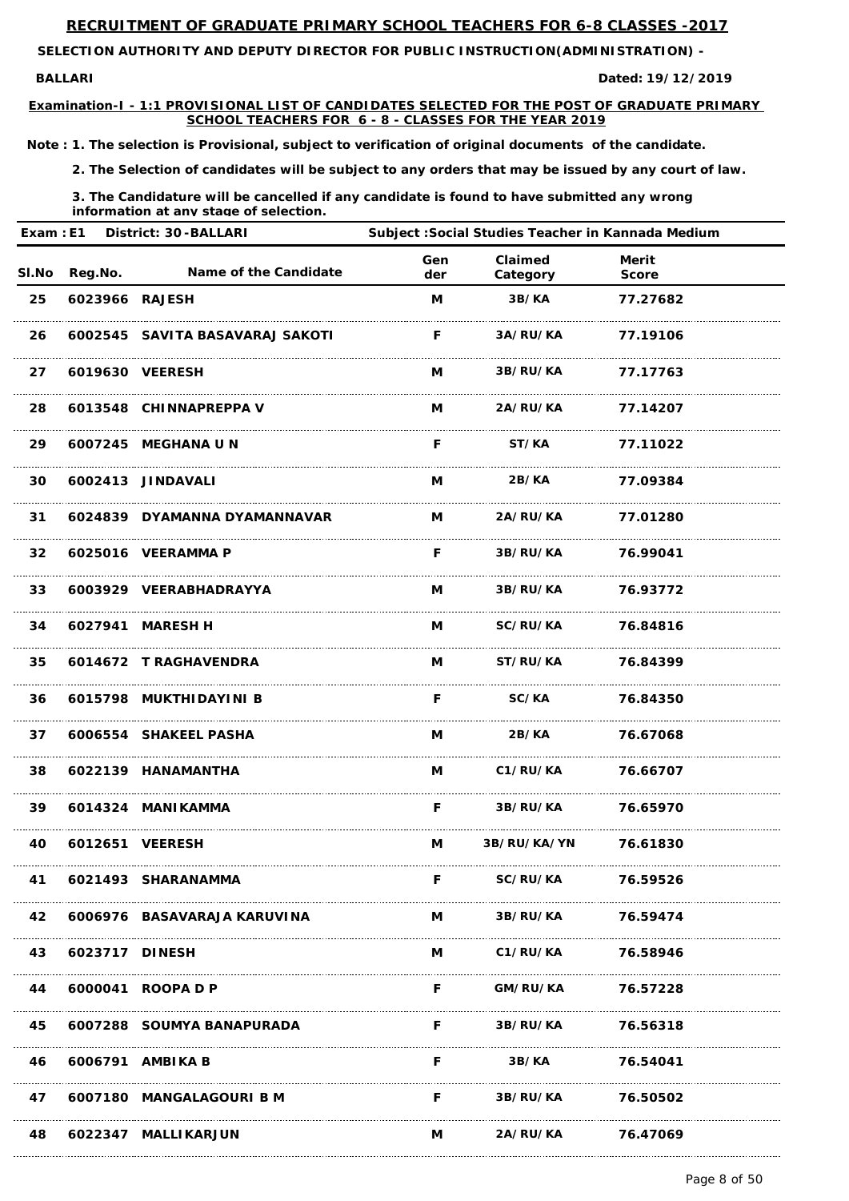## RECRUITMENT OF GRADUATE PRIMARY SCHOOL TEACHERS FOR 6-8 CLASSES -2017

**SELECTION AUTHORITY AND DEPUTY DIRECTOR FOR PUBLIC INSTRUCTION(ADMINISTRATION) -**

**BALLARI** **Dated: 19/12/2019**

**Examination-I - 1:1 PROVISIONAL LIST OF CANDIDATES SELECTED FOR THE POST OF GRADUATE PRIMARY SCHOOL TEACHERS FOR 6 - 8 - CLASSES FOR THE YEAR 2019**

**Note : 1. The selection is Provisional, subject to verification of original documents of the candidate.**

**2. The Selection of candidates will be subject to any orders that may be issued by any court of law.**

**3. The Candidature will be cancelled if any candidate is found to have submitted any wrong information at any stage of selection.**

**Exam : E1 District: 30 -BALLARI Subject :Social Studies Teacher in Kannada Medium**

| Sl.No | Reg.No. | Name of the Candidate | Gender | Claimed Category | Merit Score |
|---|---|---|---|---|---|
| 25 | 6023966 | RAJESH | M | 3B/KA | 77.27682 |
| 26 | 6002545 | SAVITA BASAVARAJ SAKOTI | F | 3A/RU/KA | 77.19106 |
| 27 | 6019630 | VEERESH | M | 3B/RU/KA | 77.17763 |
| 28 | 6013548 | CHINNAPREPPA V | M | 2A/RU/KA | 77.14207 |
| 29 | 6007245 | MEGHANA U N | F | ST/KA | 77.11022 |
| 30 | 6002413 | JINDAVALI | M | 2B/KA | 77.09384 |
| 31 | 6024839 | DYAMANNA DYAMANNAVAR | M | 2A/RU/KA | 77.01280 |
| 32 | 6025016 | VEERAMMA P | F | 3B/RU/KA | 76.99041 |
| 33 | 6003929 | VEERABHADRAYYA | M | 3B/RU/KA | 76.93772 |
| 34 | 6027941 | MARESH H | M | SC/RU/KA | 76.84816 |
| 35 | 6014672 | T RAGHAVENDRA | M | ST/RU/KA | 76.84399 |
| 36 | 6015798 | MUKTHIDAYINI B | F | SC/KA | 76.84350 |
| 37 | 6006554 | SHAKEEL PASHA | M | 2B/KA | 76.67068 |
| 38 | 6022139 | HANAMANTHA | M | C1/RU/KA | 76.66707 |
| 39 | 6014324 | MANIKAMMA | F | 3B/RU/KA | 76.65970 |
| 40 | 6012651 | VEERESH | M | 3B/RU/KA/YN | 76.61830 |
| 41 | 6021493 | SHARANAMMA | F | SC/RU/KA | 76.59526 |
| 42 | 6006976 | BASAVARAJA KARUVINA | M | 3B/RU/KA | 76.59474 |
| 43 | 6023717 | DINESH | M | C1/RU/KA | 76.58946 |
| 44 | 6000041 | ROOPA D P | F | GM/RU/KA | 76.57228 |
| 45 | 6007288 | SOUMYA BANAPURADA | F | 3B/RU/KA | 76.56318 |
| 46 | 6006791 | AMBIKA B | F | 3B/KA | 76.54041 |
| 47 | 6007180 | MANGALAGOURI B M | F | 3B/RU/KA | 76.50502 |
| 48 | 6022347 | MALLIKARJUN | M | 2A/RU/KA | 76.47069 |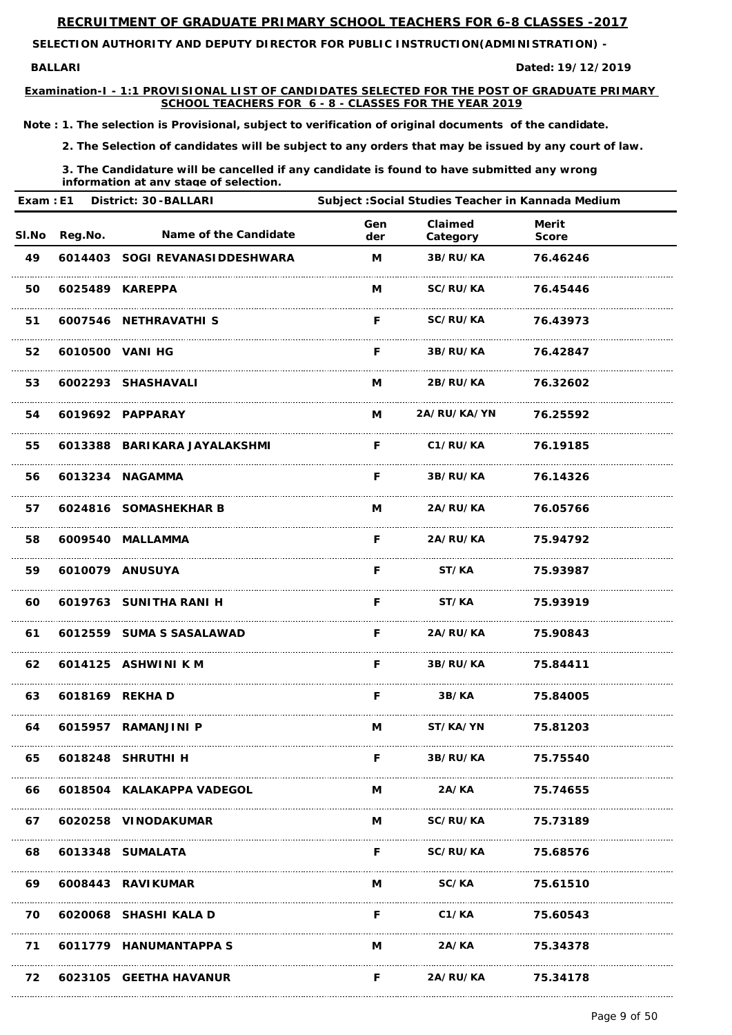# RECRUITMENT OF GRADUATE PRIMARY SCHOOL TEACHERS FOR 6-8 CLASSES -2017

**SELECTION AUTHORITY AND DEPUTY DIRECTOR FOR PUBLIC INSTRUCTION(ADMINISTRATION) -**

**BALLARI** **Dated: 19/12/2019**

**Examination-I - 1:1 PROVISIONAL LIST OF CANDIDATES SELECTED FOR THE POST OF GRADUATE PRIMARY SCHOOL TEACHERS FOR 6 - 8 - CLASSES FOR THE YEAR 2019**

**Note : 1. The selection is Provisional, subject to verification of original documents of the candidate.**

**2. The Selection of candidates will be subject to any orders that may be issued by any court of law.**

**3. The Candidature will be cancelled if any candidate is found to have submitted any wrong information at any stage of selection.**

**Exam : E1 District: 30 -BALLARI Subject :Social Studies Teacher in Kannada Medium**

| Sl.No | Reg.No. | Name of the Candidate | Gender | Claimed Category | Merit Score |
|---|---|---|---|---|---|
| 49 | 6014403 | SOGI REVANASIDDESHWARA | M | 3B/RU/KA | 76.46246 |
| 50 | 6025489 | KAREPPA | M | SC/RU/KA | 76.45446 |
| 51 | 6007546 | NETHRAVATHI S | F | SC/RU/KA | 76.43973 |
| 52 | 6010500 | VANI HG | F | 3B/RU/KA | 76.42847 |
| 53 | 6002293 | SHASHAVALI | M | 2B/RU/KA | 76.32602 |
| 54 | 6019692 | PAPPARAY | M | 2A/RU/KA/YN | 76.25592 |
| 55 | 6013388 | BARIKARA JAYALAKSHMI | F | C1/RU/KA | 76.19185 |
| 56 | 6013234 | NAGAMMA | F | 3B/RU/KA | 76.14326 |
| 57 | 6024816 | SOMASHEKHAR B | M | 2A/RU/KA | 76.05766 |
| 58 | 6009540 | MALLAMMA | F | 2A/RU/KA | 75.94792 |
| 59 | 6010079 | ANUSUYA | F | ST/KA | 75.93987 |
| 60 | 6019763 | SUNITHA RANI H | F | ST/KA | 75.93919 |
| 61 | 6012559 | SUMA S SASALAWAD | F | 2A/RU/KA | 75.90843 |
| 62 | 6014125 | ASHWINI K M | F | 3B/RU/KA | 75.84411 |
| 63 | 6018169 | REKHA D | F | 3B/KA | 75.84005 |
| 64 | 6015957 | RAMANJINI P | M | ST/KA/YN | 75.81203 |
| 65 | 6018248 | SHRUTHI H | F | 3B/RU/KA | 75.75540 |
| 66 | 6018504 | KALAKAPPA VADEGOL | M | 2A/KA | 75.74655 |
| 67 | 6020258 | VINODAKUMAR | M | SC/RU/KA | 75.73189 |
| 68 | 6013348 | SUMALATA | F | SC/RU/KA | 75.68576 |
| 69 | 6008443 | RAVIKUMAR | M | SC/KA | 75.61510 |
| 70 | 6020068 | SHASHI KALA D | F | C1/KA | 75.60543 |
| 71 | 6011779 | HANUMANTAPPA S | M | 2A/KA | 75.34378 |
| 72 | 6023105 | GEETHA HAVANUR | F | 2A/RU/KA | 75.34178 |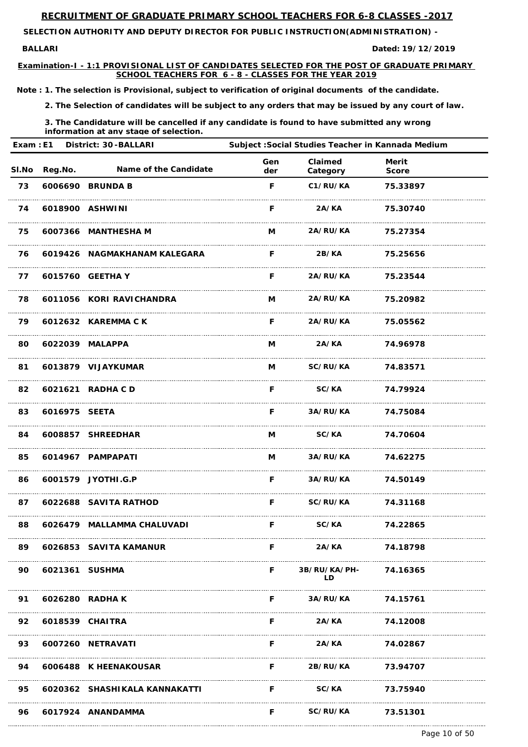## RECRUITMENT OF GRADUATE PRIMARY SCHOOL TEACHERS FOR 6-8 CLASSES -2017

**SELECTION AUTHORITY AND DEPUTY DIRECTOR FOR PUBLIC INSTRUCTION(ADMINISTRATION) -**

**BALLARI** **Dated: 19/12/2019**

**Examination-I - 1:1 PROVISIONAL LIST OF CANDIDATES SELECTED FOR THE POST OF GRADUATE PRIMARY SCHOOL TEACHERS FOR 6 - 8 - CLASSES FOR THE YEAR 2019**

**Note : 1. The selection is Provisional, subject to verification of original documents of the candidate.**

**2. The Selection of candidates will be subject to any orders that may be issued by any court of law.**

**3. The Candidature will be cancelled if any candidate is found to have submitted any wrong information at any stage of selection.**

**Exam : E1 District: 30 -BALLARI Subject :Social Studies Teacher in Kannada Medium**

| Sl.No | Reg.No. | Name of the Candidate | Gender | Claimed Category | Merit Score |
|---|---|---|---|---|---|
| 73 | 6006690 | BRUNDA B | F | C1/RU/KA | 75.33897 |
| 74 | 6018900 | ASHWINI | F | 2A/KA | 75.30740 |
| 75 | 6007366 | MANTHESHA M | M | 2A/RU/KA | 75.27354 |
| 76 | 6019426 | NAGMAKHANAM KALEGARA | F | 2B/KA | 75.25656 |
| 77 | 6015760 | GEETHA Y | F | 2A/RU/KA | 75.23544 |
| 78 | 6011056 | KORI RAVICHANDRA | M | 2A/RU/KA | 75.20982 |
| 79 | 6012632 | KAREMMA C K | F | 2A/RU/KA | 75.05562 |
| 80 | 6022039 | MALAPPA | M | 2A/KA | 74.96978 |
| 81 | 6013879 | VIJAYKUMAR | M | SC/RU/KA | 74.83571 |
| 82 | 6021621 | RADHA C D | F | SC/KA | 74.79924 |
| 83 | 6016975 | SEETA | F | 3A/RU/KA | 74.75084 |
| 84 | 6008857 | SHREEDHAR | M | SC/KA | 74.70604 |
| 85 | 6014967 | PAMPAPATI | M | 3A/RU/KA | 74.62275 |
| 86 | 6001579 | JYOTHI.G.P | F | 3A/RU/KA | 74.50149 |
| 87 | 6022688 | SAVITA RATHOD | F | SC/RU/KA | 74.31168 |
| 88 | 6026479 | MALLAMMA CHALUVADI | F | SC/KA | 74.22865 |
| 89 | 6026853 | SAVITA KAMANUR | F | 2A/KA | 74.18798 |
| 90 | 6021361 | SUSHMA | F | 3B/RU/KA/PH-LD | 74.16365 |
| 91 | 6026280 | RADHA K | F | 3A/RU/KA | 74.15761 |
| 92 | 6018539 | CHAITRA | F | 2A/KA | 74.12008 |
| 93 | 6007260 | NETRAVATI | F | 2A/KA | 74.02867 |
| 94 | 6006488 | K HEENAKOUSAR | F | 2B/RU/KA | 73.94707 |
| 95 | 6020362 | SHASHIKALA KANNAKATTI | F | SC/KA | 73.75940 |
| 96 | 6017924 | ANANDAMMA | F | SC/RU/KA | 73.51301 |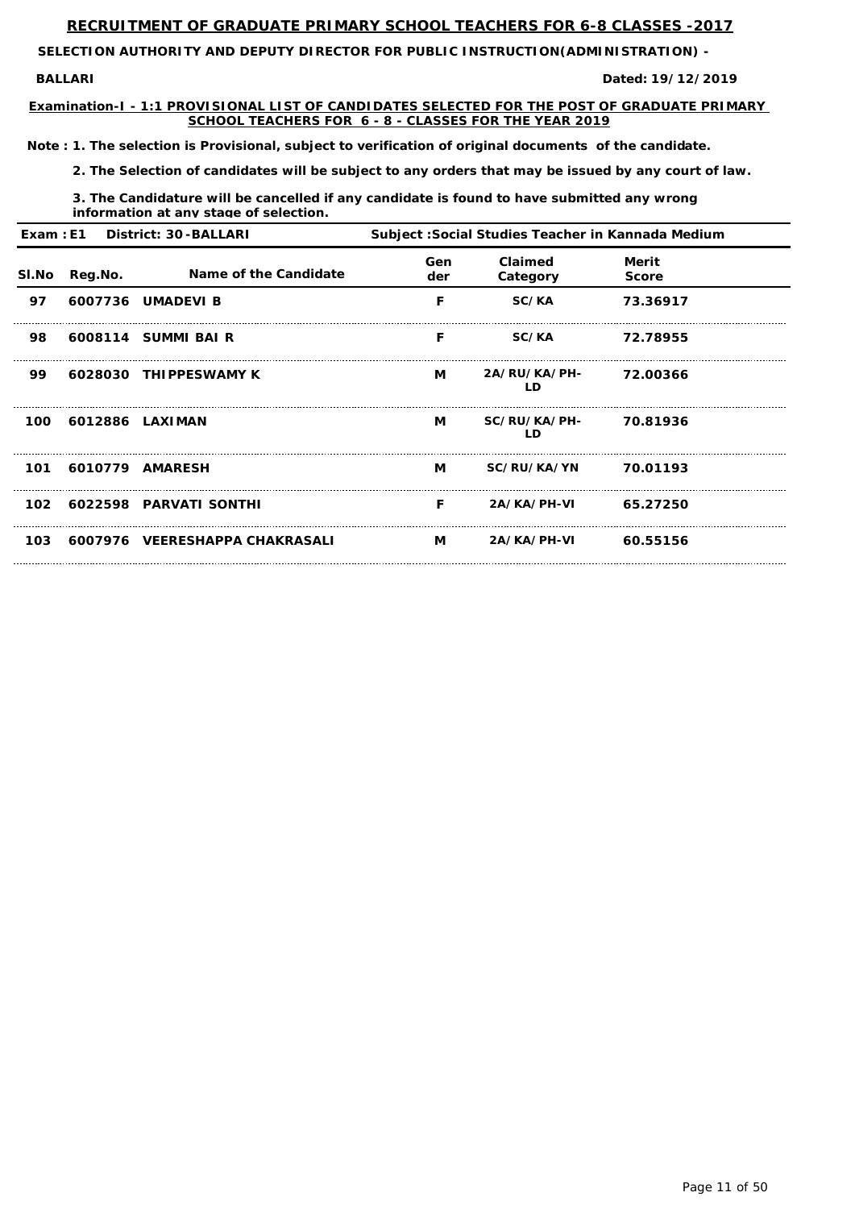## RECRUITMENT OF GRADUATE PRIMARY SCHOOL TEACHERS FOR 6-8 CLASSES -2017

**SELECTION AUTHORITY AND DEPUTY DIRECTOR FOR PUBLIC INSTRUCTION(ADMINISTRATION) -**

**BALLARI** **Dated: 19/12/2019**

**Examination-I - 1:1 PROVISIONAL LIST OF CANDIDATES SELECTED FOR THE POST OF GRADUATE PRIMARY SCHOOL TEACHERS FOR 6 - 8 - CLASSES FOR THE YEAR 2019**

**Note : 1. The selection is Provisional, subject to verification of original documents of the candidate.**

**2. The Selection of candidates will be subject to any orders that may be issued by any court of law.**

**3. The Candidature will be cancelled if any candidate is found to have submitted any wrong information at any stage of selection.**

**Exam : E1 District: 30 -BALLARI Subject :Social Studies Teacher in Kannada Medium**

| Sl.No | Reg.No. | Name of the Candidate | Gender | Claimed Category | Merit Score |
|---|---|---|---|---|---|
| 97 | 6007736 | UMADEVI B | F | SC/KA | 73.36917 |
| 98 | 6008114 | SUMMI BAI R | F | SC/KA | 72.78955 |
| 99 | 6028030 | THIPPESWAMY K | M | 2A/RU/KA/PH-LD | 72.00366 |
| 100 | 6012886 | LAXIMAN | M | SC/RU/KA/PH-LD | 70.81936 |
| 101 | 6010779 | AMARESH | M | SC/RU/KA/YN | 70.01193 |
| 102 | 6022598 | PARVATI SONTHI | F | 2A/KA/PH-VI | 65.27250 |
| 103 | 6007976 | VEERESHAPPA CHAKRASALI | M | 2A/KA/PH-VI | 60.55156 |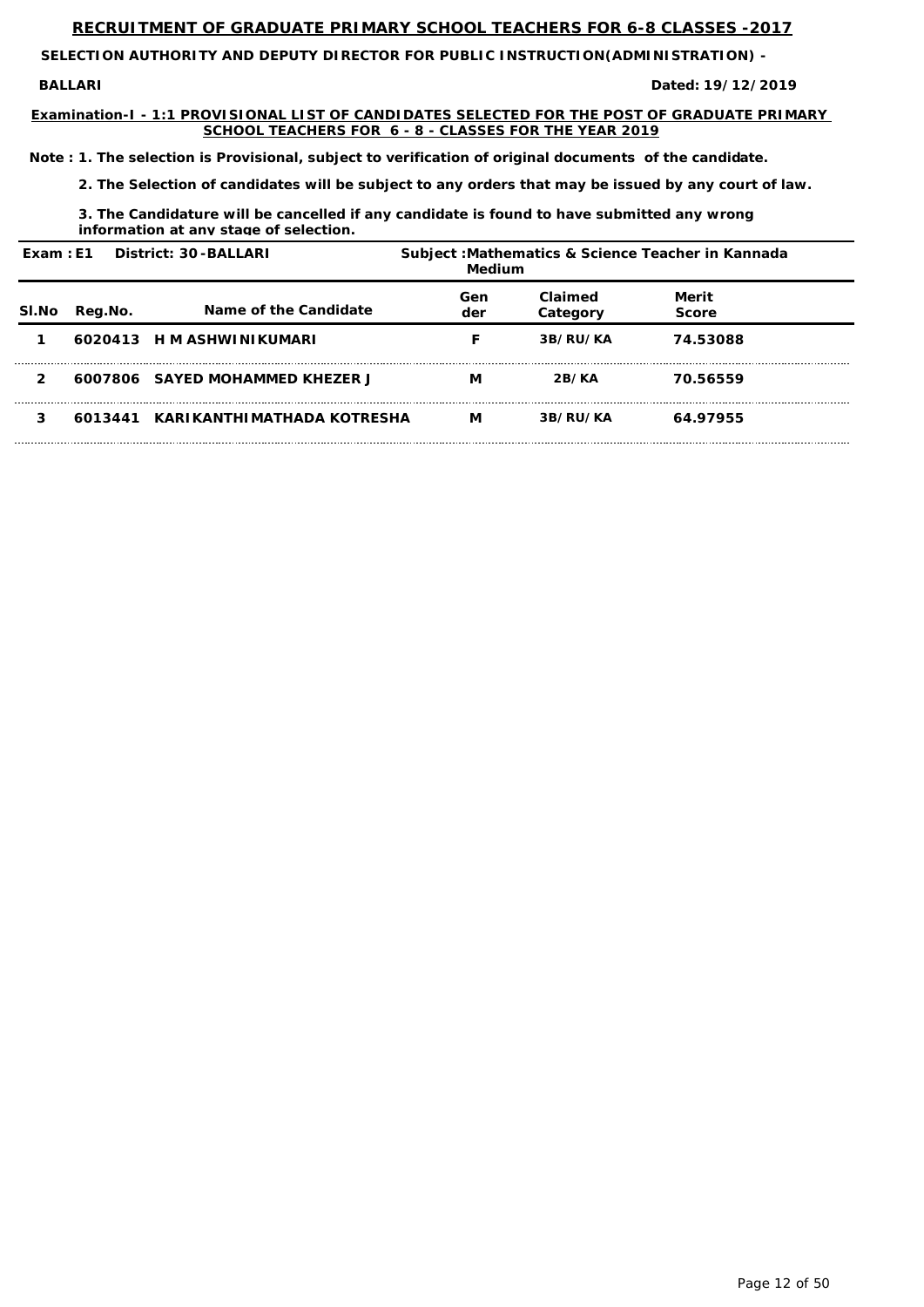## RECRUITMENT OF GRADUATE PRIMARY SCHOOL TEACHERS FOR 6-8 CLASSES -2017

**SELECTION AUTHORITY AND DEPUTY DIRECTOR FOR PUBLIC INSTRUCTION(ADMINISTRATION) - BALLARI**

**Dated: 19/12/2019**

**Examination-I - 1:1 PROVISIONAL LIST OF CANDIDATES SELECTED FOR THE POST OF GRADUATE PRIMARY SCHOOL TEACHERS FOR 6 - 8 - CLASSES FOR THE YEAR 2019**

**Note : 1. The selection is Provisional, subject to verification of original documents of the candidate.**

**2. The Selection of candidates will be subject to any orders that may be issued by any court of law.**

**3. The Candidature will be cancelled if any candidate is found to have submitted any wrong information at any stage of selection.**

**Exam : E1 District: 30 -BALLARI Subject :Mathematics & Science Teacher in Kannada Medium**

| Sl.No | Reg.No. | Name of the Candidate | Gender | Claimed Category | Merit Score |
|---|---|---|---|---|---|
| 1 | 6020413 | H M ASHWINIKUMARI | F | 3B/RU/KA | 74.53088 |
| 2 | 6007806 | SAYED MOHAMMED KHEZER J | M | 2B/KA | 70.56559 |
| 3 | 6013441 | KARIKANTHIMATHADA KOTRESHA | M | 3B/RU/KA | 64.97955 |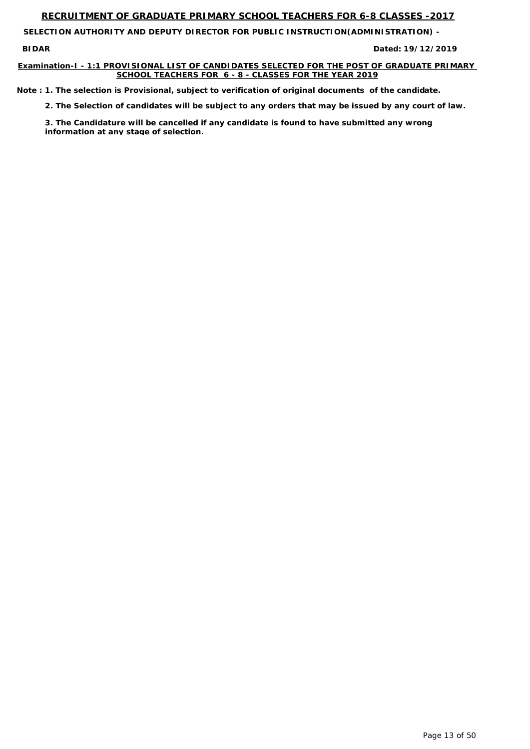## RECRUITMENT OF GRADUATE PRIMARY SCHOOL TEACHERS FOR 6-8 CLASSES -2017

**SELECTION AUTHORITY AND DEPUTY DIRECTOR FOR PUBLIC INSTRUCTION(ADMINISTRATION) -**

**BIDAR** **Dated: 19/12/2019**

**Examination-I - 1:1 PROVISIONAL LIST OF CANDIDATES SELECTED FOR THE POST OF GRADUATE PRIMARY SCHOOL TEACHERS FOR 6 - 8 - CLASSES FOR THE YEAR 2019**

**Note : 1. The selection is Provisional, subject to verification of original documents of the candidate.**

**2. The Selection of candidates will be subject to any orders that may be issued by any court of law.**

**3. The Candidature will be cancelled if any candidate is found to have submitted any wrong information at any stage of selection.**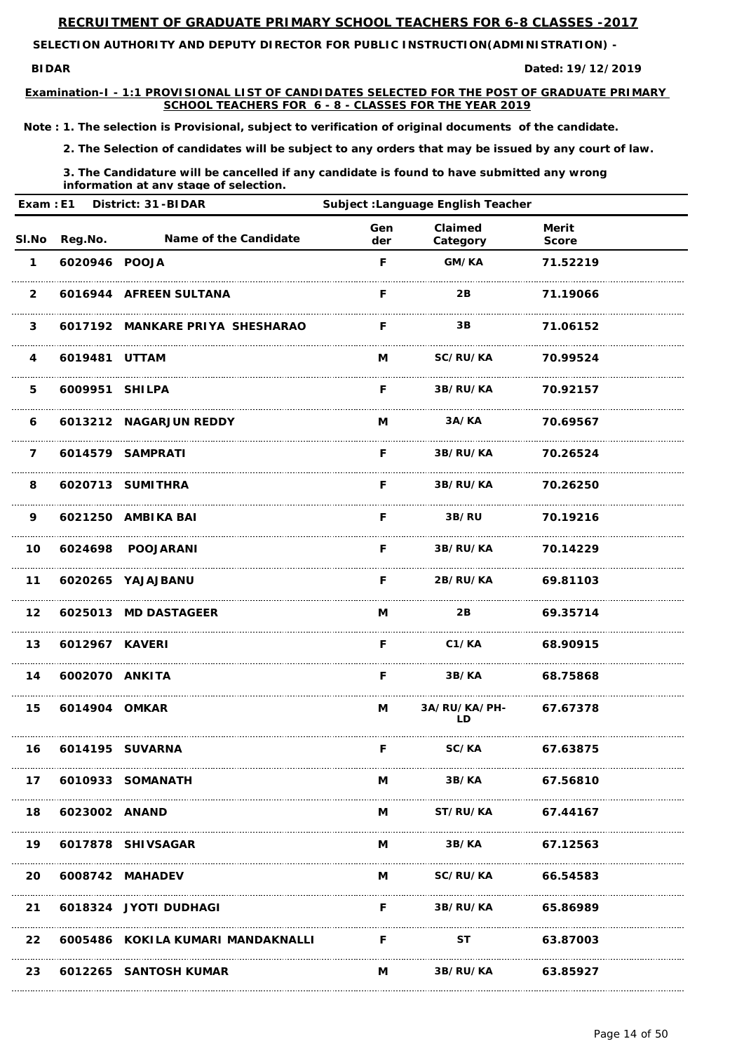## RECRUITMENT OF GRADUATE PRIMARY SCHOOL TEACHERS FOR 6-8 CLASSES -2017

**SELECTION AUTHORITY AND DEPUTY DIRECTOR FOR PUBLIC INSTRUCTION(ADMINISTRATION) -**

**BIDAR** **Dated: 19/12/2019**

**Examination-I - 1:1 PROVISIONAL LIST OF CANDIDATES SELECTED FOR THE POST OF GRADUATE PRIMARY SCHOOL TEACHERS FOR 6 - 8 - CLASSES FOR THE YEAR 2019**

**Note : 1. The selection is Provisional, subject to verification of original documents of the candidate.**

**2. The Selection of candidates will be subject to any orders that may be issued by any court of law.**

**3. The Candidature will be cancelled if any candidate is found to have submitted any wrong information at any stage of selection.**

**Exam : E1 District: 31 -BIDAR Subject :Language English Teacher**

| Sl.No | Reg.No. | Name of the Candidate | Gender | Claimed Category | Merit Score |
|---|---|---|---|---|---|
| 1 | 6020946 | POOJA | F | GM/KA | 71.52219 |
| 2 | 6016944 | AFREEN SULTANA | F | 2B | 71.19066 |
| 3 | 6017192 | MANKARE PRIYA SHESHARAO | F | 3B | 71.06152 |
| 4 | 6019481 | UTTAM | M | SC/RU/KA | 70.99524 |
| 5 | 6009951 | SHILPA | F | 3B/RU/KA | 70.92157 |
| 6 | 6013212 | NAGARJUN REDDY | M | 3A/KA | 70.69567 |
| 7 | 6014579 | SAMPRATI | F | 3B/RU/KA | 70.26524 |
| 8 | 6020713 | SUMITHRA | F | 3B/RU/KA | 70.26250 |
| 9 | 6021250 | AMBIKA BAI | F | 3B/RU | 70.19216 |
| 10 | 6024698 | POOJARANI | F | 3B/RU/KA | 70.14229 |
| 11 | 6020265 | YAJAJBANU | F | 2B/RU/KA | 69.81103 |
| 12 | 6025013 | MD DASTAGEER | M | 2B | 69.35714 |
| 13 | 6012967 | KAVERI | F | C1/KA | 68.90915 |
| 14 | 6002070 | ANKITA | F | 3B/KA | 68.75868 |
| 15 | 6014904 | OMKAR | M | 3A/RU/KA/PH-LD | 67.67378 |
| 16 | 6014195 | SUVARNA | F | SC/KA | 67.63875 |
| 17 | 6010933 | SOMANATH | M | 3B/KA | 67.56810 |
| 18 | 6023002 | ANAND | M | ST/RU/KA | 67.44167 |
| 19 | 6017878 | SHIVSAGAR | M | 3B/KA | 67.12563 |
| 20 | 6008742 | MAHADEV | M | SC/RU/KA | 66.54583 |
| 21 | 6018324 | JYOTI DUDHAGI | F | 3B/RU/KA | 65.86989 |
| 22 | 6005486 | KOKILA KUMARI MANDAKNALLI | F | ST | 63.87003 |
| 23 | 6012265 | SANTOSH KUMAR | M | 3B/RU/KA | 63.85927 |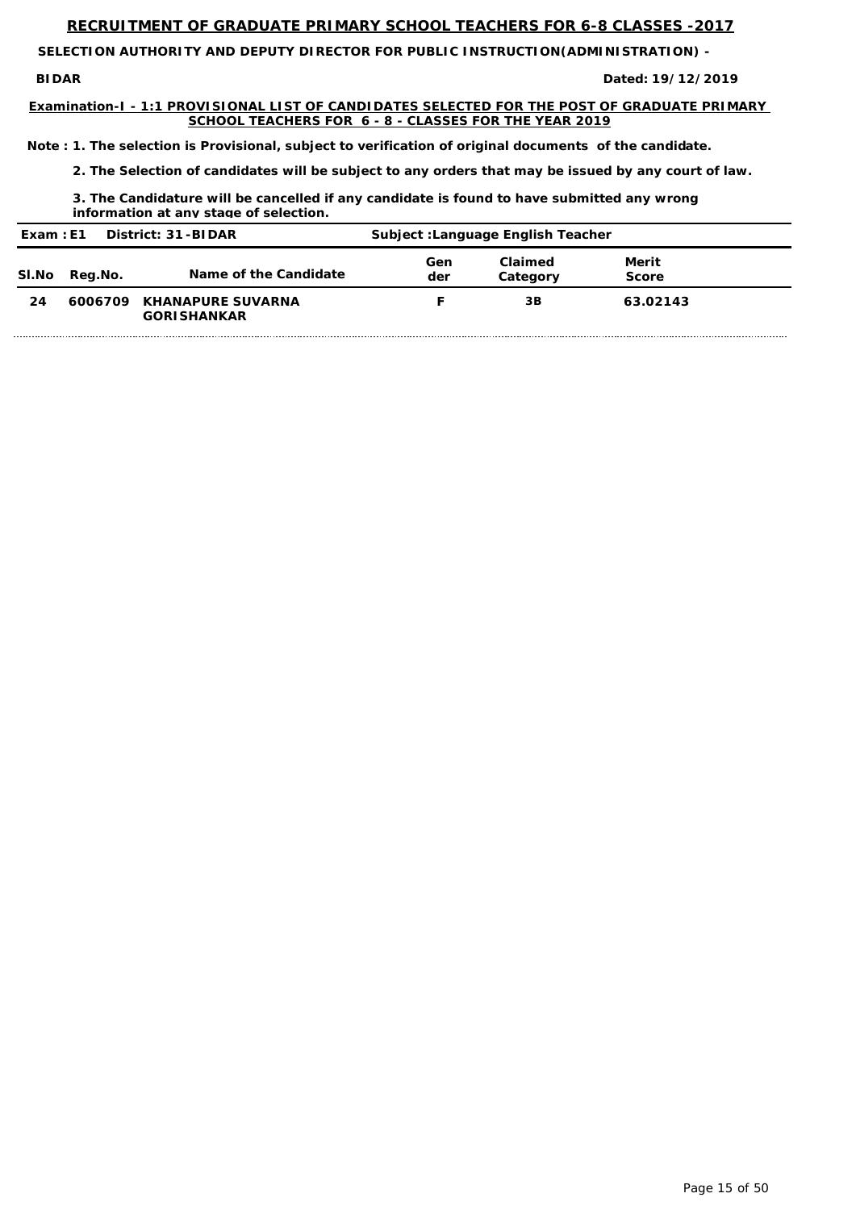## RECRUITMENT OF GRADUATE PRIMARY SCHOOL TEACHERS FOR 6-8 CLASSES -2017

**SELECTION AUTHORITY AND DEPUTY DIRECTOR FOR PUBLIC INSTRUCTION(ADMINISTRATION) -**

**BIDAR** **Dated: 19/12/2019**

**Examination-I - 1:1 PROVISIONAL LIST OF CANDIDATES SELECTED FOR THE POST OF GRADUATE PRIMARY SCHOOL TEACHERS FOR 6 - 8 - CLASSES FOR THE YEAR 2019**

**Note : 1. The selection is Provisional, subject to verification of original documents of the candidate.**

**2. The Selection of candidates will be subject to any orders that may be issued by any court of law.**

**3. The Candidature will be cancelled if any candidate is found to have submitted any wrong information at any stage of selection.**

**Exam : E1 District: 31 -BIDAR Subject :Language English Teacher**

| Sl.No | Reg.No. | Name of the Candidate | Gender | Claimed Category | Merit Score |
|---|---|---|---|---|---|
| 24 | 6006709 | KHANAPURE SUVARNA GORISHANKAR | F | 3B | 63.02143 |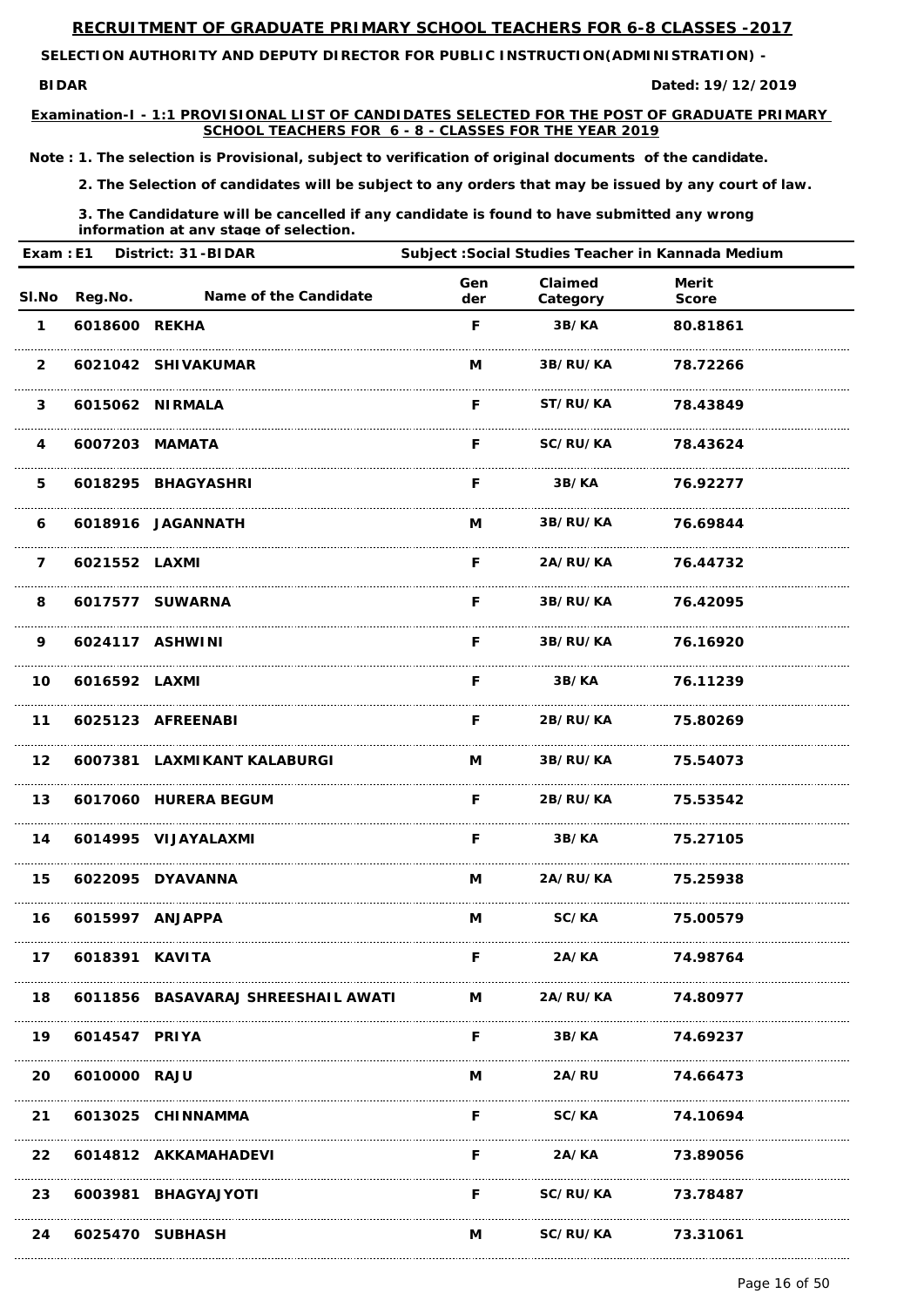# RECRUITMENT OF GRADUATE PRIMARY SCHOOL TEACHERS FOR 6-8 CLASSES -2017

**SELECTION AUTHORITY AND DEPUTY DIRECTOR FOR PUBLIC INSTRUCTION(ADMINISTRATION) -**

**BIDAR** **Dated: 19/12/2019**

**Examination-I - 1:1 PROVISIONAL LIST OF CANDIDATES SELECTED FOR THE POST OF GRADUATE PRIMARY SCHOOL TEACHERS FOR 6 - 8 - CLASSES FOR THE YEAR 2019**

**Note : 1. The selection is Provisional, subject to verification of original documents of the candidate.**

**2. The Selection of candidates will be subject to any orders that may be issued by any court of law.**

**3. The Candidature will be cancelled if any candidate is found to have submitted any wrong information at any stage of selection.**

**Exam : E1 District: 31 -BIDAR Subject :Social Studies Teacher in Kannada Medium**

| Sl.No | Reg.No. | Name of the Candidate | Gender | Claimed Category | Merit Score |
|---|---|---|---|---|---|
| 1 | 6018600 | REKHA | F | 3B/KA | 80.81861 |
| 2 | 6021042 | SHIVAKUMAR | M | 3B/RU/KA | 78.72266 |
| 3 | 6015062 | NIRMALA | F | ST/RU/KA | 78.43849 |
| 4 | 6007203 | MAMATA | F | SC/RU/KA | 78.43624 |
| 5 | 6018295 | BHAGYASHRI | F | 3B/KA | 76.92277 |
| 6 | 6018916 | JAGANNATH | M | 3B/RU/KA | 76.69844 |
| 7 | 6021552 | LAXMI | F | 2A/RU/KA | 76.44732 |
| 8 | 6017577 | SUWARNA | F | 3B/RU/KA | 76.42095 |
| 9 | 6024117 | ASHWINI | F | 3B/RU/KA | 76.16920 |
| 10 | 6016592 | LAXMI | F | 3B/KA | 76.11239 |
| 11 | 6025123 | AFREENABI | F | 2B/RU/KA | 75.80269 |
| 12 | 6007381 | LAXMIKANT KALABURGI | M | 3B/RU/KA | 75.54073 |
| 13 | 6017060 | HURERA BEGUM | F | 2B/RU/KA | 75.53542 |
| 14 | 6014995 | VIJAYALAXMI | F | 3B/KA | 75.27105 |
| 15 | 6022095 | DYAVANNA | M | 2A/RU/KA | 75.25938 |
| 16 | 6015997 | ANJAPPA | M | SC/KA | 75.00579 |
| 17 | 6018391 | KAVITA | F | 2A/KA | 74.98764 |
| 18 | 6011856 | BASAVARAJ SHREESHAIL AWATI | M | 2A/RU/KA | 74.80977 |
| 19 | 6014547 | PRIYA | F | 3B/KA | 74.69237 |
| 20 | 6010000 | RAJU | M | 2A/RU | 74.66473 |
| 21 | 6013025 | CHINNAMMA | F | SC/KA | 74.10694 |
| 22 | 6014812 | AKKAMAHADEVI | F | 2A/KA | 73.89056 |
| 23 | 6003981 | BHAGYAJYOTI | F | SC/RU/KA | 73.78487 |
| 24 | 6025470 | SUBHASH | M | SC/RU/KA | 73.31061 |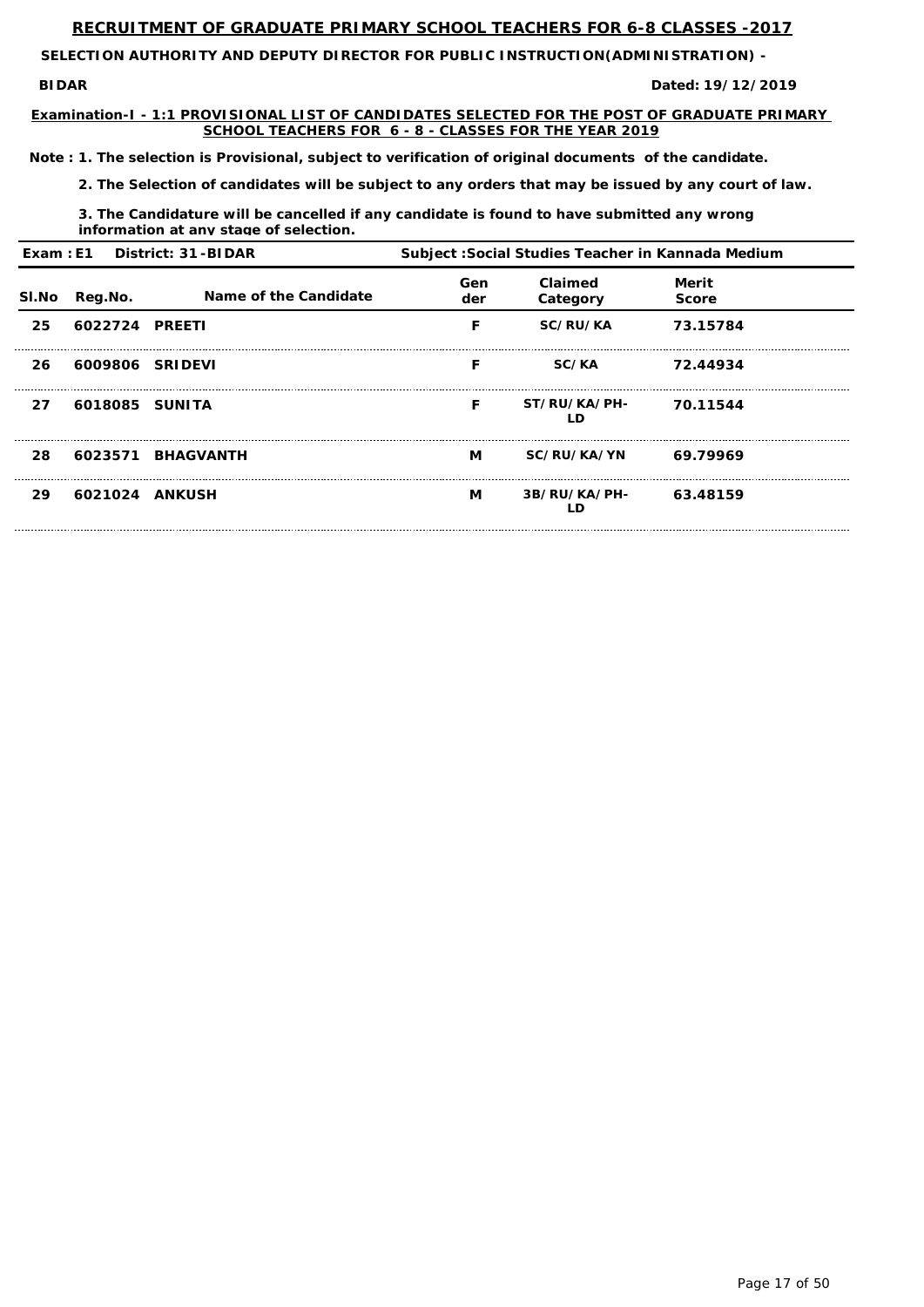## RECRUITMENT OF GRADUATE PRIMARY SCHOOL TEACHERS FOR 6-8 CLASSES -2017

**SELECTION AUTHORITY AND DEPUTY DIRECTOR FOR PUBLIC INSTRUCTION(ADMINISTRATION) -**

**BIDAR** **Dated: 19/12/2019**

**Examination-I - 1:1 PROVISIONAL LIST OF CANDIDATES SELECTED FOR THE POST OF GRADUATE PRIMARY SCHOOL TEACHERS FOR 6 - 8 - CLASSES FOR THE YEAR 2019**

**Note : 1. The selection is Provisional, subject to verification of original documents of the candidate.**

**2. The Selection of candidates will be subject to any orders that may be issued by any court of law.**

**3. The Candidature will be cancelled if any candidate is found to have submitted any wrong information at any stage of selection.**

**Exam : E1 District: 31-BIDAR Subject :Social Studies Teacher in Kannada Medium**

| Sl.No | Reg.No. | Name of the Candidate | Gender | Claimed Category | Merit Score |
|---|---|---|---|---|---|
| 25 | 6022724 | PREETI | F | SC/RU/KA | 73.15784 |
| 26 | 6009806 | SRIDEVI | F | SC/KA | 72.44934 |
| 27 | 6018085 | SUNITA | F | ST/RU/KA/PH-LD | 70.11544 |
| 28 | 6023571 | BHAGVANTH | M | SC/RU/KA/YN | 69.79969 |
| 29 | 6021024 | ANKUSH | M | 3B/RU/KA/PH-LD | 63.48159 |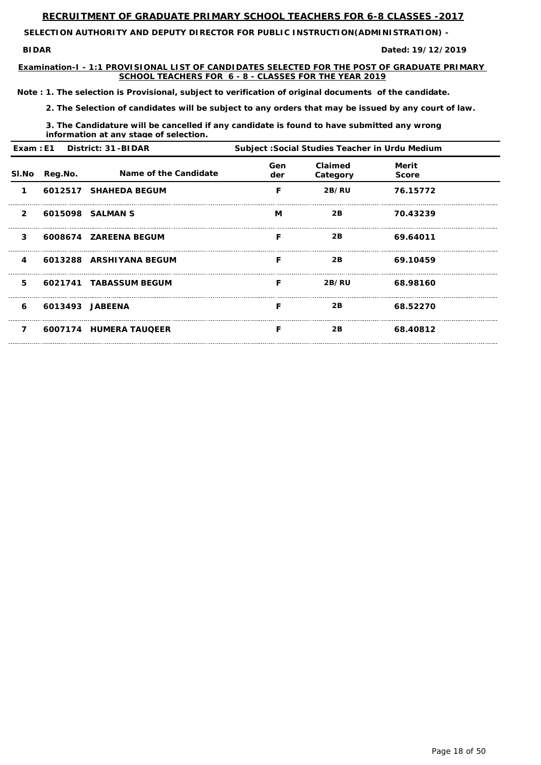## RECRUITMENT OF GRADUATE PRIMARY SCHOOL TEACHERS FOR 6-8 CLASSES -2017

**SELECTION AUTHORITY AND DEPUTY DIRECTOR FOR PUBLIC INSTRUCTION(ADMINISTRATION) - BIDAR**

**Dated: 19/12/2019**

**Examination-I - 1:1 PROVISIONAL LIST OF CANDIDATES SELECTED FOR THE POST OF GRADUATE PRIMARY SCHOOL TEACHERS FOR 6 - 8 - CLASSES FOR THE YEAR 2019**

**Note : 1. The selection is Provisional, subject to verification of original documents of the candidate.**

**2. The Selection of candidates will be subject to any orders that may be issued by any court of law.**

**3. The Candidature will be cancelled if any candidate is found to have submitted any wrong information at any stage of selection.**

**Exam : E1 District: 31-BIDAR Subject :Social Studies Teacher in Urdu Medium**

| Sl.No | Reg.No. | Name of the Candidate | Gender | Claimed Category | Merit Score |
|---|---|---|---|---|---|
| 1 | 6012517 | SHAHEDA BEGUM | F | 2B/RU | 76.15772 |
| 2 | 6015098 | SALMAN S | M | 2B | 70.43239 |
| 3 | 6008674 | ZAREENA BEGUM | F | 2B | 69.64011 |
| 4 | 6013288 | ARSHIYANA BEGUM | F | 2B | 69.10459 |
| 5 | 6021741 | TABASSUM BEGUM | F | 2B/RU | 68.98160 |
| 6 | 6013493 | JABEENA | F | 2B | 68.52270 |
| 7 | 6007174 | HUMERA TAUQEER | F | 2B | 68.40812 |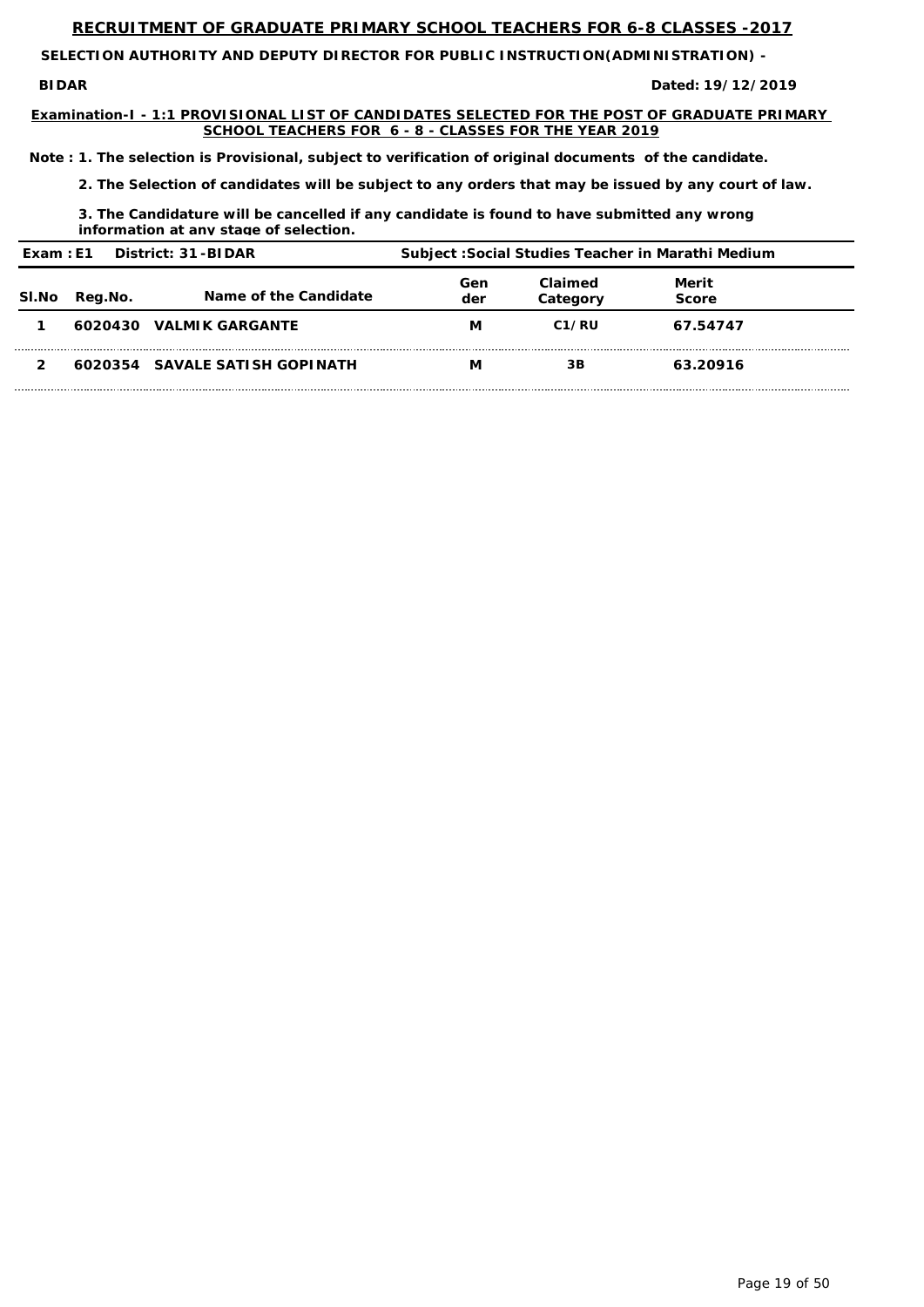# RECRUITMENT OF GRADUATE PRIMARY SCHOOL TEACHERS FOR 6-8 CLASSES -2017

**SELECTION AUTHORITY AND DEPUTY DIRECTOR FOR PUBLIC INSTRUCTION(ADMINISTRATION) -**

**BIDAR** **Dated: 19/12/2019**

**Examination-I - 1:1 PROVISIONAL LIST OF CANDIDATES SELECTED FOR THE POST OF GRADUATE PRIMARY SCHOOL TEACHERS FOR 6 - 8 - CLASSES FOR THE YEAR 2019**

**Note : 1. The selection is Provisional, subject to verification of original documents of the candidate.**

**2. The Selection of candidates will be subject to any orders that may be issued by any court of law.**

**3. The Candidature will be cancelled if any candidate is found to have submitted any wrong information at any stage of selection.**

**Exam : E1 District: 31-BIDAR Subject :Social Studies Teacher in Marathi Medium**

| Sl.No | Reg.No. | Name of the Candidate | Gender | Claimed Category | Merit Score |
|---|---|---|---|---|---|
| 1 | 6020430 | VALMIK GARGANTE | M | C1/RU | 67.54747 |
| 2 | 6020354 | SAVALE SATISH GOPINATH | M | 3B | 63.20916 |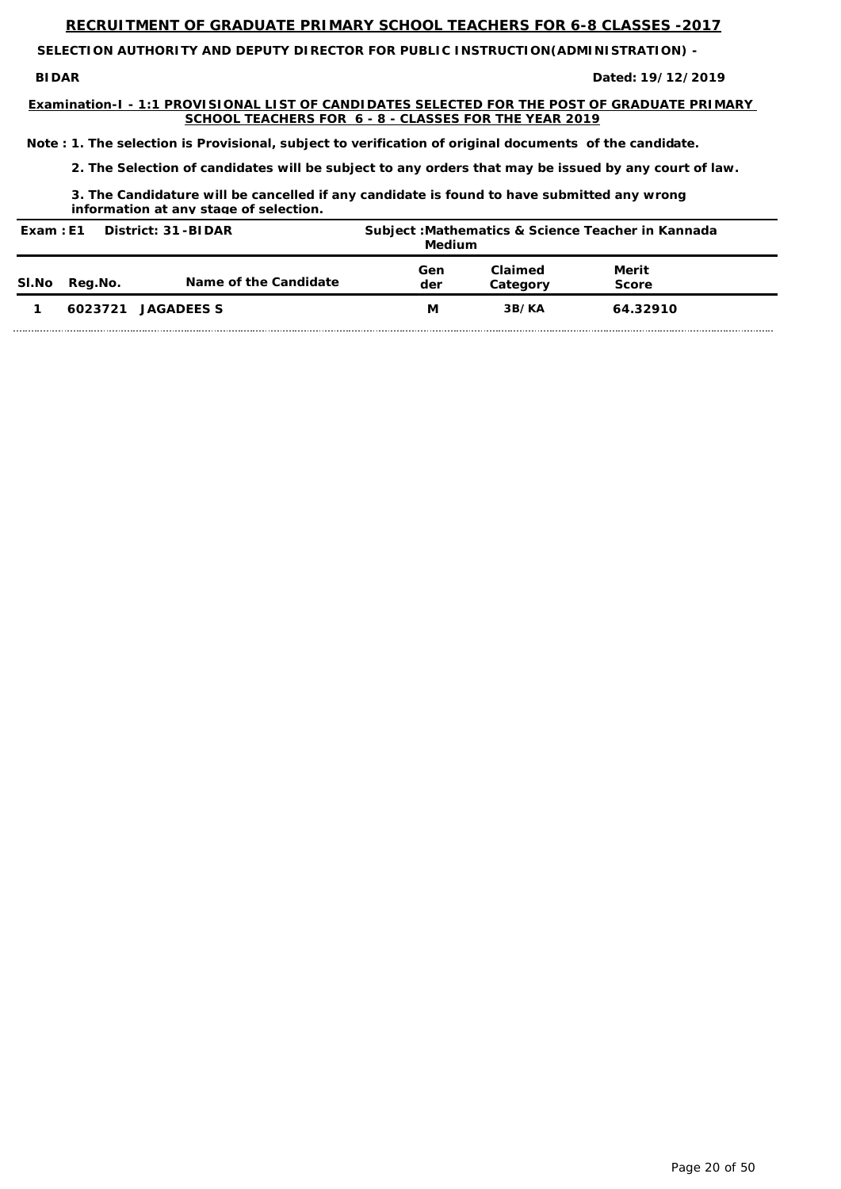## RECRUITMENT OF GRADUATE PRIMARY SCHOOL TEACHERS FOR 6-8 CLASSES -2017

**SELECTION AUTHORITY AND DEPUTY DIRECTOR FOR PUBLIC INSTRUCTION(ADMINISTRATION) -**

**BIDAR** **Dated: 19/12/2019**

**Examination-I - 1:1 PROVISIONAL LIST OF CANDIDATES SELECTED FOR THE POST OF GRADUATE PRIMARY SCHOOL TEACHERS FOR 6 - 8 - CLASSES FOR THE YEAR 2019**

**Note : 1. The selection is Provisional, subject to verification of original documents of the candidate.**

**2. The Selection of candidates will be subject to any orders that may be issued by any court of law.**

**3. The Candidature will be cancelled if any candidate is found to have submitted any wrong information at any stage of selection.**

**Exam : E1 District: 31-BIDAR Subject :Mathematics & Science Teacher in Kannada Medium**

| Sl.No | Reg.No. | Name of the Candidate | Gender | Claimed Category | Merit Score |
|---|---|---|---|---|---|
| 1 | 6023721 | JAGADEES S | M | 3B/KA | 64.32910 |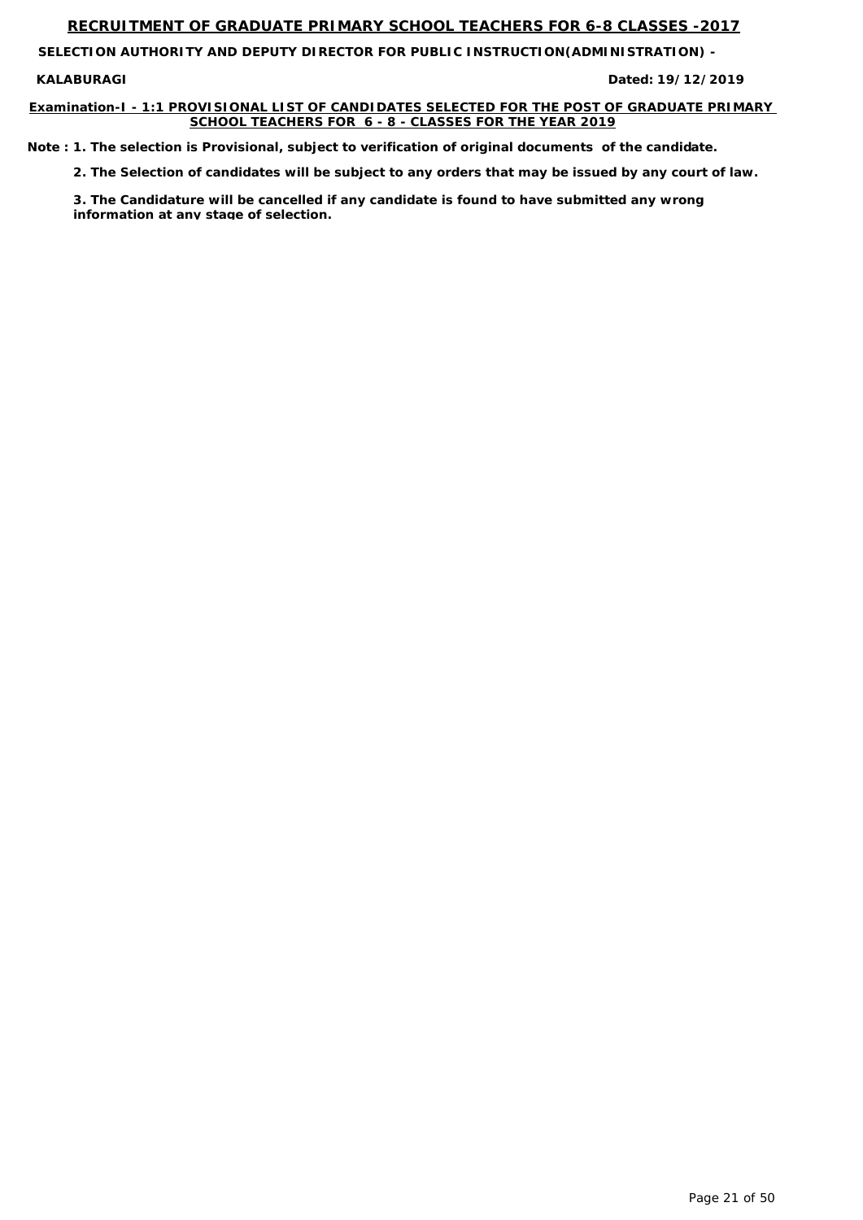# RECRUITMENT OF GRADUATE PRIMARY SCHOOL TEACHERS FOR 6-8 CLASSES -2017

**SELECTION AUTHORITY AND DEPUTY DIRECTOR FOR PUBLIC INSTRUCTION(ADMINISTRATION) -**

**KALABURAGI** **Dated: 19/12/2019**

## Examination-I - 1:1 PROVISIONAL LIST OF CANDIDATES SELECTED FOR THE POST OF GRADUATE PRIMARY SCHOOL TEACHERS FOR 6 - 8 - CLASSES FOR THE YEAR 2019

**Note : 1. The selection is Provisional, subject to verification of original documents of the candidate.**

**2. The Selection of candidates will be subject to any orders that may be issued by any court of law.**

**3. The Candidature will be cancelled if any candidate is found to have submitted any wrong information at any stage of selection.**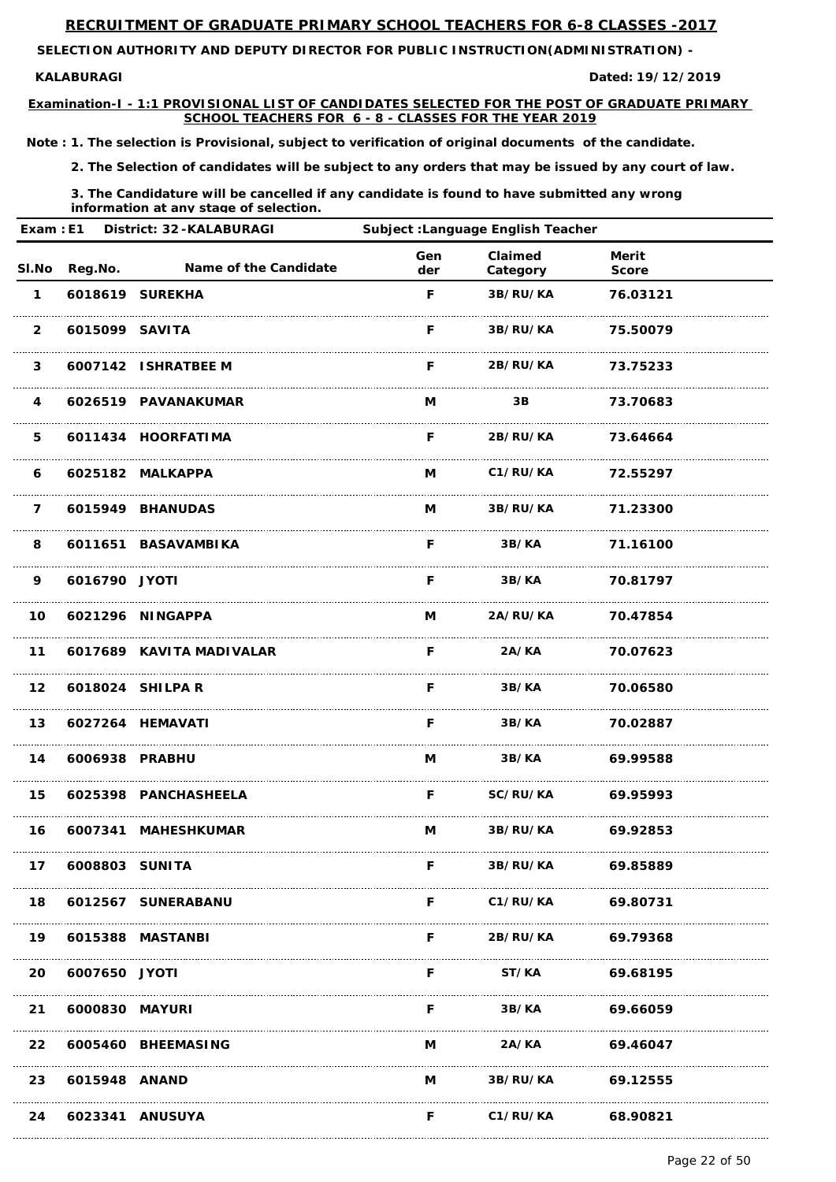# RECRUITMENT OF GRADUATE PRIMARY SCHOOL TEACHERS FOR 6-8 CLASSES -2017

**SELECTION AUTHORITY AND DEPUTY DIRECTOR FOR PUBLIC INSTRUCTION(ADMINISTRATION) -**

**KALABURAGI** **Dated: 19/12/2019**

**Examination-I - 1:1 PROVISIONAL LIST OF CANDIDATES SELECTED FOR THE POST OF GRADUATE PRIMARY SCHOOL TEACHERS FOR 6 - 8 - CLASSES FOR THE YEAR 2019**

**Note : 1. The selection is Provisional, subject to verification of original documents of the candidate.**

**2. The Selection of candidates will be subject to any orders that may be issued by any court of law.**

**3. The Candidature will be cancelled if any candidate is found to have submitted any wrong information at any stage of selection.**

**Exam : E1 District: 32 -KALABURAGI Subject :Language English Teacher**

| Sl.No | Reg.No. | Name of the Candidate | Gender | Claimed Category | Merit Score |
|---|---|---|---|---|---|
| 1 | 6018619 | SUREKHA | F | 3B/RU/KA | 76.03121 |
| 2 | 6015099 | SAVITA | F | 3B/RU/KA | 75.50079 |
| 3 | 6007142 | ISHRATBEE M | F | 2B/RU/KA | 73.75233 |
| 4 | 6026519 | PAVANAKUMAR | M | 3B | 73.70683 |
| 5 | 6011434 | HOORFATIMA | F | 2B/RU/KA | 73.64664 |
| 6 | 6025182 | MALKAPPA | M | C1/RU/KA | 72.55297 |
| 7 | 6015949 | BHANUDAS | M | 3B/RU/KA | 71.23300 |
| 8 | 6011651 | BASAVAMBIKA | F | 3B/KA | 71.16100 |
| 9 | 6016790 | JYOTI | F | 3B/KA | 70.81797 |
| 10 | 6021296 | NINGAPPA | M | 2A/RU/KA | 70.47854 |
| 11 | 6017689 | KAVITA MADIVALAR | F | 2A/KA | 70.07623 |
| 12 | 6018024 | SHILPA R | F | 3B/KA | 70.06580 |
| 13 | 6027264 | HEMAVATI | F | 3B/KA | 70.02887 |
| 14 | 6006938 | PRABHU | M | 3B/KA | 69.99588 |
| 15 | 6025398 | PANCHASHEELA | F | SC/RU/KA | 69.95993 |
| 16 | 6007341 | MAHESHKUMAR | M | 3B/RU/KA | 69.92853 |
| 17 | 6008803 | SUNITA | F | 3B/RU/KA | 69.85889 |
| 18 | 6012567 | SUNERABANU | F | C1/RU/KA | 69.80731 |
| 19 | 6015388 | MASTANBI | F | 2B/RU/KA | 69.79368 |
| 20 | 6007650 | JYOTI | F | ST/KA | 69.68195 |
| 21 | 6000830 | MAYURI | F | 3B/KA | 69.66059 |
| 22 | 6005460 | BHEEMASING | M | 2A/KA | 69.46047 |
| 23 | 6015948 | ANAND | M | 3B/RU/KA | 69.12555 |
| 24 | 6023341 | ANUSUYA | F | C1/RU/KA | 68.90821 |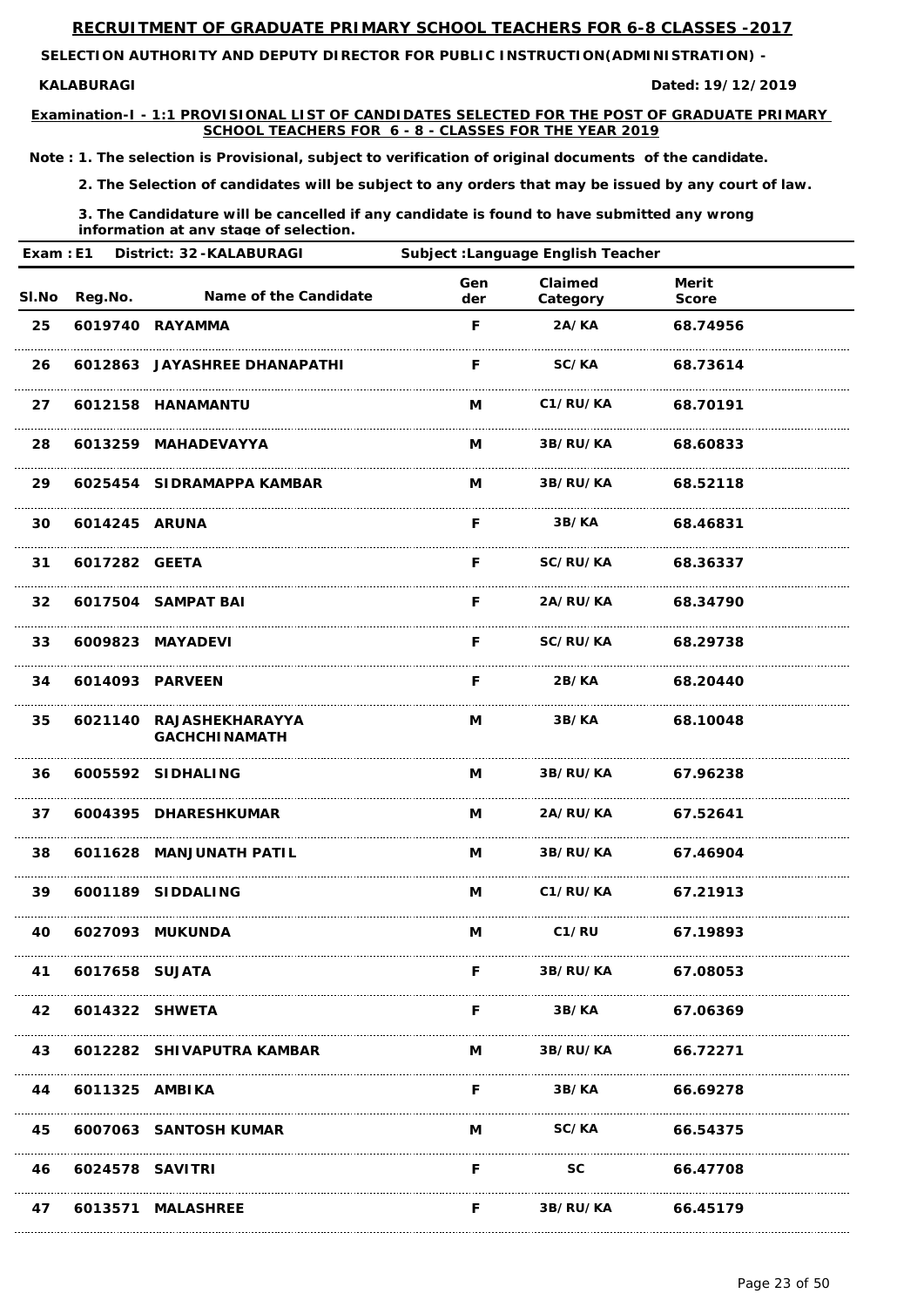## RECRUITMENT OF GRADUATE PRIMARY SCHOOL TEACHERS FOR 6-8 CLASSES -2017

**SELECTION AUTHORITY AND DEPUTY DIRECTOR FOR PUBLIC INSTRUCTION(ADMINISTRATION) - KALABURAGI**

**Dated: 19/12/2019**

**Examination-I - 1:1 PROVISIONAL LIST OF CANDIDATES SELECTED FOR THE POST OF GRADUATE PRIMARY SCHOOL TEACHERS FOR 6 - 8 - CLASSES FOR THE YEAR 2019**

**Note : 1. The selection is Provisional, subject to verification of original documents of the candidate.**

**2. The Selection of candidates will be subject to any orders that may be issued by any court of law.**

**3. The Candidature will be cancelled if any candidate is found to have submitted any wrong information at any stage of selection.**

**Exam : E1 District: 32 -KALABURAGI Subject :Language English Teacher**

| Sl.No | Reg.No. | Name of the Candidate | Gender | Claimed Category | Merit Score |
|---|---|---|---|---|---|
| 25 | 6019740 | RAYAMMA | F | 2A/KA | 68.74956 |
| 26 | 6012863 | JAYASHREE DHANAPATHI | F | SC/KA | 68.73614 |
| 27 | 6012158 | HANAMANTU | M | C1/RU/KA | 68.70191 |
| 28 | 6013259 | MAHADEVAYYA | M | 3B/RU/KA | 68.60833 |
| 29 | 6025454 | SIDRAMAPPA KAMBAR | M | 3B/RU/KA | 68.52118 |
| 30 | 6014245 | ARUNA | F | 3B/KA | 68.46831 |
| 31 | 6017282 | GEETA | F | SC/RU/KA | 68.36337 |
| 32 | 6017504 | SAMPAT BAI | F | 2A/RU/KA | 68.34790 |
| 33 | 6009823 | MAYADEVI | F | SC/RU/KA | 68.29738 |
| 34 | 6014093 | PARVEEN | F | 2B/KA | 68.20440 |
| 35 | 6021140 | RAJASHEKHARAYYA GACHCHINAMATH | M | 3B/KA | 68.10048 |
| 36 | 6005592 | SIDHALING | M | 3B/RU/KA | 67.96238 |
| 37 | 6004395 | DHARESHKUMAR | M | 2A/RU/KA | 67.52641 |
| 38 | 6011628 | MANJUNATH PATIL | M | 3B/RU/KA | 67.46904 |
| 39 | 6001189 | SIDDALING | M | C1/RU/KA | 67.21913 |
| 40 | 6027093 | MUKUNDA | M | C1/RU | 67.19893 |
| 41 | 6017658 | SUJATA | F | 3B/RU/KA | 67.08053 |
| 42 | 6014322 | SHWETA | F | 3B/KA | 67.06369 |
| 43 | 6012282 | SHIVAPUTRA KAMBAR | M | 3B/RU/KA | 66.72271 |
| 44 | 6011325 | AMBIKA | F | 3B/KA | 66.69278 |
| 45 | 6007063 | SANTOSH KUMAR | M | SC/KA | 66.54375 |
| 46 | 6024578 | SAVITRI | F | SC | 66.47708 |
| 47 | 6013571 | MALASHREE | F | 3B/RU/KA | 66.45179 |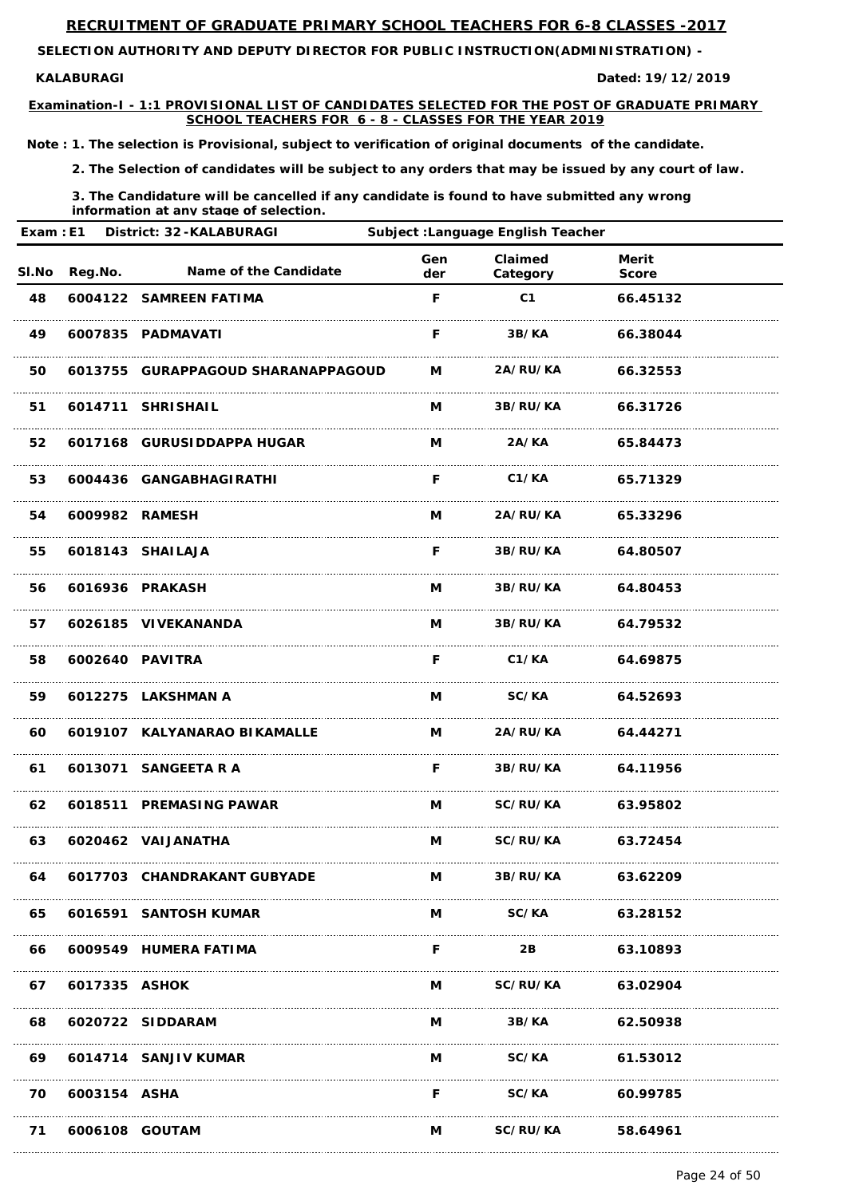## RECRUITMENT OF GRADUATE PRIMARY SCHOOL TEACHERS FOR 6-8 CLASSES -2017

**SELECTION AUTHORITY AND DEPUTY DIRECTOR FOR PUBLIC INSTRUCTION(ADMINISTRATION) -**

**KALABURAGI** **Dated: 19/12/2019**

**Examination-I - 1:1 PROVISIONAL LIST OF CANDIDATES SELECTED FOR THE POST OF GRADUATE PRIMARY SCHOOL TEACHERS FOR 6 - 8 - CLASSES FOR THE YEAR 2019**

**Note : 1. The selection is Provisional, subject to verification of original documents of the candidate.**

**2. The Selection of candidates will be subject to any orders that may be issued by any court of law.**

**3. The Candidature will be cancelled if any candidate is found to have submitted any wrong information at any stage of selection.**

**Exam : E1 District: 32 -KALABURAGI Subject :Language English Teacher**

| Sl.No | Reg.No. | Name of the Candidate | Gender | Claimed Category | Merit Score |
|---|---|---|---|---|---|
| 48 | 6004122 | SAMREEN FATIMA | F | C1 | 66.45132 |
| 49 | 6007835 | PADMAVATI | F | 3B/KA | 66.38044 |
| 50 | 6013755 | GURAPPAGOUD SHARANAPPAGOUD | M | 2A/RU/KA | 66.32553 |
| 51 | 6014711 | SHRISHAIL | M | 3B/RU/KA | 66.31726 |
| 52 | 6017168 | GURUSIDDAPPA HUGAR | M | 2A/KA | 65.84473 |
| 53 | 6004436 | GANGABHAGIRATHI | F | C1/KA | 65.71329 |
| 54 | 6009982 | RAMESH | M | 2A/RU/KA | 65.33296 |
| 55 | 6018143 | SHAILAJA | F | 3B/RU/KA | 64.80507 |
| 56 | 6016936 | PRAKASH | M | 3B/RU/KA | 64.80453 |
| 57 | 6026185 | VIVEKANANDA | M | 3B/RU/KA | 64.79532 |
| 58 | 6002640 | PAVITRA | F | C1/KA | 64.69875 |
| 59 | 6012275 | LAKSHMAN A | M | SC/KA | 64.52693 |
| 60 | 6019107 | KALYANARAO BIKAMALLE | M | 2A/RU/KA | 64.44271 |
| 61 | 6013071 | SANGEETA R A | F | 3B/RU/KA | 64.11956 |
| 62 | 6018511 | PREMASING PAWAR | M | SC/RU/KA | 63.95802 |
| 63 | 6020462 | VAIJANATHA | M | SC/RU/KA | 63.72454 |
| 64 | 6017703 | CHANDRAKANT GUBYADE | M | 3B/RU/KA | 63.62209 |
| 65 | 6016591 | SANTOSH KUMAR | M | SC/KA | 63.28152 |
| 66 | 6009549 | HUMERA FATIMA | F | 2B | 63.10893 |
| 67 | 6017335 | ASHOK | M | SC/RU/KA | 63.02904 |
| 68 | 6020722 | SIDDARAM | M | 3B/KA | 62.50938 |
| 69 | 6014714 | SANJIV KUMAR | M | SC/KA | 61.53012 |
| 70 | 6003154 | ASHA | F | SC/KA | 60.99785 |
| 71 | 6006108 | GOUTAM | M | SC/RU/KA | 58.64961 |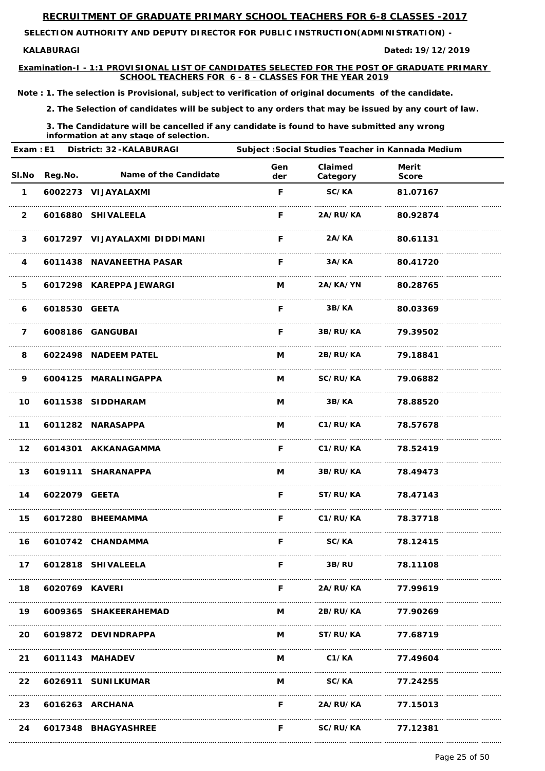## RECRUITMENT OF GRADUATE PRIMARY SCHOOL TEACHERS FOR 6-8 CLASSES -2017

**SELECTION AUTHORITY AND DEPUTY DIRECTOR FOR PUBLIC INSTRUCTION(ADMINISTRATION) -**

**KALABURAGI** **Dated: 19/12/2019**

**Examination-I - 1:1 PROVISIONAL LIST OF CANDIDATES SELECTED FOR THE POST OF GRADUATE PRIMARY SCHOOL TEACHERS FOR 6 - 8 - CLASSES FOR THE YEAR 2019**

**Note : 1. The selection is Provisional, subject to verification of original documents of the candidate.**

**2. The Selection of candidates will be subject to any orders that may be issued by any court of law.**

**3. The Candidature will be cancelled if any candidate is found to have submitted any wrong information at any stage of selection.**

**Exam : E1** **District: 32 -KALABURAGI** **Subject :Social Studies Teacher in Kannada Medium**

| Sl.No | Reg.No. | Name of the Candidate | Gender | Claimed Category | Merit Score |
|---|---|---|---|---|---|
| 1 | 6002273 | VIJAYALAXMI | F | SC/KA | 81.07167 |
| 2 | 6016880 | SHIVALEELA | F | 2A/RU/KA | 80.92874 |
| 3 | 6017297 | VIJAYALAXMI DIDDIMANI | F | 2A/KA | 80.61131 |
| 4 | 6011438 | NAVANEETHA PASAR | F | 3A/KA | 80.41720 |
| 5 | 6017298 | KAREPPA JEWARGI | M | 2A/KA/YN | 80.28765 |
| 6 | 6018530 | GEETA | F | 3B/KA | 80.03369 |
| 7 | 6008186 | GANGUBAI | F | 3B/RU/KA | 79.39502 |
| 8 | 6022498 | NADEEM PATEL | M | 2B/RU/KA | 79.18841 |
| 9 | 6004125 | MARALINGAPPA | M | SC/RU/KA | 79.06882 |
| 10 | 6011538 | SIDDHARAM | M | 3B/KA | 78.88520 |
| 11 | 6011282 | NARASAPPA | M | C1/RU/KA | 78.57678 |
| 12 | 6014301 | AKKANAGAMMA | F | C1/RU/KA | 78.52419 |
| 13 | 6019111 | SHARANAPPA | M | 3B/RU/KA | 78.49473 |
| 14 | 6022079 | GEETA | F | ST/RU/KA | 78.47143 |
| 15 | 6017280 | BHEEMAMMA | F | C1/RU/KA | 78.37718 |
| 16 | 6010742 | CHANDAMMA | F | SC/KA | 78.12415 |
| 17 | 6012818 | SHIVALEELA | F | 3B/RU | 78.11108 |
| 18 | 6020769 | KAVERI | F | 2A/RU/KA | 77.99619 |
| 19 | 6009365 | SHAKEERAHEMAD | M | 2B/RU/KA | 77.90269 |
| 20 | 6019872 | DEVINDRAPPA | M | ST/RU/KA | 77.68719 |
| 21 | 6011143 | MAHADEV | M | C1/KA | 77.49604 |
| 22 | 6026911 | SUNILKUMAR | M | SC/KA | 77.24255 |
| 23 | 6016263 | ARCHANA | F | 2A/RU/KA | 77.15013 |
| 24 | 6017348 | BHAGYASHREE | F | SC/RU/KA | 77.12381 |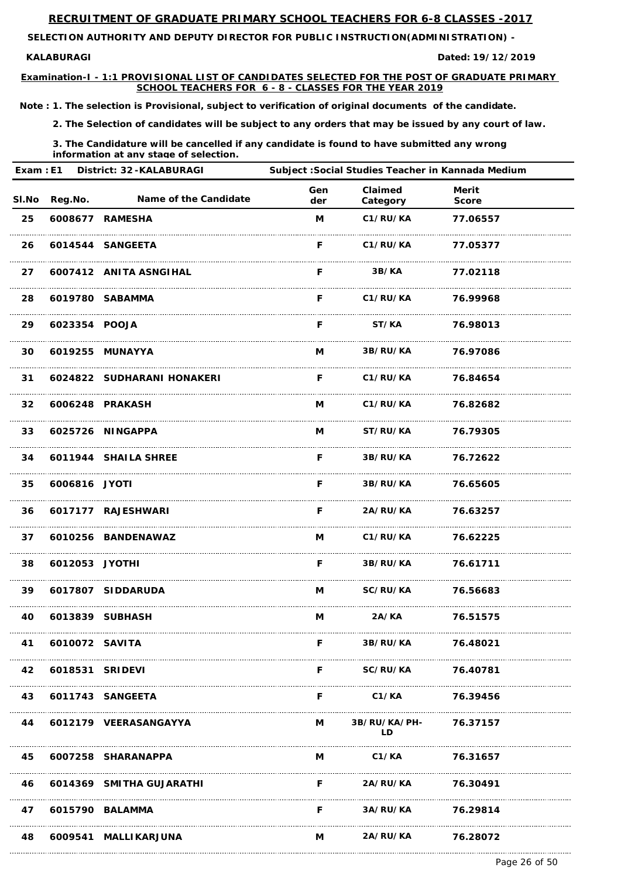# RECRUITMENT OF GRADUATE PRIMARY SCHOOL TEACHERS FOR 6-8 CLASSES -2017

**SELECTION AUTHORITY AND DEPUTY DIRECTOR FOR PUBLIC INSTRUCTION(ADMINISTRATION) - KALABURAGI**

**Dated: 19/12/2019**

**Examination-I - 1:1 PROVISIONAL LIST OF CANDIDATES SELECTED FOR THE POST OF GRADUATE PRIMARY SCHOOL TEACHERS FOR 6 - 8 - CLASSES FOR THE YEAR 2019**

**Note : 1. The selection is Provisional, subject to verification of original documents of the candidate.**

**2. The Selection of candidates will be subject to any orders that may be issued by any court of law.**

**3. The Candidature will be cancelled if any candidate is found to have submitted any wrong information at any stage of selection.**

**Exam : E1 District: 32 -KALABURAGI Subject :Social Studies Teacher in Kannada Medium**

| Sl.No | Reg.No. | Name of the Candidate | Gender | Claimed Category | Merit Score |
|---|---|---|---|---|---|
| 25 | 6008677 | RAMESHA | M | C1/RU/KA | 77.06557 |
| 26 | 6014544 | SANGEETA | F | C1/RU/KA | 77.05377 |
| 27 | 6007412 | ANITA ASNGIHAL | F | 3B/KA | 77.02118 |
| 28 | 6019780 | SABAMMA | F | C1/RU/KA | 76.99968 |
| 29 | 6023354 | POOJA | F | ST/KA | 76.98013 |
| 30 | 6019255 | MUNAYYA | M | 3B/RU/KA | 76.97086 |
| 31 | 6024822 | SUDHARANI HONAKERI | F | C1/RU/KA | 76.84654 |
| 32 | 6006248 | PRAKASH | M | C1/RU/KA | 76.82682 |
| 33 | 6025726 | NINGAPPA | M | ST/RU/KA | 76.79305 |
| 34 | 6011944 | SHAILA SHREE | F | 3B/RU/KA | 76.72622 |
| 35 | 6006816 | JYOTI | F | 3B/RU/KA | 76.65605 |
| 36 | 6017177 | RAJESHWARI | F | 2A/RU/KA | 76.63257 |
| 37 | 6010256 | BANDENAWAZ | M | C1/RU/KA | 76.62225 |
| 38 | 6012053 | JYOTHI | F | 3B/RU/KA | 76.61711 |
| 39 | 6017807 | SIDDARUDA | M | SC/RU/KA | 76.56683 |
| 40 | 6013839 | SUBHASH | M | 2A/KA | 76.51575 |
| 41 | 6010072 | SAVITA | F | 3B/RU/KA | 76.48021 |
| 42 | 6018531 | SRIDEVI | F | SC/RU/KA | 76.40781 |
| 43 | 6011743 | SANGEETA | F | C1/KA | 76.39456 |
| 44 | 6012179 | VEERASANGAYYA | M | 3B/RU/KA/PH-LD | 76.37157 |
| 45 | 6007258 | SHARANAPPA | M | C1/KA | 76.31657 |
| 46 | 6014369 | SMITHA GUJARATHI | F | 2A/RU/KA | 76.30491 |
| 47 | 6015790 | BALAMMA | F | 3A/RU/KA | 76.29814 |
| 48 | 6009541 | MALLIKARJUNA | M | 2A/RU/KA | 76.28072 |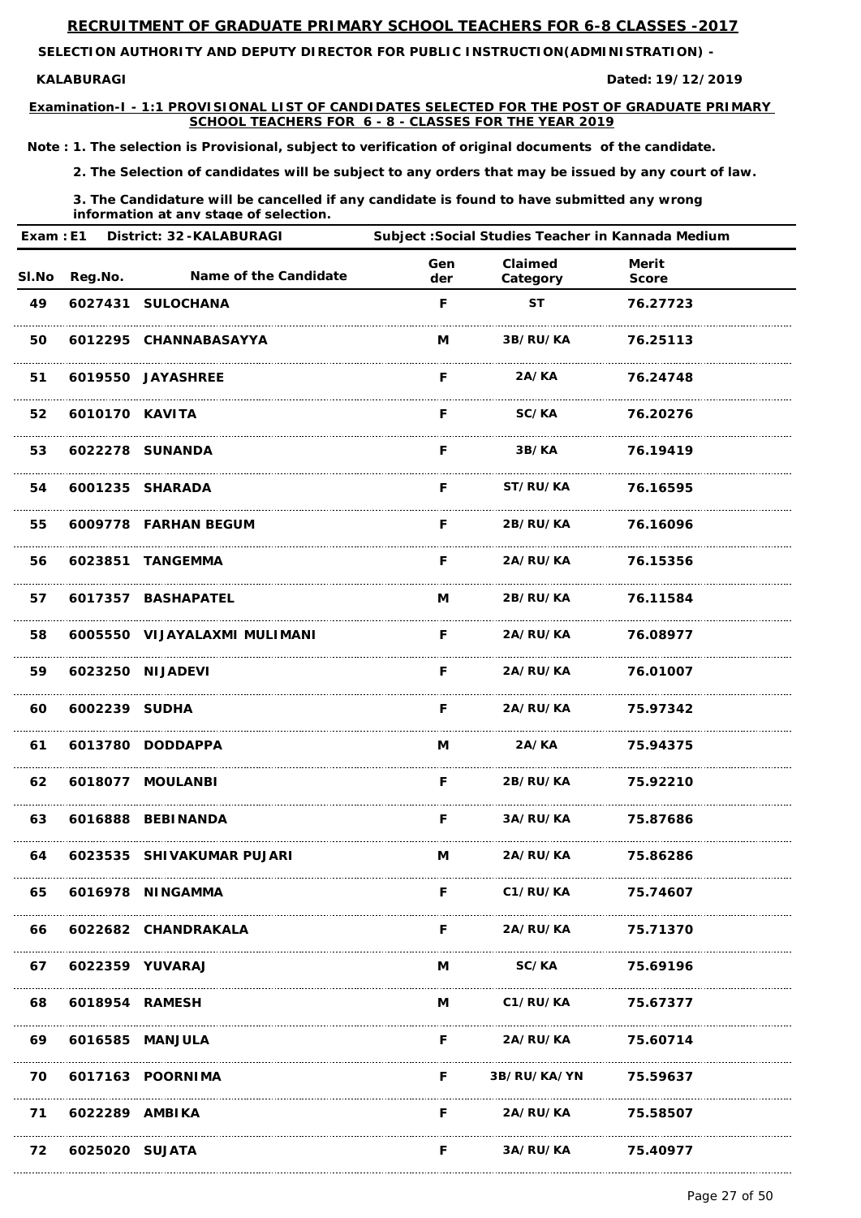# RECRUITMENT OF GRADUATE PRIMARY SCHOOL TEACHERS FOR 6-8 CLASSES -2017

**SELECTION AUTHORITY AND DEPUTY DIRECTOR FOR PUBLIC INSTRUCTION(ADMINISTRATION) - KALABURAGI**

**Dated: 19/12/2019**

**Examination-I - 1:1 PROVISIONAL LIST OF CANDIDATES SELECTED FOR THE POST OF GRADUATE PRIMARY SCHOOL TEACHERS FOR 6 - 8 - CLASSES FOR THE YEAR 2019**

**Note : 1. The selection is Provisional, subject to verification of original documents of the candidate.**

**2. The Selection of candidates will be subject to any orders that may be issued by any court of law.**

**3. The Candidature will be cancelled if any candidate is found to have submitted any wrong information at any stage of selection.**

**Exam : E1 District: 32 -KALABURAGI Subject :Social Studies Teacher in Kannada Medium**

| Sl.No | Reg.No. | Name of the Candidate | Gender | Claimed Category | Merit Score |
|---|---|---|---|---|---|
| 49 | 6027431 | SULOCHANA | F | ST | 76.27723 |
| 50 | 6012295 | CHANNABASAYYA | M | 3B/RU/KA | 76.25113 |
| 51 | 6019550 | JAYASHREE | F | 2A/KA | 76.24748 |
| 52 | 6010170 | KAVITA | F | SC/KA | 76.20276 |
| 53 | 6022278 | SUNANDA | F | 3B/KA | 76.19419 |
| 54 | 6001235 | SHARADA | F | ST/RU/KA | 76.16595 |
| 55 | 6009778 | FARHAN BEGUM | F | 2B/RU/KA | 76.16096 |
| 56 | 6023851 | TANGEMMA | F | 2A/RU/KA | 76.15356 |
| 57 | 6017357 | BASHAPATEL | M | 2B/RU/KA | 76.11584 |
| 58 | 6005550 | VIJAYALAXMI MULIMANI | F | 2A/RU/KA | 76.08977 |
| 59 | 6023250 | NIJADEVI | F | 2A/RU/KA | 76.01007 |
| 60 | 6002239 | SUDHA | F | 2A/RU/KA | 75.97342 |
| 61 | 6013780 | DODDAPPA | M | 2A/KA | 75.94375 |
| 62 | 6018077 | MOULANBI | F | 2B/RU/KA | 75.92210 |
| 63 | 6016888 | BEBINANDA | F | 3A/RU/KA | 75.87686 |
| 64 | 6023535 | SHIVAKUMAR PUJARI | M | 2A/RU/KA | 75.86286 |
| 65 | 6016978 | NINGAMMA | F | C1/RU/KA | 75.74607 |
| 66 | 6022682 | CHANDRAKALA | F | 2A/RU/KA | 75.71370 |
| 67 | 6022359 | YUVARAJ | M | SC/KA | 75.69196 |
| 68 | 6018954 | RAMESH | M | C1/RU/KA | 75.67377 |
| 69 | 6016585 | MANJULA | F | 2A/RU/KA | 75.60714 |
| 70 | 6017163 | POORNIMA | F | 3B/RU/KA/YN | 75.59637 |
| 71 | 6022289 | AMBIKA | F | 2A/RU/KA | 75.58507 |
| 72 | 6025020 | SUJATA | F | 3A/RU/KA | 75.40977 |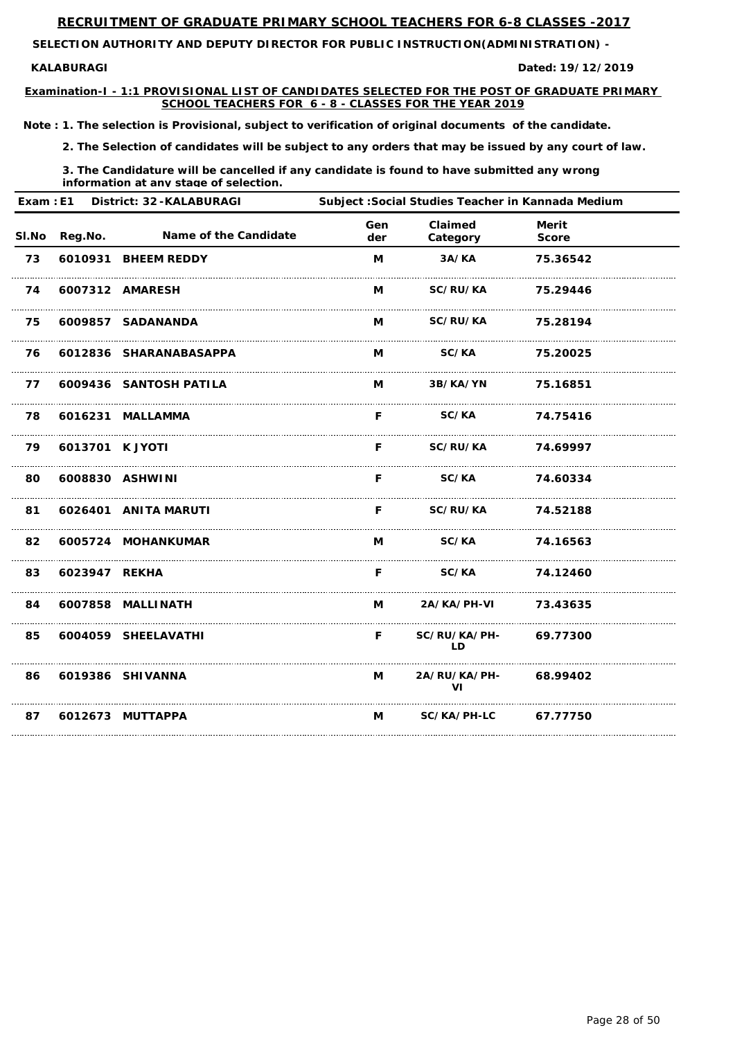## RECRUITMENT OF GRADUATE PRIMARY SCHOOL TEACHERS FOR 6-8 CLASSES -2017

**SELECTION AUTHORITY AND DEPUTY DIRECTOR FOR PUBLIC INSTRUCTION(ADMINISTRATION) - KALABURAGI**

**Dated: 19/12/2019**

**Examination-I - 1:1 PROVISIONAL LIST OF CANDIDATES SELECTED FOR THE POST OF GRADUATE PRIMARY SCHOOL TEACHERS FOR 6 - 8 - CLASSES FOR THE YEAR 2019**

**Note : 1. The selection is Provisional, subject to verification of original documents of the candidate.**

**2. The Selection of candidates will be subject to any orders that may be issued by any court of law.**

**3. The Candidature will be cancelled if any candidate is found to have submitted any wrong information at any stage of selection.**

**Exam : E1 District: 32 -KALABURAGI Subject :Social Studies Teacher in Kannada Medium**

| Sl.No | Reg.No. | Name of the Candidate | Gender | Claimed Category | Merit Score |
|---|---|---|---|---|---|
| 73 | 6010931 | BHEEM REDDY | M | 3A/KA | 75.36542 |
| 74 | 6007312 | AMARESH | M | SC/RU/KA | 75.29446 |
| 75 | 6009857 | SADANANDA | M | SC/RU/KA | 75.28194 |
| 76 | 6012836 | SHARANABASAPPA | M | SC/KA | 75.20025 |
| 77 | 6009436 | SANTOSH PATILA | M | 3B/KA/YN | 75.16851 |
| 78 | 6016231 | MALLAMMA | F | SC/KA | 74.75416 |
| 79 | 6013701 | K JYOTI | F | SC/RU/KA | 74.69997 |
| 80 | 6008830 | ASHWINI | F | SC/KA | 74.60334 |
| 81 | 6026401 | ANITA MARUTI | F | SC/RU/KA | 74.52188 |
| 82 | 6005724 | MOHANKUMAR | M | SC/KA | 74.16563 |
| 83 | 6023947 | REKHA | F | SC/KA | 74.12460 |
| 84 | 6007858 | MALLINATH | M | 2A/KA/PH-VI | 73.43635 |
| 85 | 6004059 | SHEELAVATHI | F | SC/RU/KA/PH-LD | 69.77300 |
| 86 | 6019386 | SHIVANNA | M | 2A/RU/KA/PH-VI | 68.99402 |
| 87 | 6012673 | MUTTAPPA | M | SC/KA/PH-LC | 67.77750 |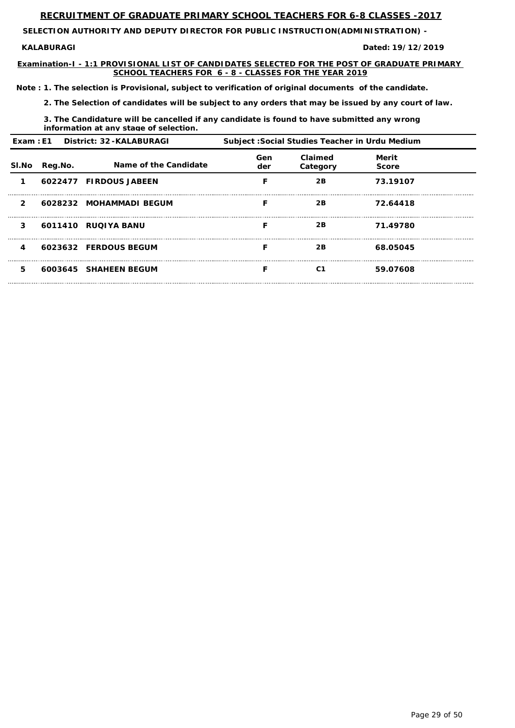## RECRUITMENT OF GRADUATE PRIMARY SCHOOL TEACHERS FOR 6-8 CLASSES -2017

**SELECTION AUTHORITY AND DEPUTY DIRECTOR FOR PUBLIC INSTRUCTION(ADMINISTRATION) -**

**KALABURAGI** **Dated: 19/12/2019**

**Examination-I - 1:1 PROVISIONAL LIST OF CANDIDATES SELECTED FOR THE POST OF GRADUATE PRIMARY SCHOOL TEACHERS FOR 6 - 8 - CLASSES FOR THE YEAR 2019**

**Note : 1. The selection is Provisional, subject to verification of original documents of the candidate.**

**2. The Selection of candidates will be subject to any orders that may be issued by any court of law.**

**3. The Candidature will be cancelled if any candidate is found to have submitted any wrong information at any stage of selection.**

**Exam : E1 District: 32 -KALABURAGI Subject :Social Studies Teacher in Urdu Medium**

| Sl.No | Reg.No. | Name of the Candidate | Gender | Claimed Category | Merit Score |
|---|---|---|---|---|---|
| 1 | 6022477 | FIRDOUS JABEEN | F | 2B | 73.19107 |
| 2 | 6028232 | MOHAMMADI BEGUM | F | 2B | 72.64418 |
| 3 | 6011410 | RUQIYA BANU | F | 2B | 71.49780 |
| 4 | 6023632 | FERDOUS BEGUM | F | 2B | 68.05045 |
| 5 | 6003645 | SHAHEEN BEGUM | F | C1 | 59.07608 |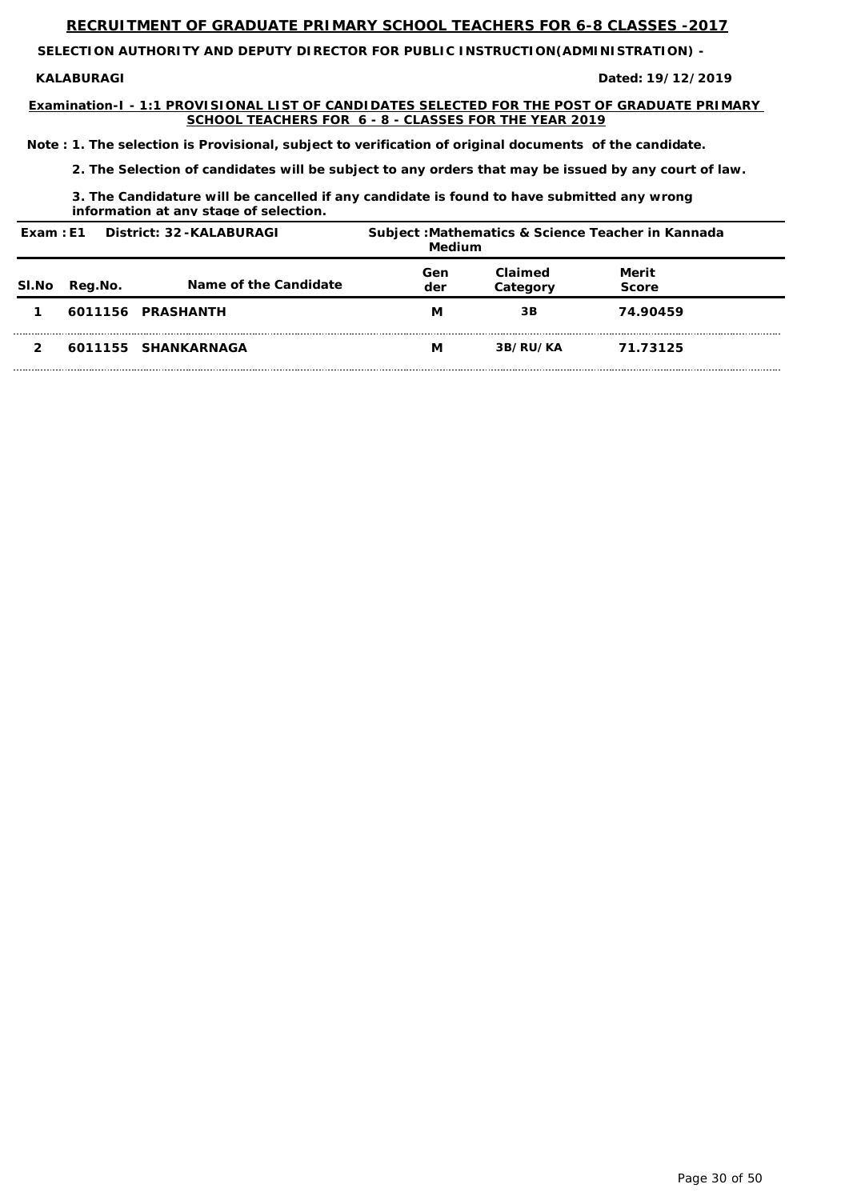# RECRUITMENT OF GRADUATE PRIMARY SCHOOL TEACHERS FOR 6-8 CLASSES -2017

**SELECTION AUTHORITY AND DEPUTY DIRECTOR FOR PUBLIC INSTRUCTION(ADMINISTRATION) - KALABURAGI**

**Dated: 19/12/2019**

**Examination-I - 1:1 PROVISIONAL LIST OF CANDIDATES SELECTED FOR THE POST OF GRADUATE PRIMARY SCHOOL TEACHERS FOR 6 - 8 - CLASSES FOR THE YEAR 2019**

**Note : 1. The selection is Provisional, subject to verification of original documents of the candidate.**

**2. The Selection of candidates will be subject to any orders that may be issued by any court of law.**

**3. The Candidature will be cancelled if any candidate is found to have submitted any wrong information at any stage of selection.**

**Exam : E1 District: 32 -KALABURAGI Subject :Mathematics & Science Teacher in Kannada Medium**

| Sl.No | Reg.No. | Name of the Candidate | Gender | Claimed Category | Merit Score |
|---|---|---|---|---|---|
| 1 | 6011156 | PRASHANTH | M | 3B | 74.90459 |
| 2 | 6011155 | SHANKARNAGA | M | 3B/RU/KA | 71.73125 |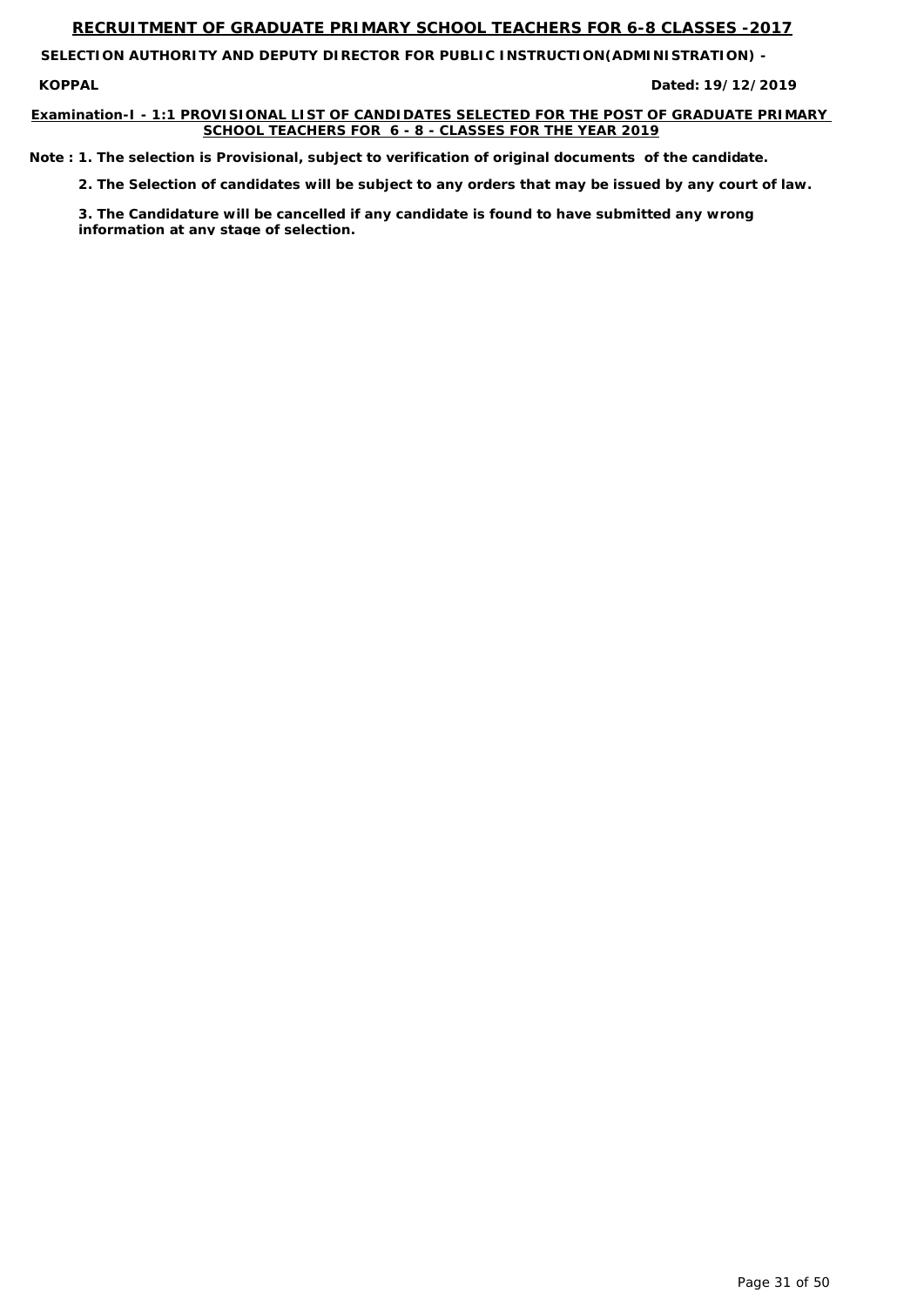# RECRUITMENT OF GRADUATE PRIMARY SCHOOL TEACHERS FOR 6-8 CLASSES -2017

**SELECTION AUTHORITY AND DEPUTY DIRECTOR FOR PUBLIC INSTRUCTION(ADMINISTRATION) -**

**KOPPAL** **Dated: 19/12/2019**

**Examination-I - 1:1 PROVISIONAL LIST OF CANDIDATES SELECTED FOR THE POST OF GRADUATE PRIMARY SCHOOL TEACHERS FOR 6 - 8 - CLASSES FOR THE YEAR 2019**

**Note : 1. The selection is Provisional, subject to verification of original documents of the candidate.**

**2. The Selection of candidates will be subject to any orders that may be issued by any court of law.**

**3. The Candidature will be cancelled if any candidate is found to have submitted any wrong information at any stage of selection.**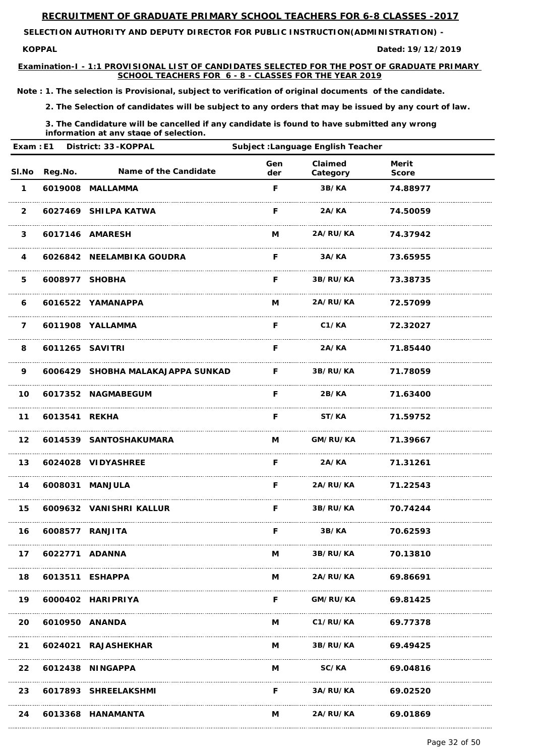## RECRUITMENT OF GRADUATE PRIMARY SCHOOL TEACHERS FOR 6-8 CLASSES -2017

**SELECTION AUTHORITY AND DEPUTY DIRECTOR FOR PUBLIC INSTRUCTION(ADMINISTRATION) -**

**KOPPAL** **Dated: 19/12/2019**

**Examination-I - 1:1 PROVISIONAL LIST OF CANDIDATES SELECTED FOR THE POST OF GRADUATE PRIMARY SCHOOL TEACHERS FOR 6 - 8 - CLASSES FOR THE YEAR 2019**

**Note : 1. The selection is Provisional, subject to verification of original documents of the candidate.**

**2. The Selection of candidates will be subject to any orders that may be issued by any court of law.**

**3. The Candidature will be cancelled if any candidate is found to have submitted any wrong information at any stage of selection.**

**Exam : E1 District: 33 -KOPPAL Subject :Language English Teacher**

| Sl.No | Reg.No. | Name of the Candidate | Gender | Claimed Category | Merit Score |
|---|---|---|---|---|---|
| 1 | 6019008 | MALLAMMA | F | 3B/KA | 74.88977 |
| 2 | 6027469 | SHILPA KATWA | F | 2A/KA | 74.50059 |
| 3 | 6017146 | AMARESH | M | 2A/RU/KA | 74.37942 |
| 4 | 6026842 | NEELAMBIKA GOUDRA | F | 3A/KA | 73.65955 |
| 5 | 6008977 | SHOBHA | F | 3B/RU/KA | 73.38735 |
| 6 | 6016522 | YAMANAPPA | M | 2A/RU/KA | 72.57099 |
| 7 | 6011908 | YALLAMMA | F | C1/KA | 72.32027 |
| 8 | 6011265 | SAVITRI | F | 2A/KA | 71.85440 |
| 9 | 6006429 | SHOBHA MALAKAJAPPA SUNKAD | F | 3B/RU/KA | 71.78059 |
| 10 | 6017352 | NAGMABEGUM | F | 2B/KA | 71.63400 |
| 11 | 6013541 | REKHA | F | ST/KA | 71.59752 |
| 12 | 6014539 | SANTOSHAKUMARA | M | GM/RU/KA | 71.39667 |
| 13 | 6024028 | VIDYASHREE | F | 2A/KA | 71.31261 |
| 14 | 6008031 | MANJULA | F | 2A/RU/KA | 71.22543 |
| 15 | 6009632 | VANISHRI KALLUR | F | 3B/RU/KA | 70.74244 |
| 16 | 6008577 | RANJITA | F | 3B/KA | 70.62593 |
| 17 | 6022771 | ADANNA | M | 3B/RU/KA | 70.13810 |
| 18 | 6013511 | ESHAPPA | M | 2A/RU/KA | 69.86691 |
| 19 | 6000402 | HARIPRIYA | F | GM/RU/KA | 69.81425 |
| 20 | 6010950 | ANANDA | M | C1/RU/KA | 69.77378 |
| 21 | 6024021 | RAJASHEKHAR | M | 3B/RU/KA | 69.49425 |
| 22 | 6012438 | NINGAPPA | M | SC/KA | 69.04816 |
| 23 | 6017893 | SHREELAKSHMI | F | 3A/RU/KA | 69.02520 |
| 24 | 6013368 | HANAMANTA | M | 2A/RU/KA | 69.01869 |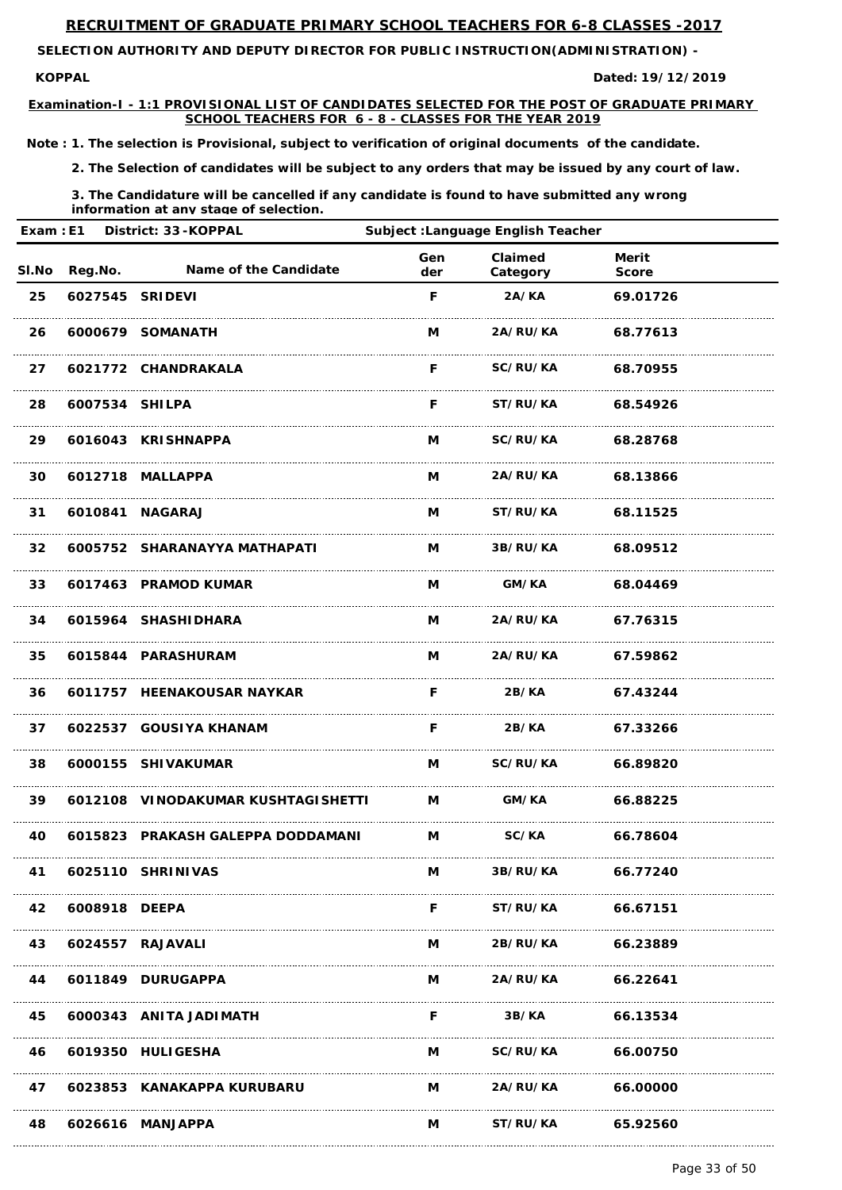## RECRUITMENT OF GRADUATE PRIMARY SCHOOL TEACHERS FOR 6-8 CLASSES -2017

**SELECTION AUTHORITY AND DEPUTY DIRECTOR FOR PUBLIC INSTRUCTION(ADMINISTRATION) -**

**KOPPAL** **Dated: 19/12/2019**

**Examination-I - 1:1 PROVISIONAL LIST OF CANDIDATES SELECTED FOR THE POST OF GRADUATE PRIMARY SCHOOL TEACHERS FOR 6 - 8 - CLASSES FOR THE YEAR 2019**

**Note : 1. The selection is Provisional, subject to verification of original documents of the candidate.**

**2. The Selection of candidates will be subject to any orders that may be issued by any court of law.**

**3. The Candidature will be cancelled if any candidate is found to have submitted any wrong information at any stage of selection.**

**Exam : E1 District: 33 -KOPPAL Subject :Language English Teacher**

| Sl.No | Reg.No. | Name of the Candidate | Gender | Claimed Category | Merit Score |
|---|---|---|---|---|---|
| 25 | 6027545 | SRIDEVI | F | 2A/KA | 69.01726 |
| 26 | 6000679 | SOMANATH | M | 2A/RU/KA | 68.77613 |
| 27 | 6021772 | CHANDRAKALA | F | SC/RU/KA | 68.70955 |
| 28 | 6007534 | SHILPA | F | ST/RU/KA | 68.54926 |
| 29 | 6016043 | KRISHNAPPA | M | SC/RU/KA | 68.28768 |
| 30 | 6012718 | MALLAPPA | M | 2A/RU/KA | 68.13866 |
| 31 | 6010841 | NAGARAJ | M | ST/RU/KA | 68.11525 |
| 32 | 6005752 | SHARANAYYA MATHAPATI | M | 3B/RU/KA | 68.09512 |
| 33 | 6017463 | PRAMOD KUMAR | M | GM/KA | 68.04469 |
| 34 | 6015964 | SHASHIDHARA | M | 2A/RU/KA | 67.76315 |
| 35 | 6015844 | PARASHURAM | M | 2A/RU/KA | 67.59862 |
| 36 | 6011757 | HEENAKOUSAR NAYKAR | F | 2B/KA | 67.43244 |
| 37 | 6022537 | GOUSIYA KHANAM | F | 2B/KA | 67.33266 |
| 38 | 6000155 | SHIVAKUMAR | M | SC/RU/KA | 66.89820 |
| 39 | 6012108 | VINODAKUMAR KUSHTAGISHETTI | M | GM/KA | 66.88225 |
| 40 | 6015823 | PRAKASH GALEPPA DODDAMANI | M | SC/KA | 66.78604 |
| 41 | 6025110 | SHRINIVAS | M | 3B/RU/KA | 66.77240 |
| 42 | 6008918 | DEEPA | F | ST/RU/KA | 66.67151 |
| 43 | 6024557 | RAJAVALI | M | 2B/RU/KA | 66.23889 |
| 44 | 6011849 | DURUGAPPA | M | 2A/RU/KA | 66.22641 |
| 45 | 6000343 | ANITA JADIMATH | F | 3B/KA | 66.13534 |
| 46 | 6019350 | HULIGESHA | M | SC/RU/KA | 66.00750 |
| 47 | 6023853 | KANAKAPPA KURUBARU | M | 2A/RU/KA | 66.00000 |
| 48 | 6026616 | MANJAPPA | M | ST/RU/KA | 65.92560 |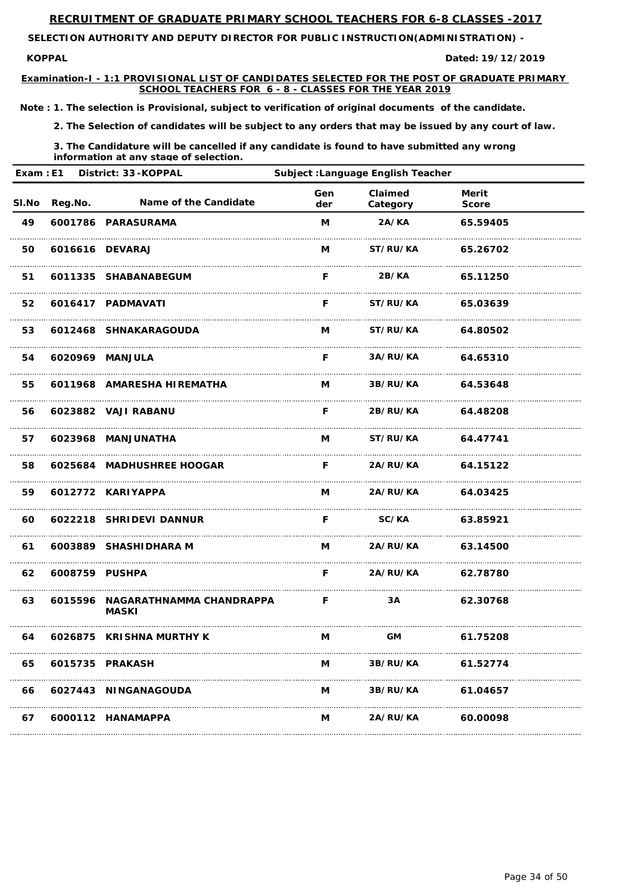## RECRUITMENT OF GRADUATE PRIMARY SCHOOL TEACHERS FOR 6-8 CLASSES -2017

**SELECTION AUTHORITY AND DEPUTY DIRECTOR FOR PUBLIC INSTRUCTION(ADMINISTRATION) -**

**KOPPAL** **Dated: 19/12/2019**

**Examination-I - 1:1 PROVISIONAL LIST OF CANDIDATES SELECTED FOR THE POST OF GRADUATE PRIMARY SCHOOL TEACHERS FOR 6 - 8 - CLASSES FOR THE YEAR 2019**

**Note : 1. The selection is Provisional, subject to verification of original documents of the candidate.**

**2. The Selection of candidates will be subject to any orders that may be issued by any court of law.**

**3. The Candidature will be cancelled if any candidate is found to have submitted any wrong information at any stage of selection.**

**Exam : E1 District: 33 -KOPPAL Subject :Language English Teacher**

| Sl.No | Reg.No. | Name of the Candidate | Gender | Claimed Category | Merit Score |
|---|---|---|---|---|---|
| 49 | 6001786 | PARASURAMA | M | 2A/KA | 65.59405 |
| 50 | 6016616 | DEVARAJ | M | ST/RU/KA | 65.26702 |
| 51 | 6011335 | SHABANABEGUM | F | 2B/KA | 65.11250 |
| 52 | 6016417 | PADMAVATI | F | ST/RU/KA | 65.03639 |
| 53 | 6012468 | SHNAKARAGOUDA | M | ST/RU/KA | 64.80502 |
| 54 | 6020969 | MANJULA | F | 3A/RU/KA | 64.65310 |
| 55 | 6011968 | AMARESHA HIREMATHA | M | 3B/RU/KA | 64.53648 |
| 56 | 6023882 | VAJI RABANU | F | 2B/RU/KA | 64.48208 |
| 57 | 6023968 | MANJUNATHA | M | ST/RU/KA | 64.47741 |
| 58 | 6025684 | MADHUSHREE HOOGAR | F | 2A/RU/KA | 64.15122 |
| 59 | 6012772 | KARIYAPPA | M | 2A/RU/KA | 64.03425 |
| 60 | 6022218 | SHRIDEVI DANNUR | F | SC/KA | 63.85921 |
| 61 | 6003889 | SHASHIDHARA M | M | 2A/RU/KA | 63.14500 |
| 62 | 6008759 | PUSHPA | F | 2A/RU/KA | 62.78780 |
| 63 | 6015596 | NAGARATHNAMMA CHANDRAPPA MASKI | F | 3A | 62.30768 |
| 64 | 6026875 | KRISHNA MURTHY K | M | GM | 61.75208 |
| 65 | 6015735 | PRAKASH | M | 3B/RU/KA | 61.52774 |
| 66 | 6027443 | NINGANAGOUDA | M | 3B/RU/KA | 61.04657 |
| 67 | 6000112 | HANAMAPPA | M | 2A/RU/KA | 60.00098 |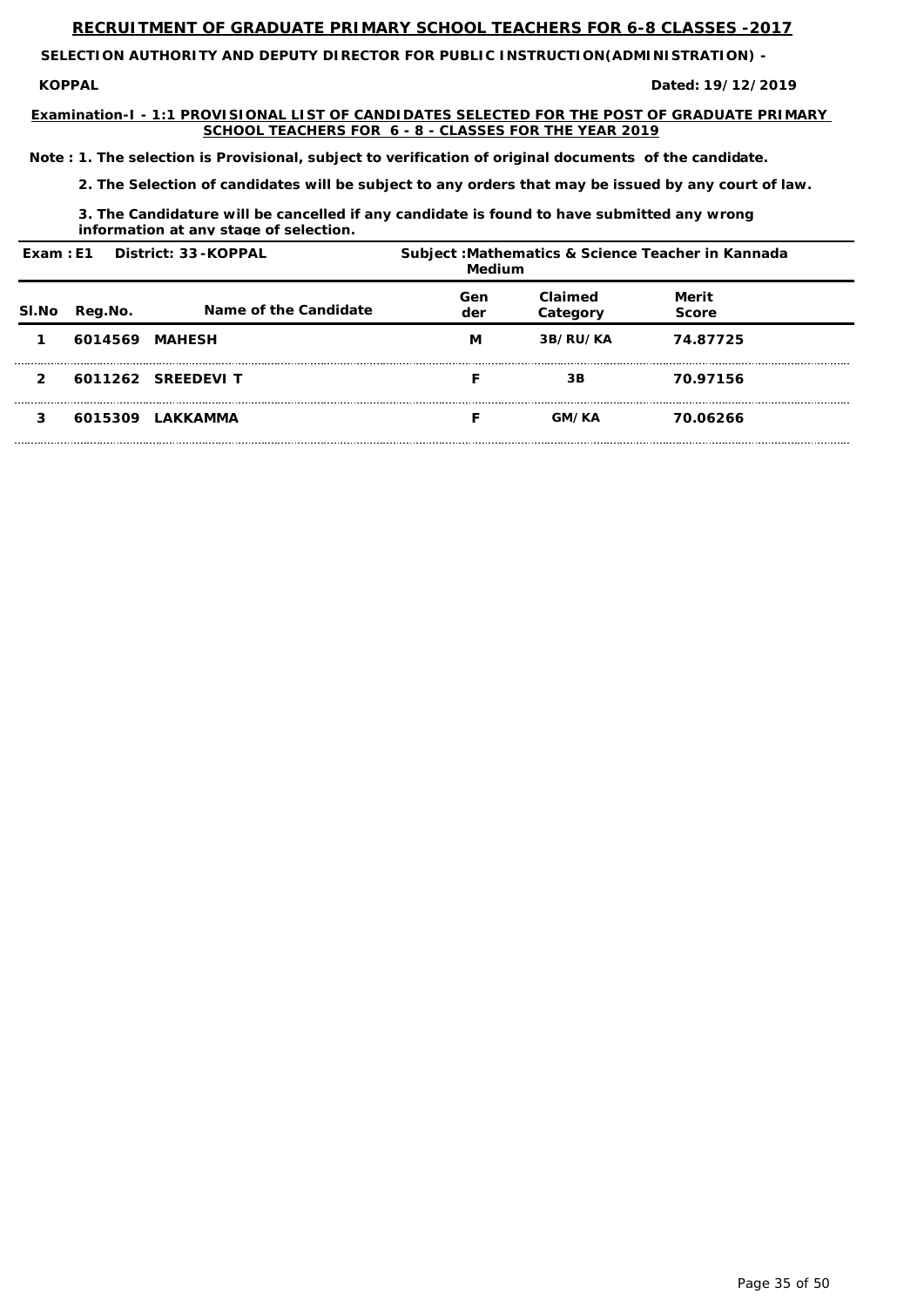# RECRUITMENT OF GRADUATE PRIMARY SCHOOL TEACHERS FOR 6-8 CLASSES -2017

**SELECTION AUTHORITY AND DEPUTY DIRECTOR FOR PUBLIC INSTRUCTION(ADMINISTRATION) -**

**KOPPAL** **Dated: 19/12/2019**

**Examination-I - 1:1 PROVISIONAL LIST OF CANDIDATES SELECTED FOR THE POST OF GRADUATE PRIMARY SCHOOL TEACHERS FOR 6 - 8 - CLASSES FOR THE YEAR 2019**

**Note : 1. The selection is Provisional, subject to verification of original documents of the candidate.**

**2. The Selection of candidates will be subject to any orders that may be issued by any court of law.**

**3. The Candidature will be cancelled if any candidate is found to have submitted any wrong information at any stage of selection.**

**Exam : E1 District: 33 -KOPPAL** **Subject :Mathematics & Science Teacher in Kannada Medium**

| Sl.No | Reg.No. | Name of the Candidate | Gender | Claimed Category | Merit Score |
|---|---|---|---|---|---|
| 1 | 6014569 | MAHESH | M | 3B/RU/KA | 74.87725 |
| 2 | 6011262 | SREEDEVI T | F | 3B | 70.97156 |
| 3 | 6015309 | LAKKAMMA | F | GM/KA | 70.06266 |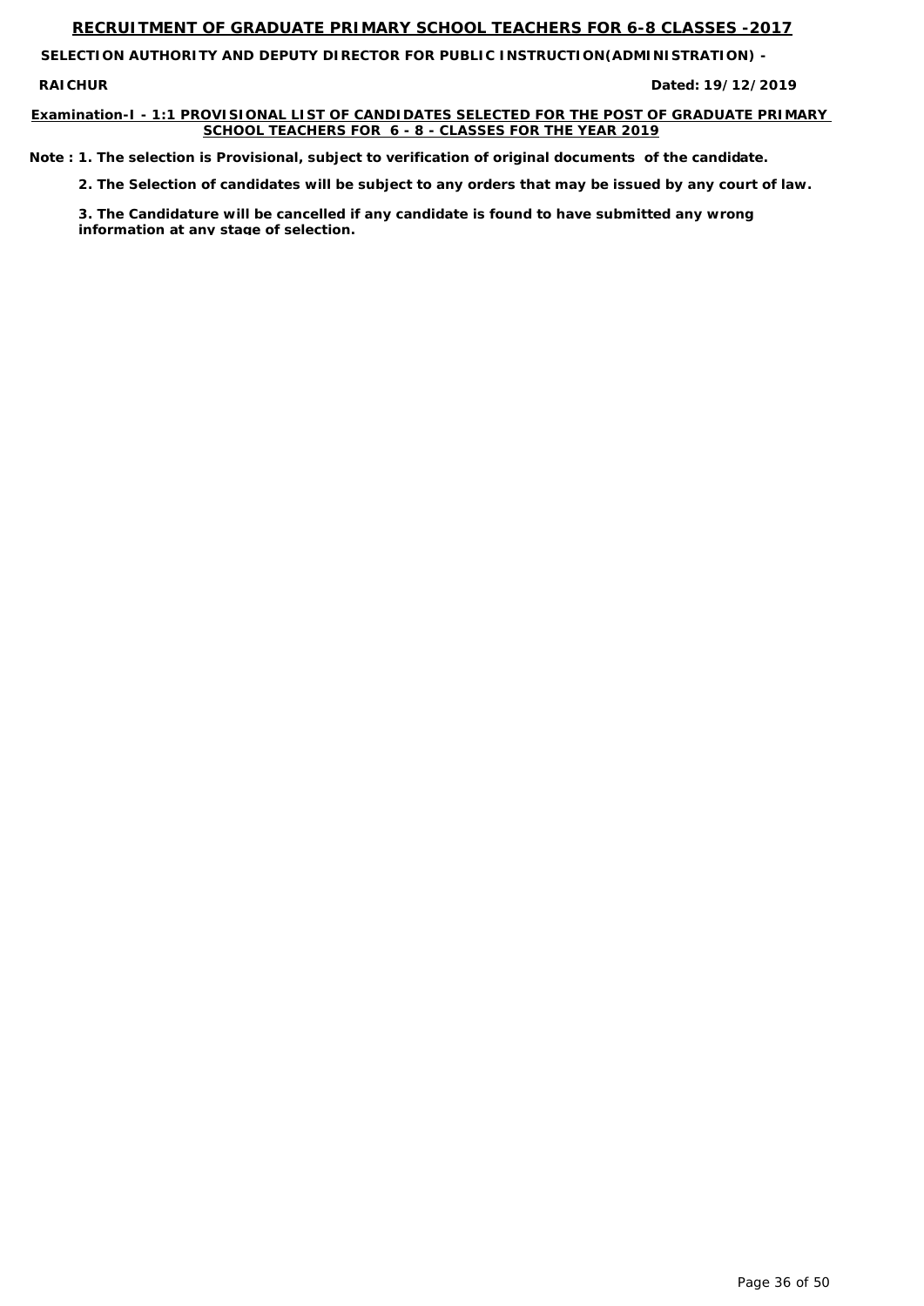# RECRUITMENT OF GRADUATE PRIMARY SCHOOL TEACHERS FOR 6-8 CLASSES -2017

**SELECTION AUTHORITY AND DEPUTY DIRECTOR FOR PUBLIC INSTRUCTION(ADMINISTRATION) -**

**RAICHUR** **Dated: 19/12/2019**

**Examination-I - 1:1 PROVISIONAL LIST OF CANDIDATES SELECTED FOR THE POST OF GRADUATE PRIMARY SCHOOL TEACHERS FOR 6 - 8 - CLASSES FOR THE YEAR 2019**

**Note : 1. The selection is Provisional, subject to verification of original documents of the candidate.**

**2. The Selection of candidates will be subject to any orders that may be issued by any court of law.**

**3. The Candidature will be cancelled if any candidate is found to have submitted any wrong information at any stage of selection.**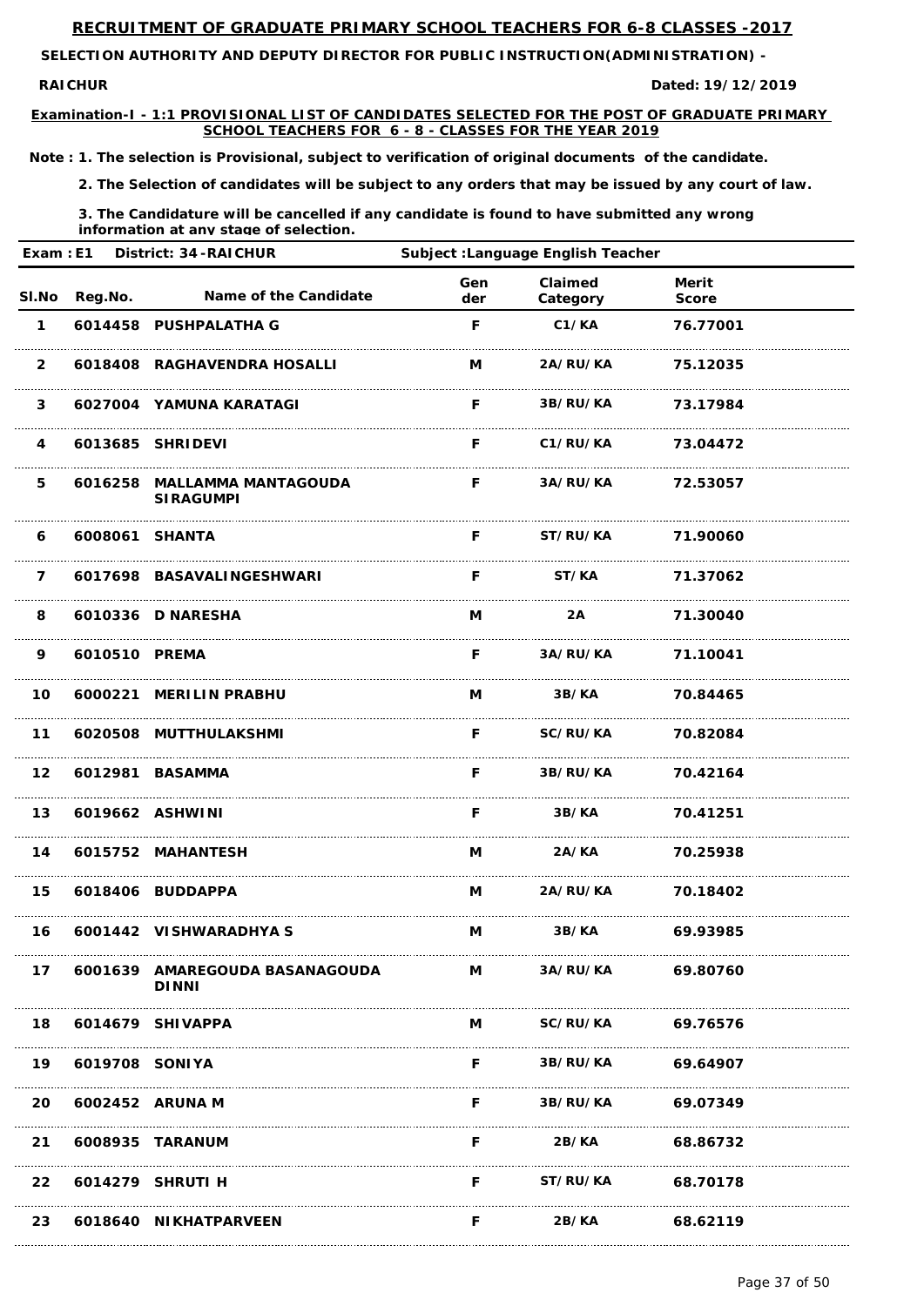# RECRUITMENT OF GRADUATE PRIMARY SCHOOL TEACHERS FOR 6-8 CLASSES -2017

**SELECTION AUTHORITY AND DEPUTY DIRECTOR FOR PUBLIC INSTRUCTION(ADMINISTRATION) -**

**RAICHUR** **Dated: 19/12/2019**

**Examination-I - 1:1 PROVISIONAL LIST OF CANDIDATES SELECTED FOR THE POST OF GRADUATE PRIMARY SCHOOL TEACHERS FOR 6 - 8 - CLASSES FOR THE YEAR 2019**

**Note : 1. The selection is Provisional, subject to verification of original documents of the candidate.**

**2. The Selection of candidates will be subject to any orders that may be issued by any court of law.**

**3. The Candidature will be cancelled if any candidate is found to have submitted any wrong information at any stage of selection.**

**Exam : E1  District: 34 -RAICHUR  Subject :Language English Teacher**

| Sl.No | Reg.No. | Name of the Candidate | Gender | Claimed Category | Merit Score |
|---|---|---|---|---|---|
| 1 | 6014458 | PUSHPALATHA G | F | C1/KA | 76.77001 |
| 2 | 6018408 | RAGHAVENDRA HOSALLI | M | 2A/RU/KA | 75.12035 |
| 3 | 6027004 | YAMUNA KARATAGI | F | 3B/RU/KA | 73.17984 |
| 4 | 6013685 | SHRIDEVI | F | C1/RU/KA | 73.04472 |
| 5 | 6016258 | MALLAMMA MANTAGOUDA SIRAGUMPI | F | 3A/RU/KA | 72.53057 |
| 6 | 6008061 | SHANTA | F | ST/RU/KA | 71.90060 |
| 7 | 6017698 | BASAVALINGESHWARI | F | ST/KA | 71.37062 |
| 8 | 6010336 | D NARESHA | M | 2A | 71.30040 |
| 9 | 6010510 | PREMA | F | 3A/RU/KA | 71.10041 |
| 10 | 6000221 | MERILIN PRABHU | M | 3B/KA | 70.84465 |
| 11 | 6020508 | MUTTHULAKSHMI | F | SC/RU/KA | 70.82084 |
| 12 | 6012981 | BASAMMA | F | 3B/RU/KA | 70.42164 |
| 13 | 6019662 | ASHWINI | F | 3B/KA | 70.41251 |
| 14 | 6015752 | MAHANTESH | M | 2A/KA | 70.25938 |
| 15 | 6018406 | BUDDAPPA | M | 2A/RU/KA | 70.18402 |
| 16 | 6001442 | VISHWARADHYA S | M | 3B/KA | 69.93985 |
| 17 | 6001639 | AMAREGOUDA BASANAGOUDA DINNI | M | 3A/RU/KA | 69.80760 |
| 18 | 6014679 | SHIVAPPA | M | SC/RU/KA | 69.76576 |
| 19 | 6019708 | SONIYA | F | 3B/RU/KA | 69.64907 |
| 20 | 6002452 | ARUNA M | F | 3B/RU/KA | 69.07349 |
| 21 | 6008935 | TARANUM | F | 2B/KA | 68.86732 |
| 22 | 6014279 | SHRUTI H | F | ST/RU/KA | 68.70178 |
| 23 | 6018640 | NIKHATPARVEEN | F | 2B/KA | 68.62119 |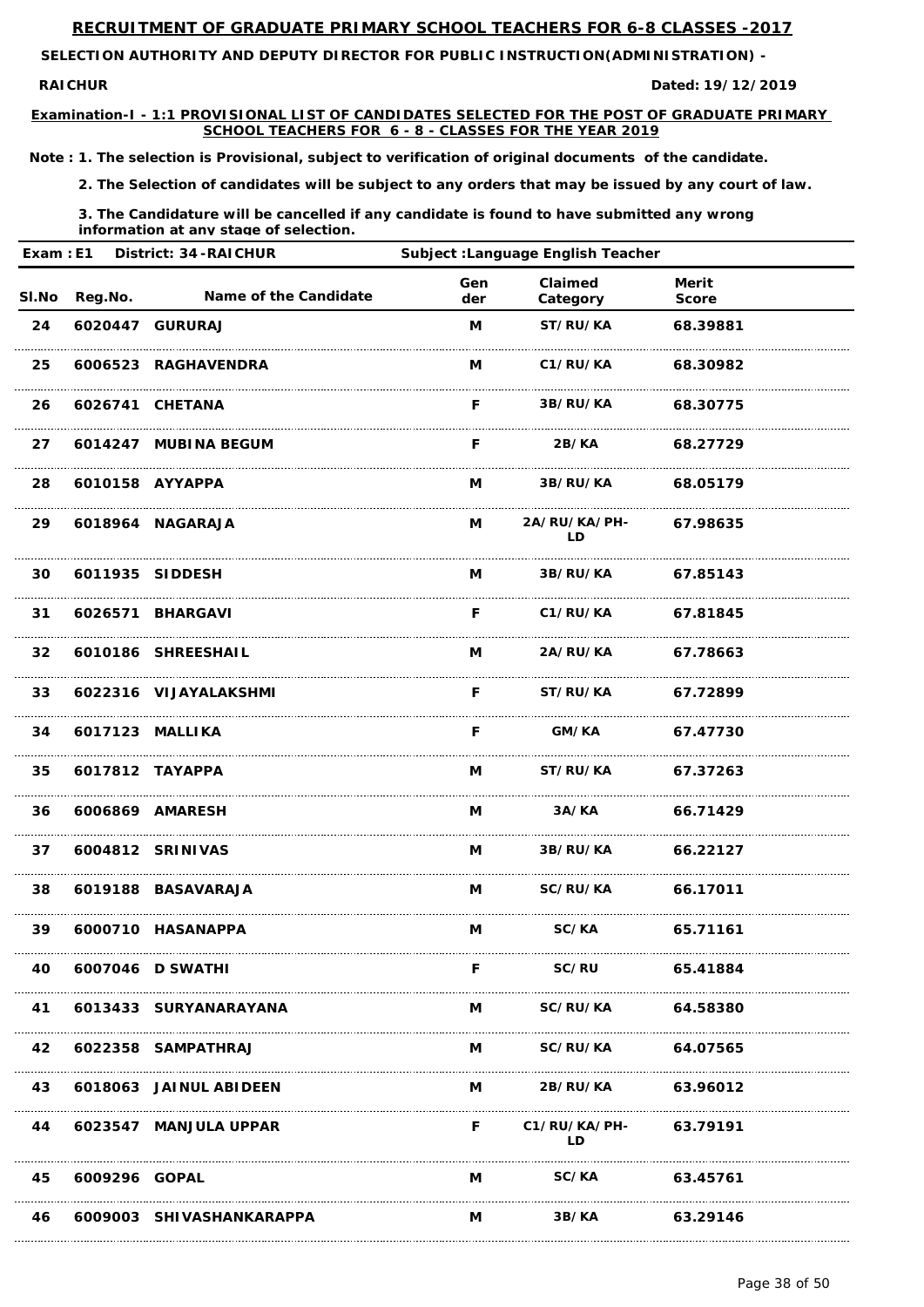# RECRUITMENT OF GRADUATE PRIMARY SCHOOL TEACHERS FOR 6-8 CLASSES -2017

**SELECTION AUTHORITY AND DEPUTY DIRECTOR FOR PUBLIC INSTRUCTION(ADMINISTRATION) - RAICHUR**

**Dated: 19/12/2019**

**Examination-I - 1:1 PROVISIONAL LIST OF CANDIDATES SELECTED FOR THE POST OF GRADUATE PRIMARY SCHOOL TEACHERS FOR 6 - 8 - CLASSES FOR THE YEAR 2019**

**Note : 1. The selection is Provisional, subject to verification of original documents of the candidate.**

**2. The Selection of candidates will be subject to any orders that may be issued by any court of law.**

**3. The Candidature will be cancelled if any candidate is found to have submitted any wrong information at any stage of selection.**

**Exam : E1 District: 34 -RAICHUR Subject :Language English Teacher**

| Sl.No | Reg.No. | Name of the Candidate | Gender | Claimed Category | Merit Score |
|---|---|---|---|---|---|
| 24 | 6020447 | GURURAJ | M | ST/RU/KA | 68.39881 |
| 25 | 6006523 | RAGHAVENDRA | M | C1/RU/KA | 68.30982 |
| 26 | 6026741 | CHETANA | F | 3B/RU/KA | 68.30775 |
| 27 | 6014247 | MUBINA BEGUM | F | 2B/KA | 68.27729 |
| 28 | 6010158 | AYYAPPA | M | 3B/RU/KA | 68.05179 |
| 29 | 6018964 | NAGARAJA | M | 2A/RU/KA/PH-LD | 67.98635 |
| 30 | 6011935 | SIDDESH | M | 3B/RU/KA | 67.85143 |
| 31 | 6026571 | BHARGAVI | F | C1/RU/KA | 67.81845 |
| 32 | 6010186 | SHREESHAIL | M | 2A/RU/KA | 67.78663 |
| 33 | 6022316 | VIJAYALAKSHMI | F | ST/RU/KA | 67.72899 |
| 34 | 6017123 | MALLIKA | F | GM/KA | 67.47730 |
| 35 | 6017812 | TAYAPPA | M | ST/RU/KA | 67.37263 |
| 36 | 6006869 | AMARESH | M | 3A/KA | 66.71429 |
| 37 | 6004812 | SRINIVAS | M | 3B/RU/KA | 66.22127 |
| 38 | 6019188 | BASAVARAJA | M | SC/RU/KA | 66.17011 |
| 39 | 6000710 | HASANAPPA | M | SC/KA | 65.71161 |
| 40 | 6007046 | D SWATHI | F | SC/RU | 65.41884 |
| 41 | 6013433 | SURYANARAYANA | M | SC/RU/KA | 64.58380 |
| 42 | 6022358 | SAMPATHRAJ | M | SC/RU/KA | 64.07565 |
| 43 | 6018063 | JAINUL ABIDEEN | M | 2B/RU/KA | 63.96012 |
| 44 | 6023547 | MANJULA UPPAR | F | C1/RU/KA/PH-LD | 63.79191 |
| 45 | 6009296 | GOPAL | M | SC/KA | 63.45761 |
| 46 | 6009003 | SHIVASHANKARAPPA | M | 3B/KA | 63.29146 |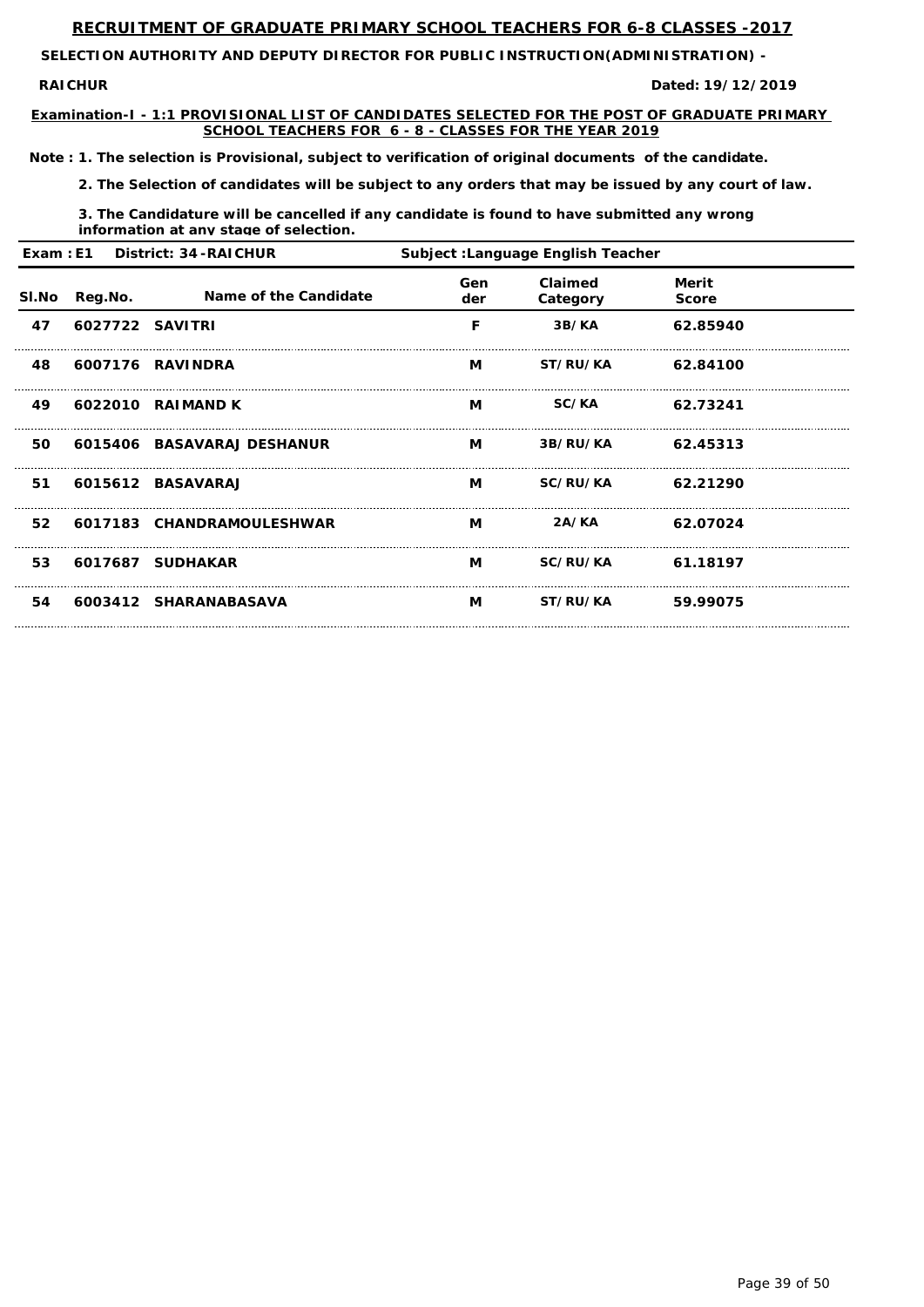# RECRUITMENT OF GRADUATE PRIMARY SCHOOL TEACHERS FOR 6-8 CLASSES -2017

**SELECTION AUTHORITY AND DEPUTY DIRECTOR FOR PUBLIC INSTRUCTION(ADMINISTRATION) - RAICHUR**

**Dated: 19/12/2019**

**Examination-I - 1:1 PROVISIONAL LIST OF CANDIDATES SELECTED FOR THE POST OF GRADUATE PRIMARY SCHOOL TEACHERS FOR 6 - 8 - CLASSES FOR THE YEAR 2019**

**Note : 1. The selection is Provisional, subject to verification of original documents of the candidate.**

**2. The Selection of candidates will be subject to any orders that may be issued by any court of law.**

**3. The Candidature will be cancelled if any candidate is found to have submitted any wrong information at any stage of selection.**

**Exam : E1 District: 34 -RAICHUR Subject :Language English Teacher**

| Sl.No | Reg.No. | Name of the Candidate | Gender | Claimed Category | Merit Score |
|---|---|---|---|---|---|
| 47 | 6027722 | SAVITRI | F | 3B/KA | 62.85940 |
| 48 | 6007176 | RAVINDRA | M | ST/RU/KA | 62.84100 |
| 49 | 6022010 | RAIMAND K | M | SC/KA | 62.73241 |
| 50 | 6015406 | BASAVARAJ DESHANUR | M | 3B/RU/KA | 62.45313 |
| 51 | 6015612 | BASAVARAJ | M | SC/RU/KA | 62.21290 |
| 52 | 6017183 | CHANDRAMOULESHWAR | M | 2A/KA | 62.07024 |
| 53 | 6017687 | SUDHAKAR | M | SC/RU/KA | 61.18197 |
| 54 | 6003412 | SHARANABASAVA | M | ST/RU/KA | 59.99075 |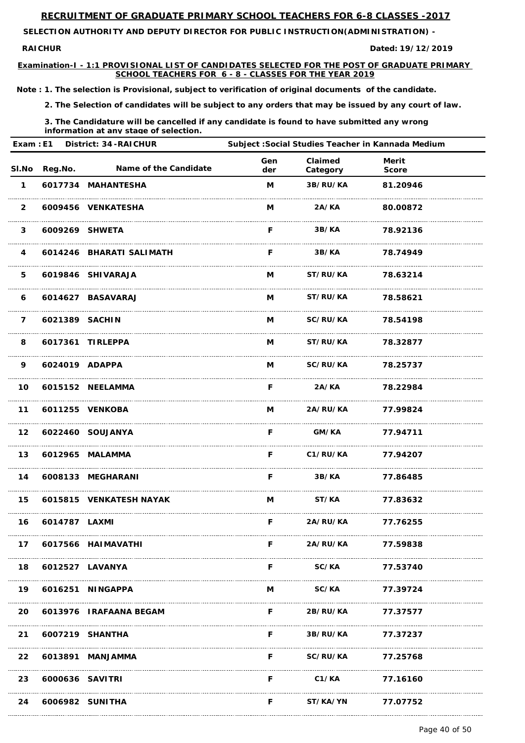## RECRUITMENT OF GRADUATE PRIMARY SCHOOL TEACHERS FOR 6-8 CLASSES -2017

**SELECTION AUTHORITY AND DEPUTY DIRECTOR FOR PUBLIC INSTRUCTION(ADMINISTRATION) - RAICHUR**

**Dated: 19/12/2019**

**Examination-I - 1:1 PROVISIONAL LIST OF CANDIDATES SELECTED FOR THE POST OF GRADUATE PRIMARY SCHOOL TEACHERS FOR 6 - 8 - CLASSES FOR THE YEAR 2019**

**Note : 1. The selection is Provisional, subject to verification of original documents of the candidate.**

**2. The Selection of candidates will be subject to any orders that may be issued by any court of law.**

**3. The Candidature will be cancelled if any candidate is found to have submitted any wrong information at any stage of selection.**

**Exam : E1 District: 34 -RAICHUR Subject :Social Studies Teacher in Kannada Medium**

| Sl.No | Reg.No. | Name of the Candidate | Gender | Claimed Category | Merit Score |
|---|---|---|---|---|---|
| 1 | 6017734 | MAHANTESHA | M | 3B/RU/KA | 81.20946 |
| 2 | 6009456 | VENKATESHA | M | 2A/KA | 80.00872 |
| 3 | 6009269 | SHWETA | F | 3B/KA | 78.92136 |
| 4 | 6014246 | BHARATI SALIMATH | F | 3B/KA | 78.74949 |
| 5 | 6019846 | SHIVARAJA | M | ST/RU/KA | 78.63214 |
| 6 | 6014627 | BASAVARAJ | M | ST/RU/KA | 78.58621 |
| 7 | 6021389 | SACHIN | M | SC/RU/KA | 78.54198 |
| 8 | 6017361 | TIRLEPPA | M | ST/RU/KA | 78.32877 |
| 9 | 6024019 | ADAPPA | M | SC/RU/KA | 78.25737 |
| 10 | 6015152 | NEELAMMA | F | 2A/KA | 78.22984 |
| 11 | 6011255 | VENKOBA | M | 2A/RU/KA | 77.99824 |
| 12 | 6022460 | SOUJANYA | F | GM/KA | 77.94711 |
| 13 | 6012965 | MALAMMA | F | C1/RU/KA | 77.94207 |
| 14 | 6008133 | MEGHARANI | F | 3B/KA | 77.86485 |
| 15 | 6015815 | VENKATESH NAYAK | M | ST/KA | 77.83632 |
| 16 | 6014787 | LAXMI | F | 2A/RU/KA | 77.76255 |
| 17 | 6017566 | HAIMAVATHI | F | 2A/RU/KA | 77.59838 |
| 18 | 6012527 | LAVANYA | F | SC/KA | 77.53740 |
| 19 | 6016251 | NINGAPPA | M | SC/KA | 77.39724 |
| 20 | 6013976 | IRAFAANA BEGAM | F | 2B/RU/KA | 77.37577 |
| 21 | 6007219 | SHANTHA | F | 3B/RU/KA | 77.37237 |
| 22 | 6013891 | MANJAMMA | F | SC/RU/KA | 77.25768 |
| 23 | 6000636 | SAVITRI | F | C1/KA | 77.16160 |
| 24 | 6006982 | SUNITHA | F | ST/KA/YN | 77.07752 |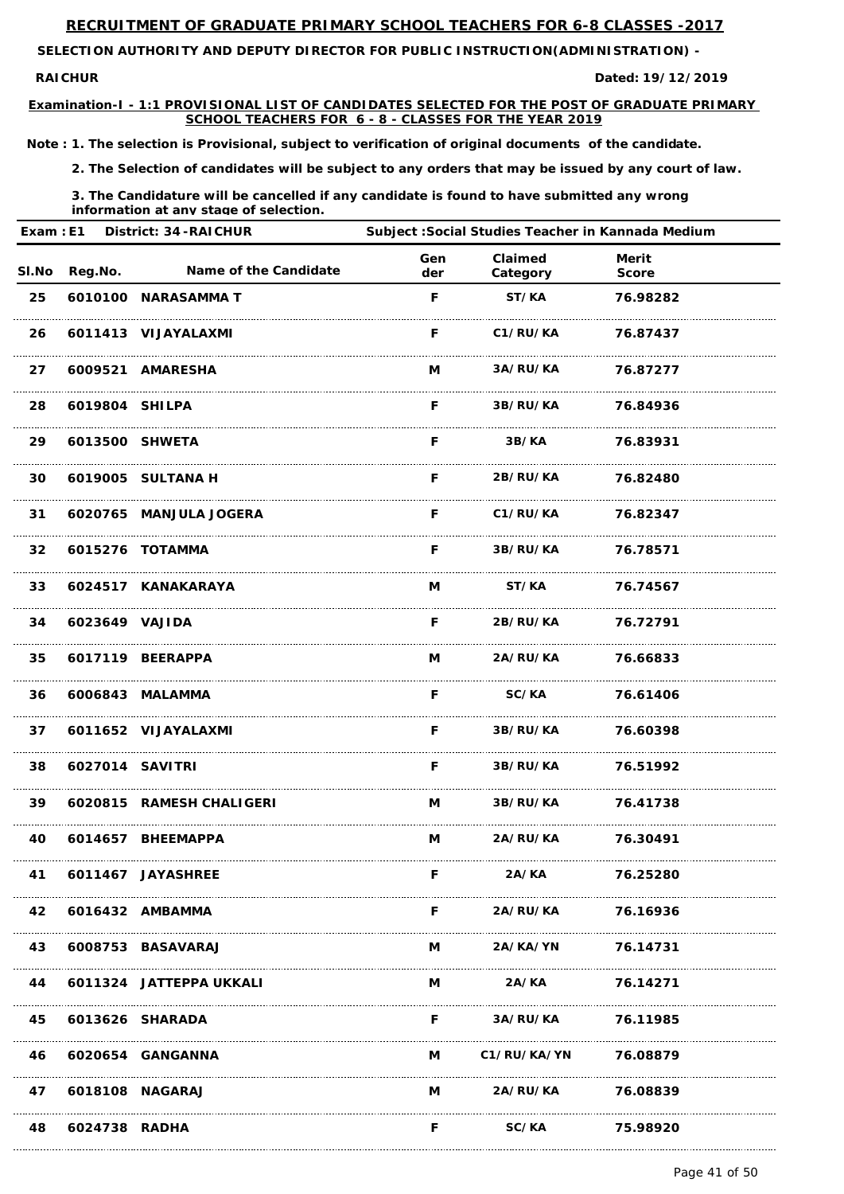# RECRUITMENT OF GRADUATE PRIMARY SCHOOL TEACHERS FOR 6-8 CLASSES -2017

**SELECTION AUTHORITY AND DEPUTY DIRECTOR FOR PUBLIC INSTRUCTION(ADMINISTRATION) -**

**RAICHUR** **Dated: 19/12/2019**

**Examination-I - 1:1 PROVISIONAL LIST OF CANDIDATES SELECTED FOR THE POST OF GRADUATE PRIMARY SCHOOL TEACHERS FOR 6 - 8 - CLASSES FOR THE YEAR 2019**

**Note : 1. The selection is Provisional, subject to verification of original documents of the candidate.**

**2. The Selection of candidates will be subject to any orders that may be issued by any court of law.**

**3. The Candidature will be cancelled if any candidate is found to have submitted any wrong information at any stage of selection.**

**Exam : E1 District: 34 -RAICHUR Subject :Social Studies Teacher in Kannada Medium**

| Sl.No | Reg.No. | Name of the Candidate | Gender | Claimed Category | Merit Score |
|---|---|---|---|---|---|
| 25 | 6010100 | NARASAMMA T | F | ST/KA | 76.98282 |
| 26 | 6011413 | VIJAYALAXMI | F | C1/RU/KA | 76.87437 |
| 27 | 6009521 | AMARESHA | M | 3A/RU/KA | 76.87277 |
| 28 | 6019804 | SHILPA | F | 3B/RU/KA | 76.84936 |
| 29 | 6013500 | SHWETA | F | 3B/KA | 76.83931 |
| 30 | 6019005 | SULTANA H | F | 2B/RU/KA | 76.82480 |
| 31 | 6020765 | MANJULA JOGERA | F | C1/RU/KA | 76.82347 |
| 32 | 6015276 | TOTAMMA | F | 3B/RU/KA | 76.78571 |
| 33 | 6024517 | KANAKARAYA | M | ST/KA | 76.74567 |
| 34 | 6023649 | VAJIDA | F | 2B/RU/KA | 76.72791 |
| 35 | 6017119 | BEERAPPA | M | 2A/RU/KA | 76.66833 |
| 36 | 6006843 | MALAMMA | F | SC/KA | 76.61406 |
| 37 | 6011652 | VIJAYALAXMI | F | 3B/RU/KA | 76.60398 |
| 38 | 6027014 | SAVITRI | F | 3B/RU/KA | 76.51992 |
| 39 | 6020815 | RAMESH CHALIGERI | M | 3B/RU/KA | 76.41738 |
| 40 | 6014657 | BHEEMAPPA | M | 2A/RU/KA | 76.30491 |
| 41 | 6011467 | JAYASHREE | F | 2A/KA | 76.25280 |
| 42 | 6016432 | AMBAMMA | F | 2A/RU/KA | 76.16936 |
| 43 | 6008753 | BASAVARAJ | M | 2A/KA/YN | 76.14731 |
| 44 | 6011324 | JATTEPPA UKKALI | M | 2A/KA | 76.14271 |
| 45 | 6013626 | SHARADA | F | 3A/RU/KA | 76.11985 |
| 46 | 6020654 | GANGANNA | M | C1/RU/KA/YN | 76.08879 |
| 47 | 6018108 | NAGARAJ | M | 2A/RU/KA | 76.08839 |
| 48 | 6024738 | RADHA | F | SC/KA | 75.98920 |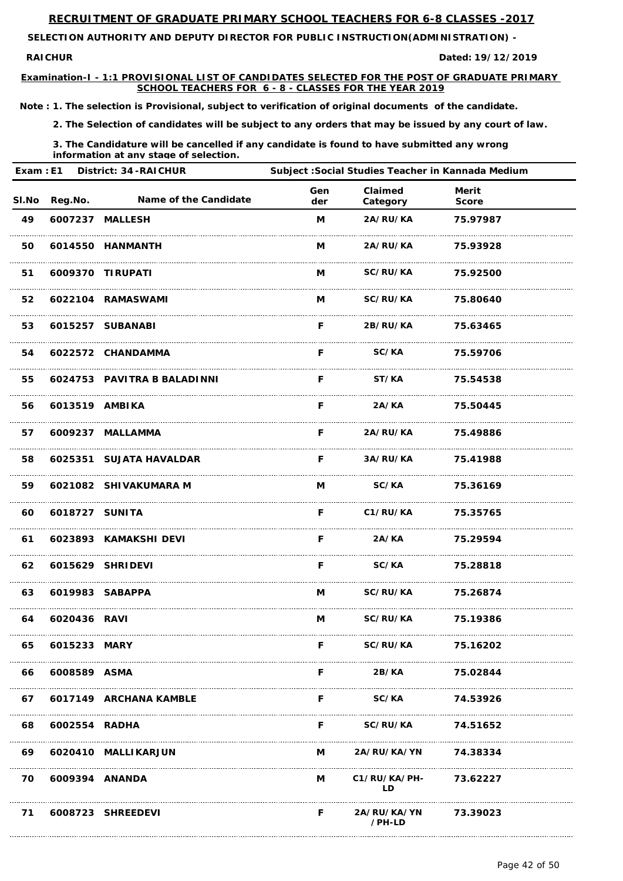# RECRUITMENT OF GRADUATE PRIMARY SCHOOL TEACHERS FOR 6-8 CLASSES -2017

**SELECTION AUTHORITY AND DEPUTY DIRECTOR FOR PUBLIC INSTRUCTION(ADMINISTRATION) -**

**RAICHUR** **Dated: 19/12/2019**

**Examination-I - 1:1 PROVISIONAL LIST OF CANDIDATES SELECTED FOR THE POST OF GRADUATE PRIMARY SCHOOL TEACHERS FOR 6 - 8 - CLASSES FOR THE YEAR 2019**

**Note : 1. The selection is Provisional, subject to verification of original documents of the candidate.**

**2. The Selection of candidates will be subject to any orders that may be issued by any court of law.**

**3. The Candidature will be cancelled if any candidate is found to have submitted any wrong information at any stage of selection.**

**Exam : E1 District: 34 -RAICHUR Subject :Social Studies Teacher in Kannada Medium**

| Sl.No | Reg.No. | Name of the Candidate | Gender | Claimed Category | Merit Score |
|---|---|---|---|---|---|
| 49 | 6007237 | MALLESH | M | 2A/RU/KA | 75.97987 |
| 50 | 6014550 | HANMANTH | M | 2A/RU/KA | 75.93928 |
| 51 | 6009370 | TIRUPATI | M | SC/RU/KA | 75.92500 |
| 52 | 6022104 | RAMASWAMI | M | SC/RU/KA | 75.80640 |
| 53 | 6015257 | SUBANABI | F | 2B/RU/KA | 75.63465 |
| 54 | 6022572 | CHANDAMMA | F | SC/KA | 75.59706 |
| 55 | 6024753 | PAVITRA B BALADINNI | F | ST/KA | 75.54538 |
| 56 | 6013519 | AMBIKA | F | 2A/KA | 75.50445 |
| 57 | 6009237 | MALLAMMA | F | 2A/RU/KA | 75.49886 |
| 58 | 6025351 | SUJATA HAVALDAR | F | 3A/RU/KA | 75.41988 |
| 59 | 6021082 | SHIVAKUMARA M | M | SC/KA | 75.36169 |
| 60 | 6018727 | SUNITA | F | C1/RU/KA | 75.35765 |
| 61 | 6023893 | KAMAKSHI DEVI | F | 2A/KA | 75.29594 |
| 62 | 6015629 | SHRIDEVI | F | SC/KA | 75.28818 |
| 63 | 6019983 | SABAPPA | M | SC/RU/KA | 75.26874 |
| 64 | 6020436 | RAVI | M | SC/RU/KA | 75.19386 |
| 65 | 6015233 | MARY | F | SC/RU/KA | 75.16202 |
| 66 | 6008589 | ASMA | F | 2B/KA | 75.02844 |
| 67 | 6017149 | ARCHANA KAMBLE | F | SC/KA | 74.53926 |
| 68 | 6002554 | RADHA | F | SC/RU/KA | 74.51652 |
| 69 | 6020410 | MALLIKARJUN | M | 2A/RU/KA/YN | 74.38334 |
| 70 | 6009394 | ANANDA | M | C1/RU/KA/PH-LD | 73.62227 |
| 71 | 6008723 | SHREEDEVI | F | 2A/RU/KA/YN/PH-LD | 73.39023 |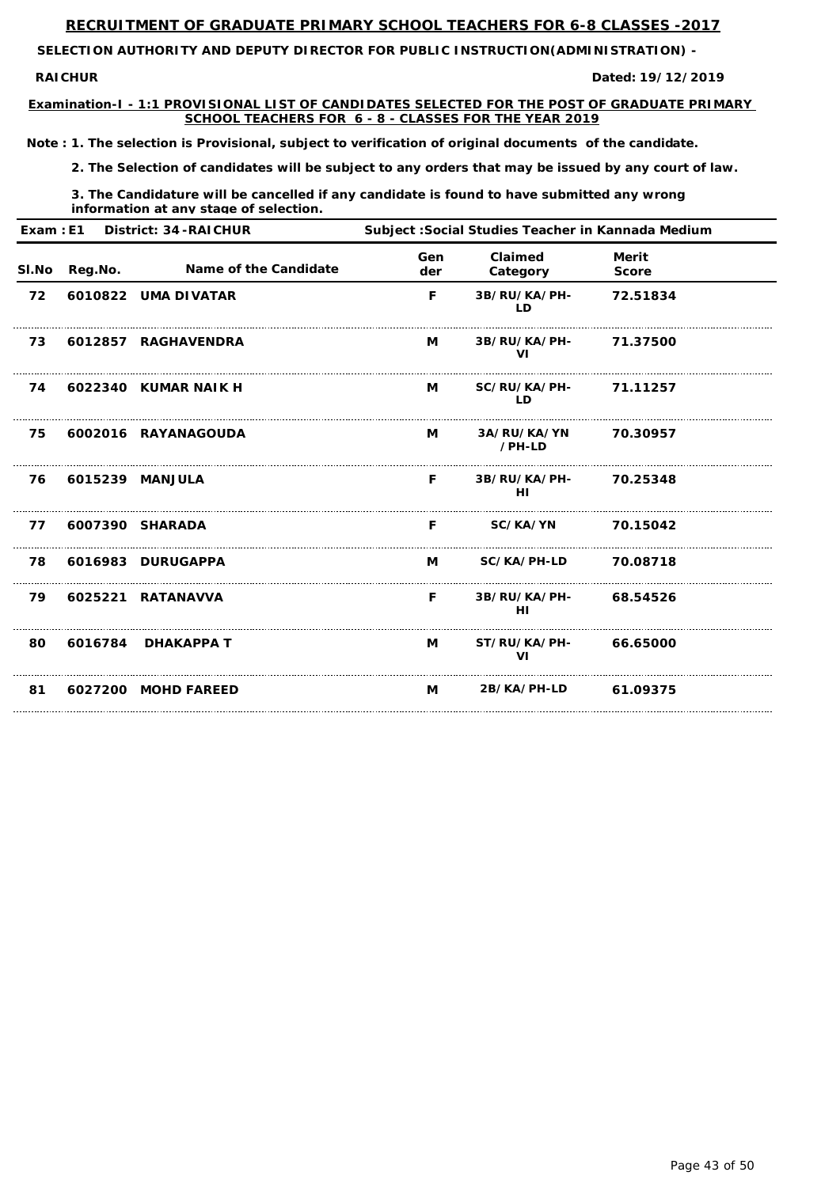# RECRUITMENT OF GRADUATE PRIMARY SCHOOL TEACHERS FOR 6-8 CLASSES -2017

**SELECTION AUTHORITY AND DEPUTY DIRECTOR FOR PUBLIC INSTRUCTION(ADMINISTRATION) - RAICHUR**

**Dated: 19/12/2019**

**Examination-I - 1:1 PROVISIONAL LIST OF CANDIDATES SELECTED FOR THE POST OF GRADUATE PRIMARY SCHOOL TEACHERS FOR 6 - 8 - CLASSES FOR THE YEAR 2019**

**Note : 1. The selection is Provisional, subject to verification of original documents of the candidate.**

**2. The Selection of candidates will be subject to any orders that may be issued by any court of law.**

**3. The Candidature will be cancelled if any candidate is found to have submitted any wrong information at any stage of selection.**

**Exam : E1 District: 34 -RAICHUR Subject :Social Studies Teacher in Kannada Medium**

| Sl.No | Reg.No. | Name of the Candidate | Gender | Claimed Category | Merit Score |
|---|---|---|---|---|---|
| 72 | 6010822 | UMA DIVATAR | F | 3B/RU/KA/PH-LD | 72.51834 |
| 73 | 6012857 | RAGHAVENDRA | M | 3B/RU/KA/PH-VI | 71.37500 |
| 74 | 6022340 | KUMAR NAIK H | M | SC/RU/KA/PH-LD | 71.11257 |
| 75 | 6002016 | RAYANAGOUDA | M | 3A/RU/KA/YN/PH-LD | 70.30957 |
| 76 | 6015239 | MANJULA | F | 3B/RU/KA/PH-HI | 70.25348 |
| 77 | 6007390 | SHARADA | F | SC/KA/YN | 70.15042 |
| 78 | 6016983 | DURUGAPPA | M | SC/KA/PH-LD | 70.08718 |
| 79 | 6025221 | RATANAVVA | F | 3B/RU/KA/PH-HI | 68.54526 |
| 80 | 6016784 | DHAKAPPA T | M | ST/RU/KA/PH-VI | 66.65000 |
| 81 | 6027200 | MOHD FAREED | M | 2B/KA/PH-LD | 61.09375 |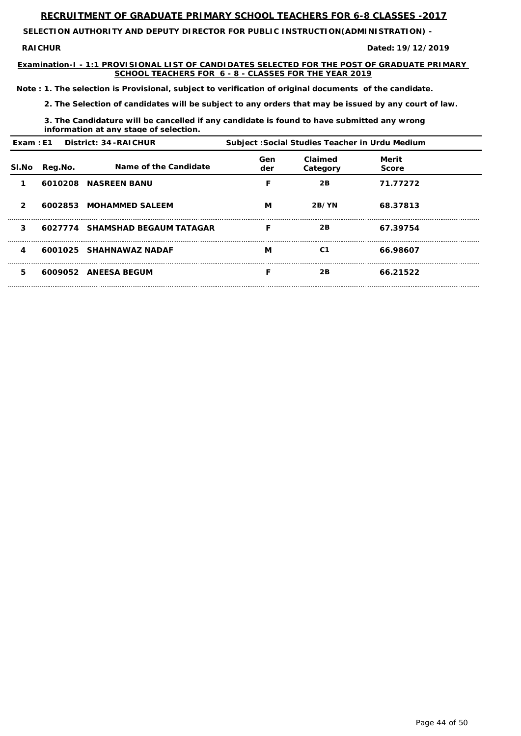# RECRUITMENT OF GRADUATE PRIMARY SCHOOL TEACHERS FOR 6-8 CLASSES -2017

**SELECTION AUTHORITY AND DEPUTY DIRECTOR FOR PUBLIC INSTRUCTION(ADMINISTRATION) - RAICHUR**

**Dated: 19/12/2019**

**Examination-I - 1:1 PROVISIONAL LIST OF CANDIDATES SELECTED FOR THE POST OF GRADUATE PRIMARY SCHOOL TEACHERS FOR 6 - 8 - CLASSES FOR THE YEAR 2019**

**Note : 1. The selection is Provisional, subject to verification of original documents of the candidate.**

**2. The Selection of candidates will be subject to any orders that may be issued by any court of law.**

**3. The Candidature will be cancelled if any candidate is found to have submitted any wrong information at any stage of selection.**

**Exam : E1 District: 34 -RAICHUR Subject :Social Studies Teacher in Urdu Medium**

| Sl.No | Reg.No. | Name of the Candidate | Gender | Claimed Category | Merit Score |
|---|---|---|---|---|---|
| 1 | 6010208 | NASREEN BANU | F | 2B | 71.77272 |
| 2 | 6002853 | MOHAMMED SALEEM | M | 2B/YN | 68.37813 |
| 3 | 6027774 | SHAMSHAD BEGAUM TATAGAR | F | 2B | 67.39754 |
| 4 | 6001025 | SHAHNAWAZ NADAF | M | C1 | 66.98607 |
| 5 | 6009052 | ANEESA BEGUM | F | 2B | 66.21522 |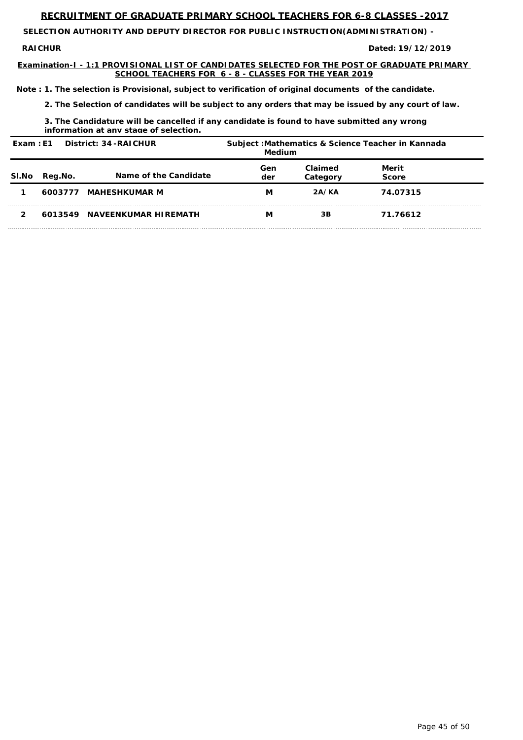# RECRUITMENT OF GRADUATE PRIMARY SCHOOL TEACHERS FOR 6-8 CLASSES -2017

**SELECTION AUTHORITY AND DEPUTY DIRECTOR FOR PUBLIC INSTRUCTION(ADMINISTRATION) - RAICHUR**

**Dated: 19/12/2019**

## Examination-I - 1:1 PROVISIONAL LIST OF CANDIDATES SELECTED FOR THE POST OF GRADUATE PRIMARY SCHOOL TEACHERS FOR 6 - 8 - CLASSES FOR THE YEAR 2019

**Note : 1. The selection is Provisional, subject to verification of original documents of the candidate.**

**2. The Selection of candidates will be subject to any orders that may be issued by any court of law.**

**3. The Candidature will be cancelled if any candidate is found to have submitted any wrong information at any stage of selection.**

**Exam : E1 District: 34 -RAICHUR**

**Subject :Mathematics & Science Teacher in Kannada Medium**

| Sl.No | Reg.No. | Name of the Candidate | Gender | Claimed Category | Merit Score |
|---|---|---|---|---|---|
| 1 | 6003777 | MAHESHKUMAR M | M | 2A/KA | 74.07315 |
| 2 | 6013549 | NAVEENKUMAR HIREMATH | M | 3B | 71.76612 |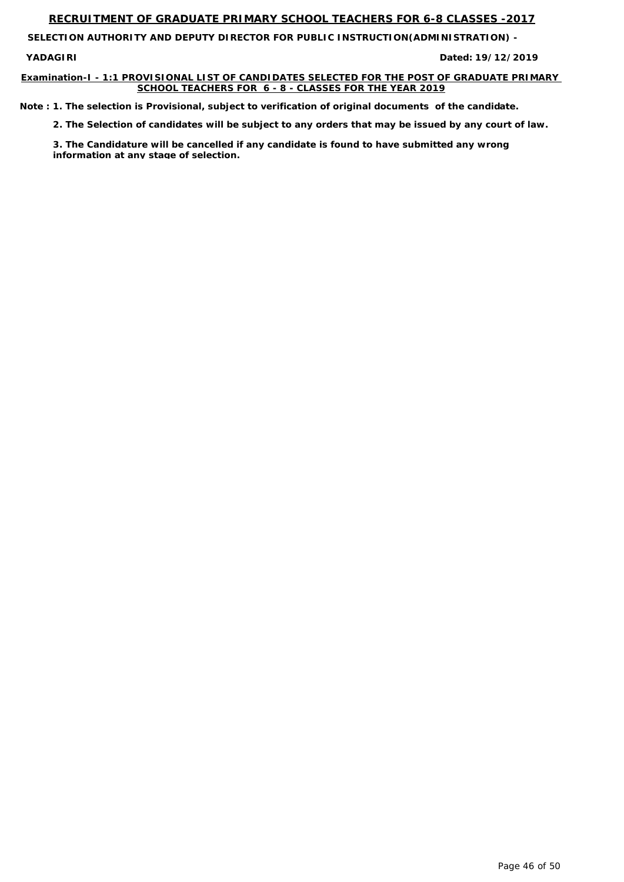# RECRUITMENT OF GRADUATE PRIMARY SCHOOL TEACHERS FOR 6-8 CLASSES -2017

**SELECTION AUTHORITY AND DEPUTY DIRECTOR FOR PUBLIC INSTRUCTION(ADMINISTRATION) -**

**YADAGIRI** **Dated: 19/12/2019**

**Examination-I - 1:1 PROVISIONAL LIST OF CANDIDATES SELECTED FOR THE POST OF GRADUATE PRIMARY SCHOOL TEACHERS FOR 6 - 8 - CLASSES FOR THE YEAR 2019**

**Note : 1. The selection is Provisional, subject to verification of original documents of the candidate.**

**2. The Selection of candidates will be subject to any orders that may be issued by any court of law.**

**3. The Candidature will be cancelled if any candidate is found to have submitted any wrong information at any stage of selection.**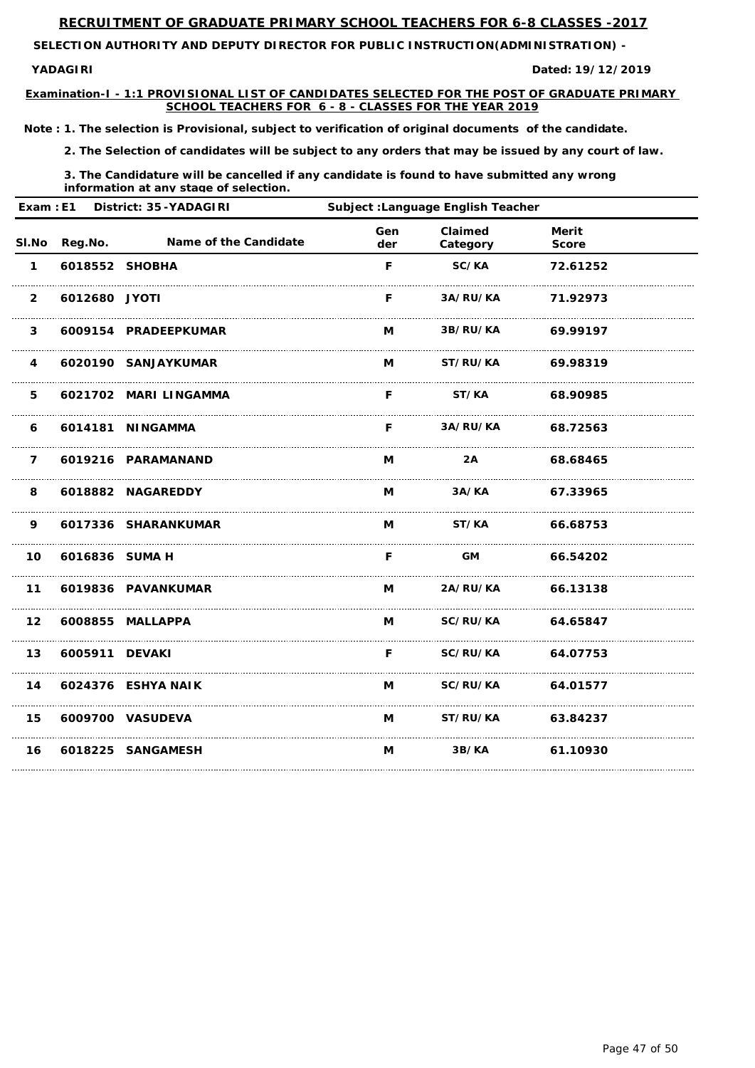## RECRUITMENT OF GRADUATE PRIMARY SCHOOL TEACHERS FOR 6-8 CLASSES -2017

**SELECTION AUTHORITY AND DEPUTY DIRECTOR FOR PUBLIC INSTRUCTION(ADMINISTRATION) -**

**YADAGIRI** **Dated: 19/12/2019**

**Examination-I - 1:1 PROVISIONAL LIST OF CANDIDATES SELECTED FOR THE POST OF GRADUATE PRIMARY SCHOOL TEACHERS FOR 6 - 8 - CLASSES FOR THE YEAR 2019**

**Note : 1. The selection is Provisional, subject to verification of original documents of the candidate.**

**2. The Selection of candidates will be subject to any orders that may be issued by any court of law.**

**3. The Candidature will be cancelled if any candidate is found to have submitted any wrong information at any stage of selection.**

**Exam : E1 District: 35 -YADAGIRI Subject :Language English Teacher**

| Sl.No | Reg.No. | Name of the Candidate | Gender | Claimed Category | Merit Score |
|---|---|---|---|---|---|
| 1 | 6018552 | SHOBHA | F | SC/KA | 72.61252 |
| 2 | 6012680 | JYOTI | F | 3A/RU/KA | 71.92973 |
| 3 | 6009154 | PRADEEPKUMAR | M | 3B/RU/KA | 69.99197 |
| 4 | 6020190 | SANJAYKUMAR | M | ST/RU/KA | 69.98319 |
| 5 | 6021702 | MARI LINGAMMA | F | ST/KA | 68.90985 |
| 6 | 6014181 | NINGAMMA | F | 3A/RU/KA | 68.72563 |
| 7 | 6019216 | PARAMANAND | M | 2A | 68.68465 |
| 8 | 6018882 | NAGAREDDY | M | 3A/KA | 67.33965 |
| 9 | 6017336 | SHARANKUMAR | M | ST/KA | 66.68753 |
| 10 | 6016836 | SUMA H | F | GM | 66.54202 |
| 11 | 6019836 | PAVANKUMAR | M | 2A/RU/KA | 66.13138 |
| 12 | 6008855 | MALLAPPA | M | SC/RU/KA | 64.65847 |
| 13 | 6005911 | DEVAKI | F | SC/RU/KA | 64.07753 |
| 14 | 6024376 | ESHYA NAIK | M | SC/RU/KA | 64.01577 |
| 15 | 6009700 | VASUDEVA | M | ST/RU/KA | 63.84237 |
| 16 | 6018225 | SANGAMESH | M | 3B/KA | 61.10930 |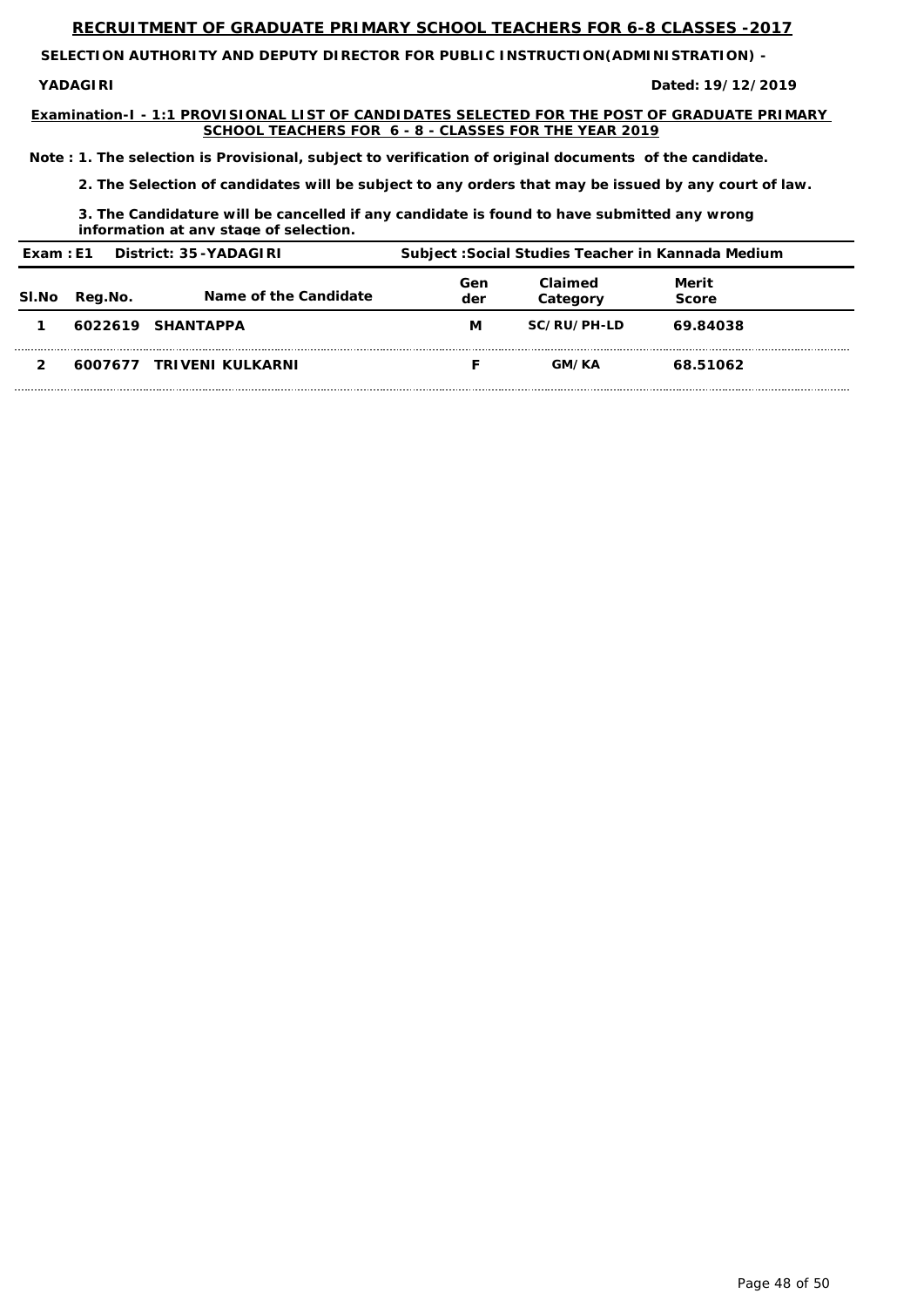# RECRUITMENT OF GRADUATE PRIMARY SCHOOL TEACHERS FOR 6-8 CLASSES -2017

**SELECTION AUTHORITY AND DEPUTY DIRECTOR FOR PUBLIC INSTRUCTION(ADMINISTRATION) -**

**YADAGIRI** **Dated: 19/12/2019**

**Examination-I - 1:1 PROVISIONAL LIST OF CANDIDATES SELECTED FOR THE POST OF GRADUATE PRIMARY SCHOOL TEACHERS FOR 6 - 8 - CLASSES FOR THE YEAR 2019**

**Note : 1. The selection is Provisional, subject to verification of original documents of the candidate.**

**2. The Selection of candidates will be subject to any orders that may be issued by any court of law.**

**3. The Candidature will be cancelled if any candidate is found to have submitted any wrong information at any stage of selection.**

**Exam : E1 District: 35 -YADAGIRI Subject :Social Studies Teacher in Kannada Medium**

| Sl.No | Reg.No. | Name of the Candidate | Gender | Claimed Category | Merit Score |
|---|---|---|---|---|---|
| 1 | 6022619 | SHANTAPPA | M | SC/RU/PH-LD | 69.84038 |
| 2 | 6007677 | TRIVENI KULKARNI | F | GM/KA | 68.51062 |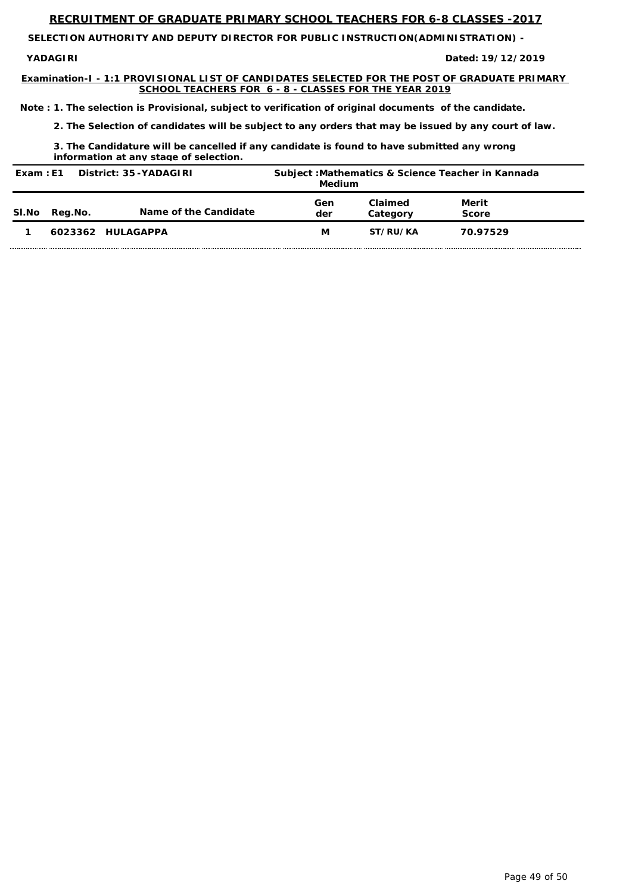# RECRUITMENT OF GRADUATE PRIMARY SCHOOL TEACHERS FOR 6-8 CLASSES -2017

**SELECTION AUTHORITY AND DEPUTY DIRECTOR FOR PUBLIC INSTRUCTION(ADMINISTRATION) -**

**YADAGIRI**

**Dated: 19/12/2019**

**Examination-I - 1:1 PROVISIONAL LIST OF CANDIDATES SELECTED FOR THE POST OF GRADUATE PRIMARY SCHOOL TEACHERS FOR 6 - 8 - CLASSES FOR THE YEAR 2019**

**Note : 1. The selection is Provisional, subject to verification of original documents of the candidate.**

**2. The Selection of candidates will be subject to any orders that may be issued by any court of law.**

**3. The Candidature will be cancelled if any candidate is found to have submitted any wrong information at any stage of selection.**

**Exam : E1 District: 35 -YADAGIRI Subject :Mathematics & Science Teacher in Kannada Medium**

| Sl.No | Reg.No. | Name of the Candidate | Gender | Claimed Category | Merit Score |
|---|---|---|---|---|---|
| 1 | 6023362 | HULAGAPPA | M | ST/RU/KA | 70.97529 |